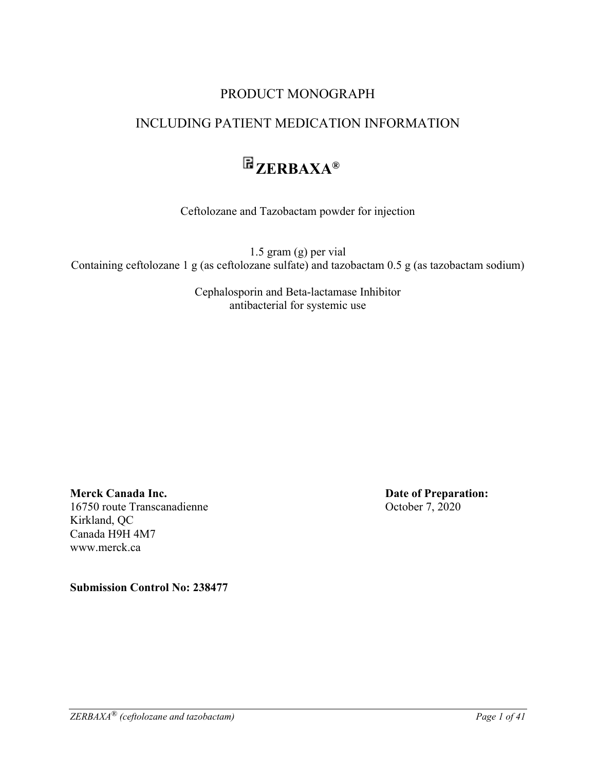# PRODUCT MONOGRAPH

# INCLUDING PATIENT MEDICATION INFORMATION

# Pr ZERBAXA®

Ceftolozane and Tazobactam powder for injection

1.5 gram (g) per vial
Containing ceftolozane 1 g (as ceftolozane sulfate) and tazobactam 0.5 g (as tazobactam sodium)

Cephalosporin and Beta-lactamase Inhibitor
antibacterial for systemic use

**Merck Canada Inc.**
16750 route Transcanadienne
Kirkland, QC
Canada H9H 4M7
www.merck.ca

**Date of Preparation:**
October 7, 2020

**Submission Control No: 238477**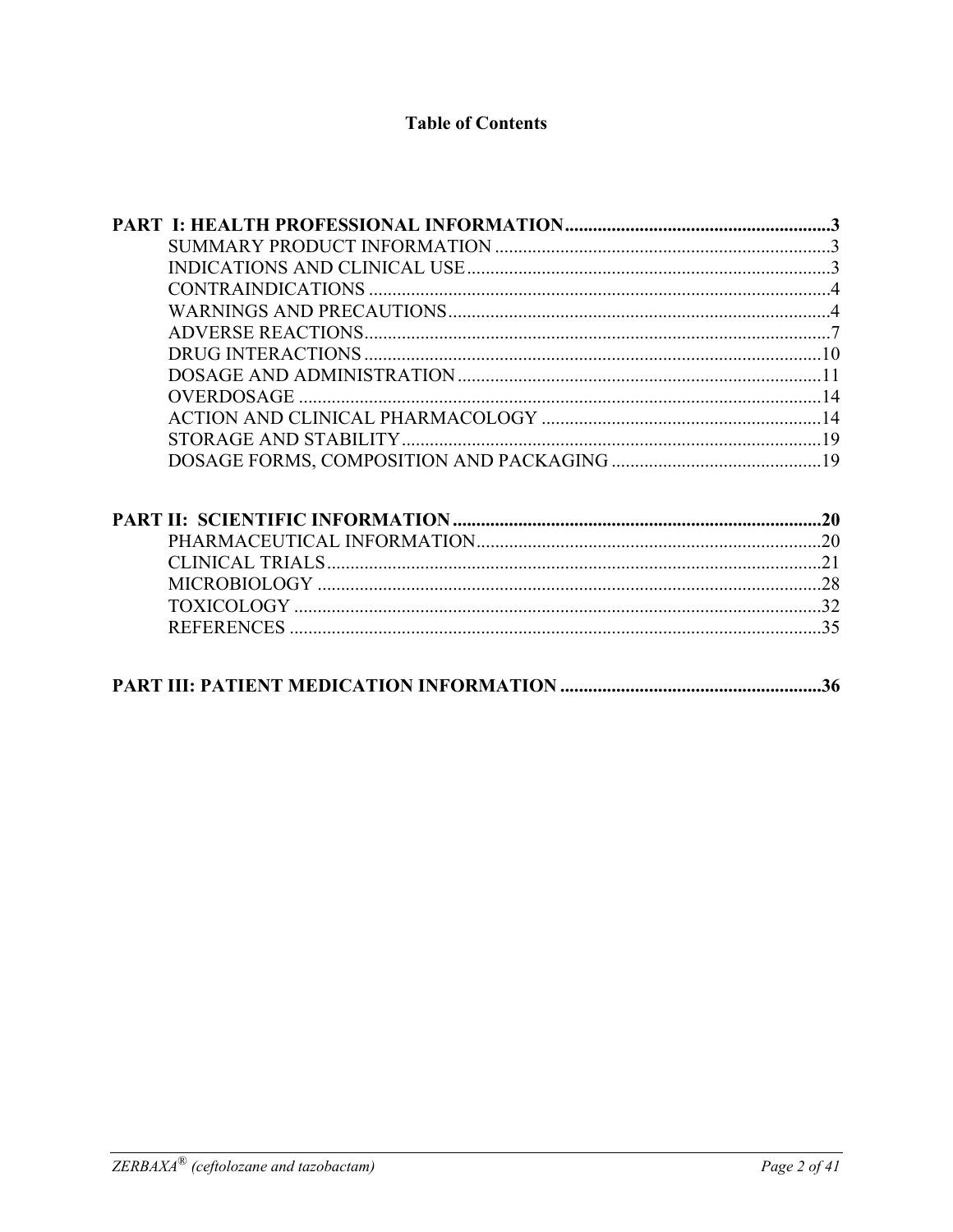# Table of Contents

**PART I: HEALTH PROFESSIONAL INFORMATION.........................................................3**

- SUMMARY PRODUCT INFORMATION ........................................................................3
- INDICATIONS AND CLINICAL USE..............................................................................3
- CONTRAINDICATIONS ..................................................................................................4
- WARNINGS AND PRECAUTIONS.................................................................................4
- ADVERSE REACTIONS...................................................................................................7
- DRUG INTERACTIONS ..................................................................................................10
- DOSAGE AND ADMINISTRATION..............................................................................11
- OVERDOSAGE ................................................................................................................14
- ACTION AND CLINICAL PHARMACOLOGY ............................................................14
- STORAGE AND STABILITY..........................................................................................19
- DOSAGE FORMS, COMPOSITION AND PACKAGING .............................................19

**PART II: SCIENTIFIC INFORMATION ...............................................................................20**

- PHARMACEUTICAL INFORMATION..........................................................................20
- CLINICAL TRIALS..........................................................................................................21
- MICROBIOLOGY ............................................................................................................28
- TOXICOLOGY .................................................................................................................32
- REFERENCES ..................................................................................................................35

**PART III: PATIENT MEDICATION INFORMATION ........................................................36**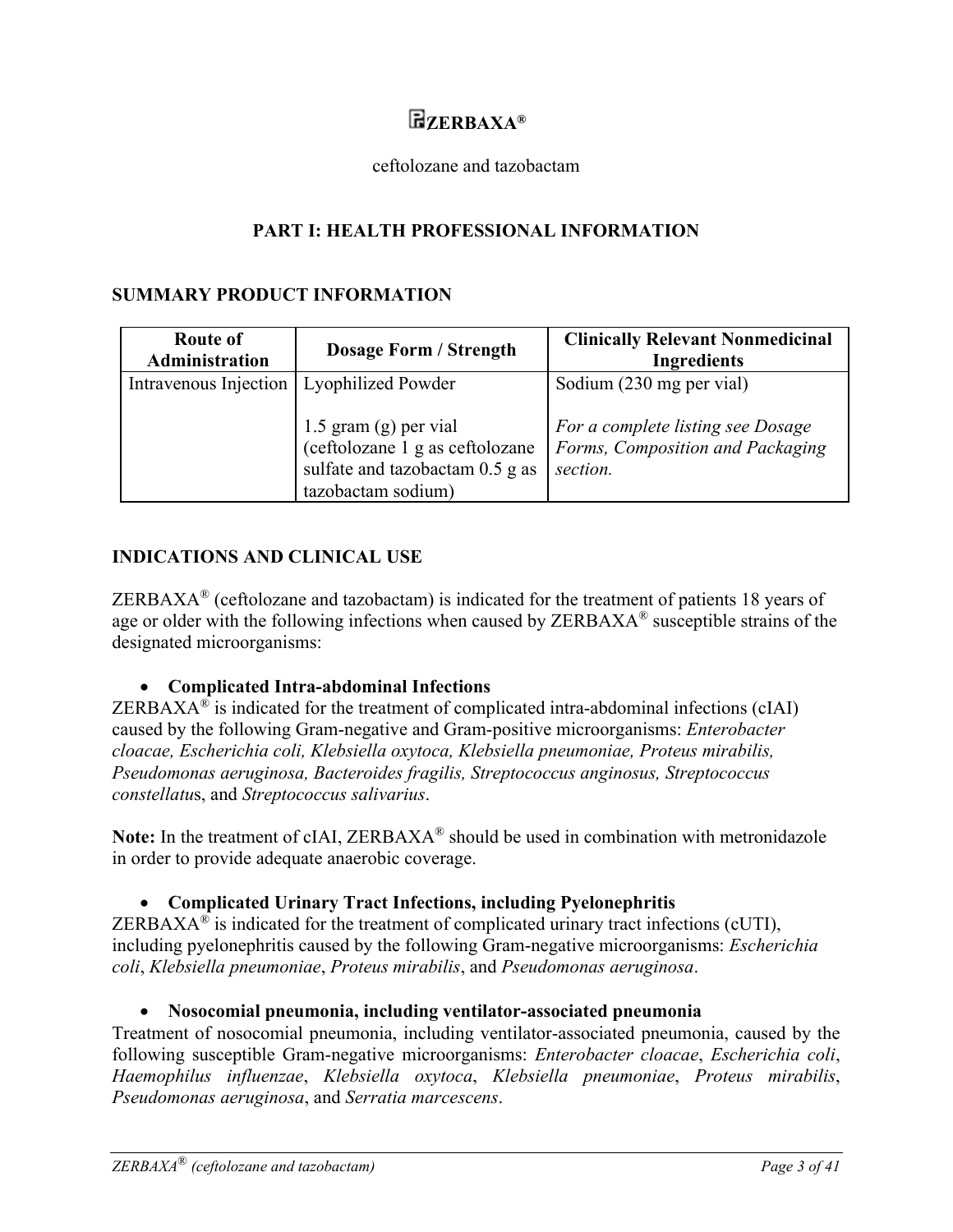# ZERBAXA®

ceftolozane and tazobactam

## PART I: HEALTH PROFESSIONAL INFORMATION

### SUMMARY PRODUCT INFORMATION

| Route of Administration | Dosage Form / Strength | Clinically Relevant Nonmedicinal Ingredients |
|---|---|---|
| Intravenous Injection | Lyophilized Powder<br><br>1.5 gram (g) per vial (ceftolozane 1 g as ceftolozane sulfate and tazobactam 0.5 g as tazobactam sodium) | Sodium (230 mg per vial)<br><br>*For a complete listing see Dosage Forms, Composition and Packaging section.* |

### INDICATIONS AND CLINICAL USE

ZERBAXA® (ceftolozane and tazobactam) is indicated for the treatment of patients 18 years of age or older with the following infections when caused by ZERBAXA® susceptible strains of the designated microorganisms:

- **Complicated Intra-abdominal Infections**

ZERBAXA® is indicated for the treatment of complicated intra-abdominal infections (cIAI) caused by the following Gram-negative and Gram-positive microorganisms: *Enterobacter cloacae, Escherichia coli, Klebsiella oxytoca, Klebsiella pneumoniae, Proteus mirabilis, Pseudomonas aeruginosa, Bacteroides fragilis, Streptococcus anginosus, Streptococcus constellatu*s, and *Streptococcus salivarius*.

**Note:** In the treatment of cIAI, ZERBAXA® should be used in combination with metronidazole in order to provide adequate anaerobic coverage.

- **Complicated Urinary Tract Infections, including Pyelonephritis**

ZERBAXA® is indicated for the treatment of complicated urinary tract infections (cUTI), including pyelonephritis caused by the following Gram-negative microorganisms: *Escherichia coli*, *Klebsiella pneumoniae*, *Proteus mirabilis*, and *Pseudomonas aeruginosa*.

- **Nosocomial pneumonia, including ventilator-associated pneumonia**

Treatment of nosocomial pneumonia, including ventilator-associated pneumonia, caused by the following susceptible Gram-negative microorganisms: *Enterobacter cloacae*, *Escherichia coli*, *Haemophilus influenzae*, *Klebsiella oxytoca*, *Klebsiella pneumoniae*, *Proteus mirabilis*, *Pseudomonas aeruginosa*, and *Serratia marcescens*.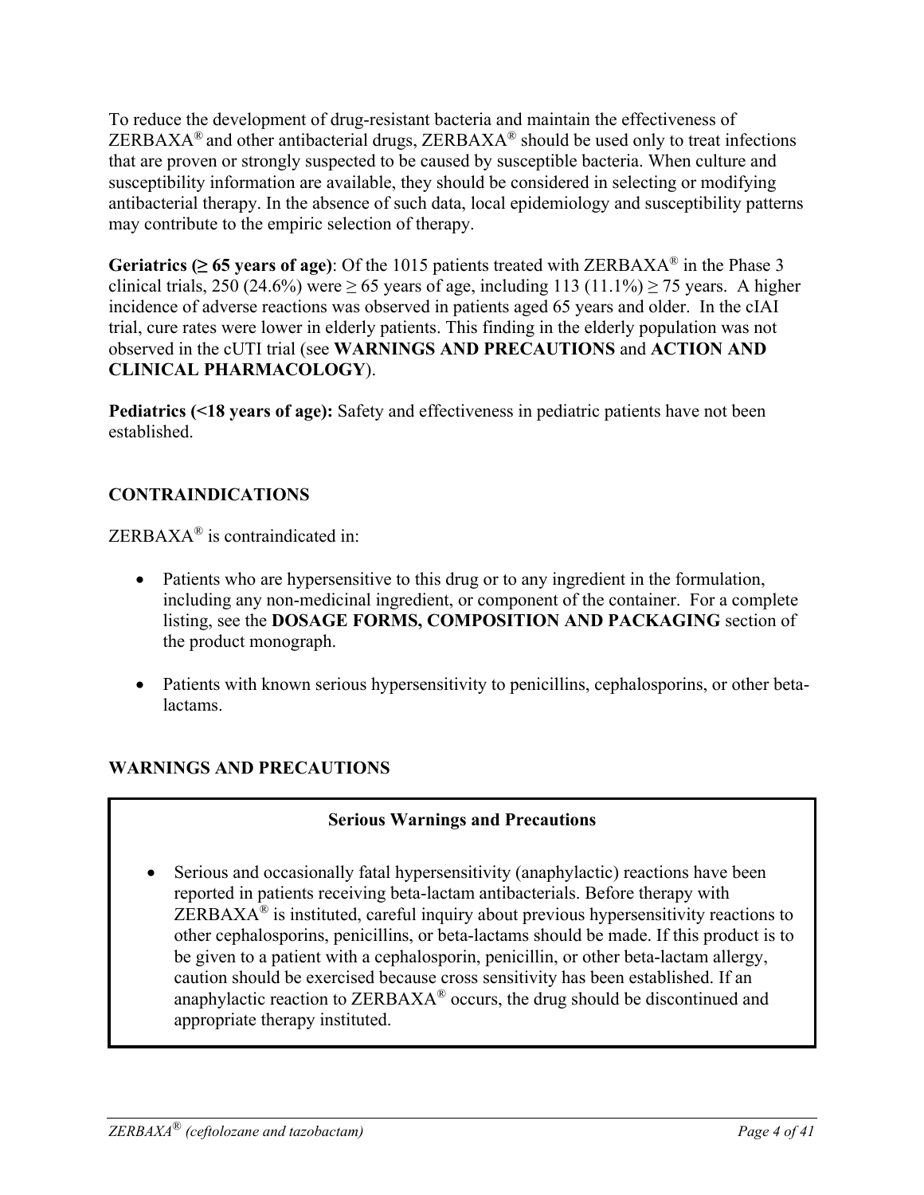To reduce the development of drug-resistant bacteria and maintain the effectiveness of ZERBAXA® and other antibacterial drugs, ZERBAXA® should be used only to treat infections that are proven or strongly suspected to be caused by susceptible bacteria. When culture and susceptibility information are available, they should be considered in selecting or modifying antibacterial therapy. In the absence of such data, local epidemiology and susceptibility patterns may contribute to the empiric selection of therapy.

**Geriatrics (≥ 65 years of age)**: Of the 1015 patients treated with ZERBAXA® in the Phase 3 clinical trials, 250 (24.6%) were ≥ 65 years of age, including 113 (11.1%) ≥ 75 years. A higher incidence of adverse reactions was observed in patients aged 65 years and older. In the cIAI trial, cure rates were lower in elderly patients. This finding in the elderly population was not observed in the cUTI trial (see **WARNINGS AND PRECAUTIONS** and **ACTION AND CLINICAL PHARMACOLOGY**).

**Pediatrics (<18 years of age):** Safety and effectiveness in pediatric patients have not been established.

## CONTRAINDICATIONS

ZERBAXA® is contraindicated in:

- Patients who are hypersensitive to this drug or to any ingredient in the formulation, including any non-medicinal ingredient, or component of the container. For a complete listing, see the **DOSAGE FORMS, COMPOSITION AND PACKAGING** section of the product monograph.
- Patients with known serious hypersensitivity to penicillins, cephalosporins, or other beta-lactams.

## WARNINGS AND PRECAUTIONS

**Serious Warnings and Precautions**

- Serious and occasionally fatal hypersensitivity (anaphylactic) reactions have been reported in patients receiving beta-lactam antibacterials. Before therapy with ZERBAXA® is instituted, careful inquiry about previous hypersensitivity reactions to other cephalosporins, penicillins, or beta-lactams should be made. If this product is to be given to a patient with a cephalosporin, penicillin, or other beta-lactam allergy, caution should be exercised because cross sensitivity has been established. If an anaphylactic reaction to ZERBAXA® occurs, the drug should be discontinued and appropriate therapy instituted.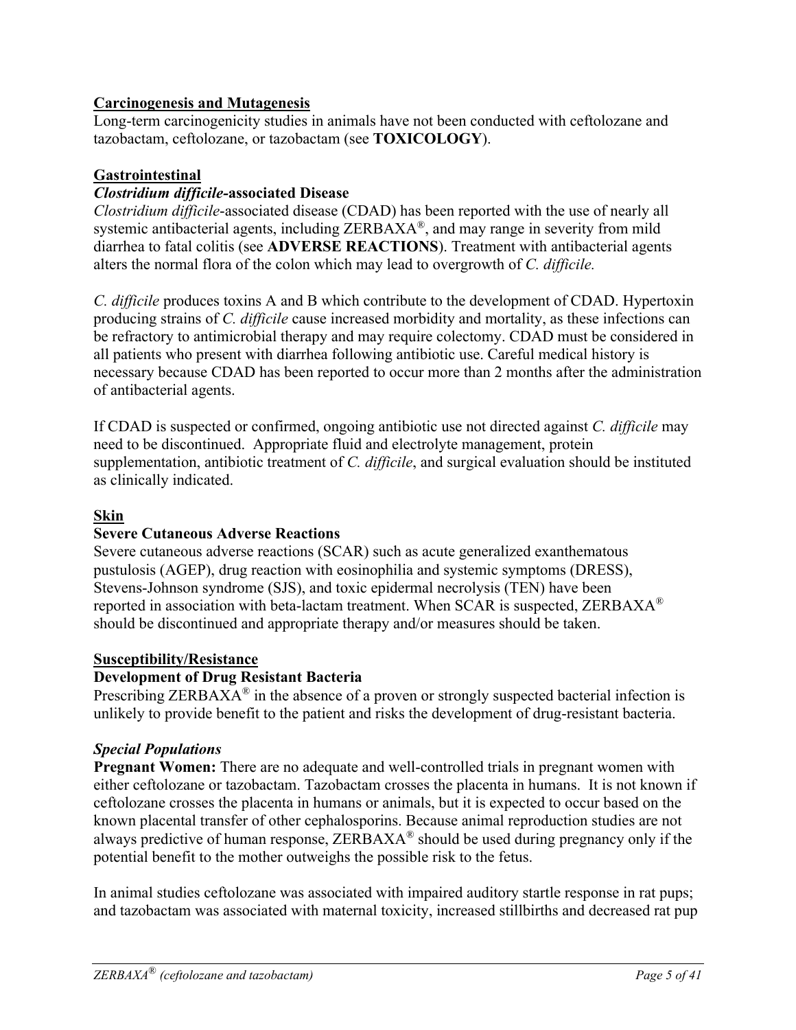**Carcinogenesis and Mutagenesis**

Long-term carcinogenicity studies in animals have not been conducted with ceftolozane and tazobactam, ceftolozane, or tazobactam (see **TOXICOLOGY**).

**Gastrointestinal**

***Clostridium difficile*-associated Disease**

*Clostridium difficile*-associated disease (CDAD) has been reported with the use of nearly all systemic antibacterial agents, including ZERBAXA®, and may range in severity from mild diarrhea to fatal colitis (see **ADVERSE REACTIONS**). Treatment with antibacterial agents alters the normal flora of the colon which may lead to overgrowth of *C. difficile.*

*C. difficile* produces toxins A and B which contribute to the development of CDAD. Hypertoxin producing strains of *C. difficile* cause increased morbidity and mortality, as these infections can be refractory to antimicrobial therapy and may require colectomy. CDAD must be considered in all patients who present with diarrhea following antibiotic use. Careful medical history is necessary because CDAD has been reported to occur more than 2 months after the administration of antibacterial agents.

If CDAD is suspected or confirmed, ongoing antibiotic use not directed against *C. difficile* may need to be discontinued. Appropriate fluid and electrolyte management, protein supplementation, antibiotic treatment of *C. difficile*, and surgical evaluation should be instituted as clinically indicated.

**Skin**

**Severe Cutaneous Adverse Reactions**

Severe cutaneous adverse reactions (SCAR) such as acute generalized exanthematous pustulosis (AGEP), drug reaction with eosinophilia and systemic symptoms (DRESS), Stevens-Johnson syndrome (SJS), and toxic epidermal necrolysis (TEN) have been reported in association with beta-lactam treatment. When SCAR is suspected, ZERBAXA® should be discontinued and appropriate therapy and/or measures should be taken.

**Susceptibility/Resistance**

**Development of Drug Resistant Bacteria**

Prescribing ZERBAXA® in the absence of a proven or strongly suspected bacterial infection is unlikely to provide benefit to the patient and risks the development of drug-resistant bacteria.

***Special Populations***

**Pregnant Women:** There are no adequate and well-controlled trials in pregnant women with either ceftolozane or tazobactam. Tazobactam crosses the placenta in humans. It is not known if ceftolozane crosses the placenta in humans or animals, but it is expected to occur based on the known placental transfer of other cephalosporins. Because animal reproduction studies are not always predictive of human response, ZERBAXA® should be used during pregnancy only if the potential benefit to the mother outweighs the possible risk to the fetus.

In animal studies ceftolozane was associated with impaired auditory startle response in rat pups; and tazobactam was associated with maternal toxicity, increased stillbirths and decreased rat pup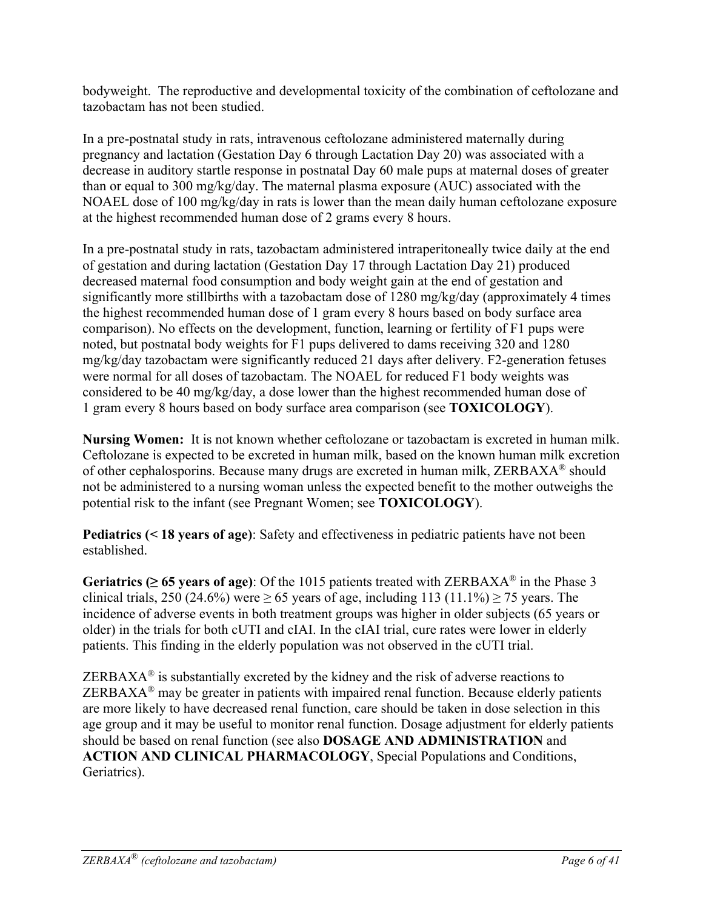bodyweight. The reproductive and developmental toxicity of the combination of ceftolozane and tazobactam has not been studied.

In a pre-postnatal study in rats, intravenous ceftolozane administered maternally during pregnancy and lactation (Gestation Day 6 through Lactation Day 20) was associated with a decrease in auditory startle response in postnatal Day 60 male pups at maternal doses of greater than or equal to 300 mg/kg/day. The maternal plasma exposure (AUC) associated with the NOAEL dose of 100 mg/kg/day in rats is lower than the mean daily human ceftolozane exposure at the highest recommended human dose of 2 grams every 8 hours.

In a pre-postnatal study in rats, tazobactam administered intraperitoneally twice daily at the end of gestation and during lactation (Gestation Day 17 through Lactation Day 21) produced decreased maternal food consumption and body weight gain at the end of gestation and significantly more stillbirths with a tazobactam dose of 1280 mg/kg/day (approximately 4 times the highest recommended human dose of 1 gram every 8 hours based on body surface area comparison). No effects on the development, function, learning or fertility of F1 pups were noted, but postnatal body weights for F1 pups delivered to dams receiving 320 and 1280 mg/kg/day tazobactam were significantly reduced 21 days after delivery. F2-generation fetuses were normal for all doses of tazobactam. The NOAEL for reduced F1 body weights was considered to be 40 mg/kg/day, a dose lower than the highest recommended human dose of 1 gram every 8 hours based on body surface area comparison (see **TOXICOLOGY**).

**Nursing Women:** It is not known whether ceftolozane or tazobactam is excreted in human milk. Ceftolozane is expected to be excreted in human milk, based on the known human milk excretion of other cephalosporins. Because many drugs are excreted in human milk, ZERBAXA® should not be administered to a nursing woman unless the expected benefit to the mother outweighs the potential risk to the infant (see Pregnant Women; see **TOXICOLOGY**).

**Pediatrics (< 18 years of age)**: Safety and effectiveness in pediatric patients have not been established.

**Geriatrics (≥ 65 years of age)**: Of the 1015 patients treated with ZERBAXA® in the Phase 3 clinical trials, 250 (24.6%) were ≥ 65 years of age, including 113 (11.1%) ≥ 75 years. The incidence of adverse events in both treatment groups was higher in older subjects (65 years or older) in the trials for both cUTI and cIAI. In the cIAI trial, cure rates were lower in elderly patients. This finding in the elderly population was not observed in the cUTI trial.

ZERBAXA® is substantially excreted by the kidney and the risk of adverse reactions to ZERBAXA® may be greater in patients with impaired renal function. Because elderly patients are more likely to have decreased renal function, care should be taken in dose selection in this age group and it may be useful to monitor renal function. Dosage adjustment for elderly patients should be based on renal function (see also **DOSAGE AND ADMINISTRATION** and **ACTION AND CLINICAL PHARMACOLOGY**, Special Populations and Conditions, Geriatrics).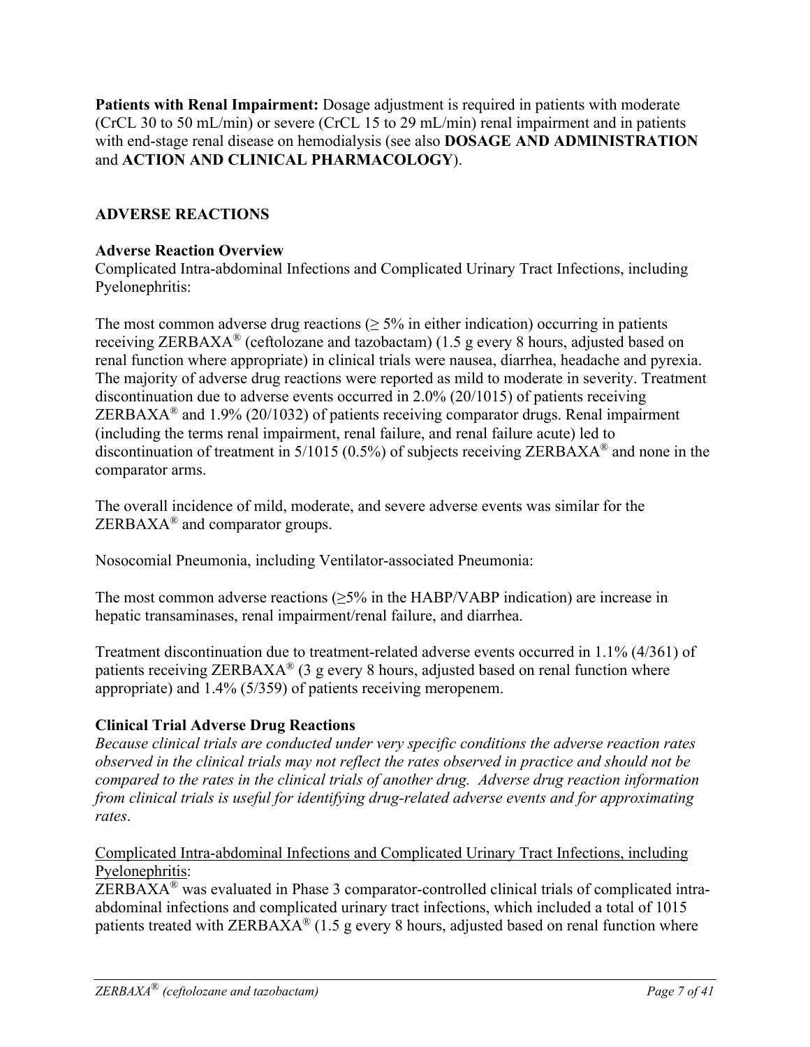**Patients with Renal Impairment:** Dosage adjustment is required in patients with moderate (CrCL 30 to 50 mL/min) or severe (CrCL 15 to 29 mL/min) renal impairment and in patients with end-stage renal disease on hemodialysis (see also **DOSAGE AND ADMINISTRATION** and **ACTION AND CLINICAL PHARMACOLOGY**).

## ADVERSE REACTIONS

### Adverse Reaction Overview

Complicated Intra-abdominal Infections and Complicated Urinary Tract Infections, including Pyelonephritis:

The most common adverse drug reactions ($\geq$ 5% in either indication) occurring in patients receiving ZERBAXA® (ceftolozane and tazobactam) (1.5 g every 8 hours, adjusted based on renal function where appropriate) in clinical trials were nausea, diarrhea, headache and pyrexia. The majority of adverse drug reactions were reported as mild to moderate in severity. Treatment discontinuation due to adverse events occurred in 2.0% (20/1015) of patients receiving ZERBAXA® and 1.9% (20/1032) of patients receiving comparator drugs. Renal impairment (including the terms renal impairment, renal failure, and renal failure acute) led to discontinuation of treatment in 5/1015 (0.5%) of subjects receiving ZERBAXA® and none in the comparator arms.

The overall incidence of mild, moderate, and severe adverse events was similar for the ZERBAXA® and comparator groups.

Nosocomial Pneumonia, including Ventilator-associated Pneumonia:

The most common adverse reactions ($\geq$5% in the HABP/VABP indication) are increase in hepatic transaminases, renal impairment/renal failure, and diarrhea.

Treatment discontinuation due to treatment-related adverse events occurred in 1.1% (4/361) of patients receiving ZERBAXA® (3 g every 8 hours, adjusted based on renal function where appropriate) and 1.4% (5/359) of patients receiving meropenem.

### Clinical Trial Adverse Drug Reactions

*Because clinical trials are conducted under very specific conditions the adverse reaction rates observed in the clinical trials may not reflect the rates observed in practice and should not be compared to the rates in the clinical trials of another drug. Adverse drug reaction information from clinical trials is useful for identifying drug-related adverse events and for approximating rates*.

<u>Complicated Intra-abdominal Infections and Complicated Urinary Tract Infections, including Pyelonephritis</u>:

ZERBAXA® was evaluated in Phase 3 comparator-controlled clinical trials of complicated intra-abdominal infections and complicated urinary tract infections, which included a total of 1015 patients treated with ZERBAXA® (1.5 g every 8 hours, adjusted based on renal function where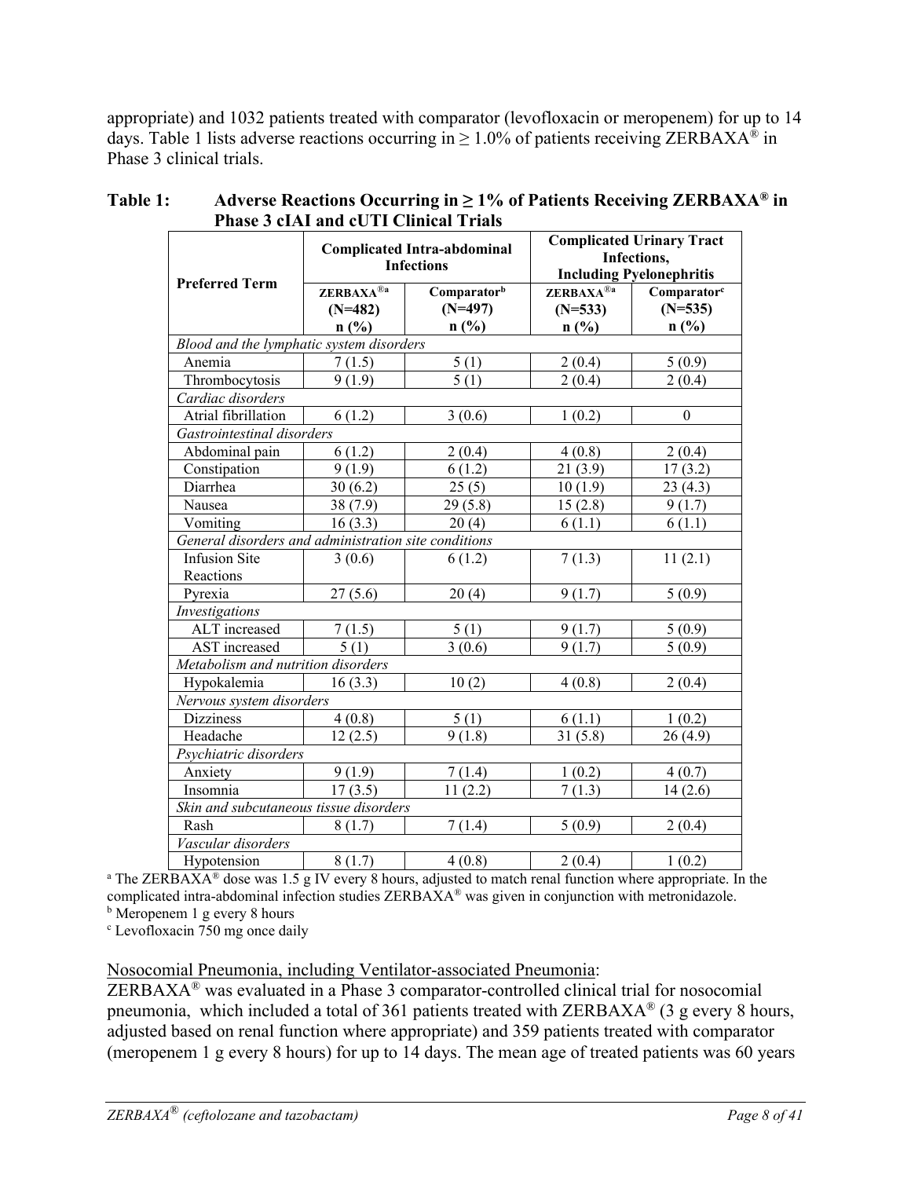appropriate) and 1032 patients treated with comparator (levofloxacin or meropenem) for up to 14 days. Table 1 lists adverse reactions occurring in ≥ 1.0% of patients receiving ZERBAXA® in Phase 3 clinical trials.

**Table 1: Adverse Reactions Occurring in ≥ 1% of Patients Receiving ZERBAXA® in Phase 3 cIAI and cUTI Clinical Trials**

| Preferred Term | Complicated Intra-abdominal Infections | | Complicated Urinary Tract Infections, Including Pyelonephritis | |
|---|---|---|---|---|
| | ZERBAXA®[a] (N=482) n (%) | Comparator[b] (N=497) n (%) | ZERBAXA®[a] (N=533) n (%) | Comparator[c] (N=535) n (%) |
| *Blood and the lymphatic system disorders* | | | | |
| Anemia | 7 (1.5) | 5 (1) | 2 (0.4) | 5 (0.9) |
| Thrombocytosis | 9 (1.9) | 5 (1) | 2 (0.4) | 2 (0.4) |
| *Cardiac disorders* | | | | |
| Atrial fibrillation | 6 (1.2) | 3 (0.6) | 1 (0.2) | 0 |
| *Gastrointestinal disorders* | | | | |
| Abdominal pain | 6 (1.2) | 2 (0.4) | 4 (0.8) | 2 (0.4) |
| Constipation | 9 (1.9) | 6 (1.2) | 21 (3.9) | 17 (3.2) |
| Diarrhea | 30 (6.2) | 25 (5) | 10 (1.9) | 23 (4.3) |
| Nausea | 38 (7.9) | 29 (5.8) | 15 (2.8) | 9 (1.7) |
| Vomiting | 16 (3.3) | 20 (4) | 6 (1.1) | 6 (1.1) |
| *General disorders and administration site conditions* | | | | |
| Infusion Site Reactions | 3 (0.6) | 6 (1.2) | 7 (1.3) | 11 (2.1) |
| Pyrexia | 27 (5.6) | 20 (4) | 9 (1.7) | 5 (0.9) |
| *Investigations* | | | | |
| ALT increased | 7 (1.5) | 5 (1) | 9 (1.7) | 5 (0.9) |
| AST increased | 5 (1) | 3 (0.6) | 9 (1.7) | 5 (0.9) |
| *Metabolism and nutrition disorders* | | | | |
| Hypokalemia | 16 (3.3) | 10 (2) | 4 (0.8) | 2 (0.4) |
| *Nervous system disorders* | | | | |
| Dizziness | 4 (0.8) | 5 (1) | 6 (1.1) | 1 (0.2) |
| Headache | 12 (2.5) | 9 (1.8) | 31 (5.8) | 26 (4.9) |
| *Psychiatric disorders* | | | | |
| Anxiety | 9 (1.9) | 7 (1.4) | 1 (0.2) | 4 (0.7) |
| Insomnia | 17 (3.5) | 11 (2.2) | 7 (1.3) | 14 (2.6) |
| *Skin and subcutaneous tissue disorders* | | | | |
| Rash | 8 (1.7) | 7 (1.4) | 5 (0.9) | 2 (0.4) |
| *Vascular disorders* | | | | |
| Hypotension | 8 (1.7) | 4 (0.8) | 2 (0.4) | 1 (0.2) |

[a] The ZERBAXA® dose was 1.5 g IV every 8 hours, adjusted to match renal function where appropriate. In the complicated intra-abdominal infection studies ZERBAXA® was given in conjunction with metronidazole.
[b] Meropenem 1 g every 8 hours
[c] Levofloxacin 750 mg once daily

Nosocomial Pneumonia, including Ventilator-associated Pneumonia:

ZERBAXA® was evaluated in a Phase 3 comparator-controlled clinical trial for nosocomial pneumonia, which included a total of 361 patients treated with ZERBAXA® (3 g every 8 hours, adjusted based on renal function where appropriate) and 359 patients treated with comparator (meropenem 1 g every 8 hours) for up to 14 days. The mean age of treated patients was 60 years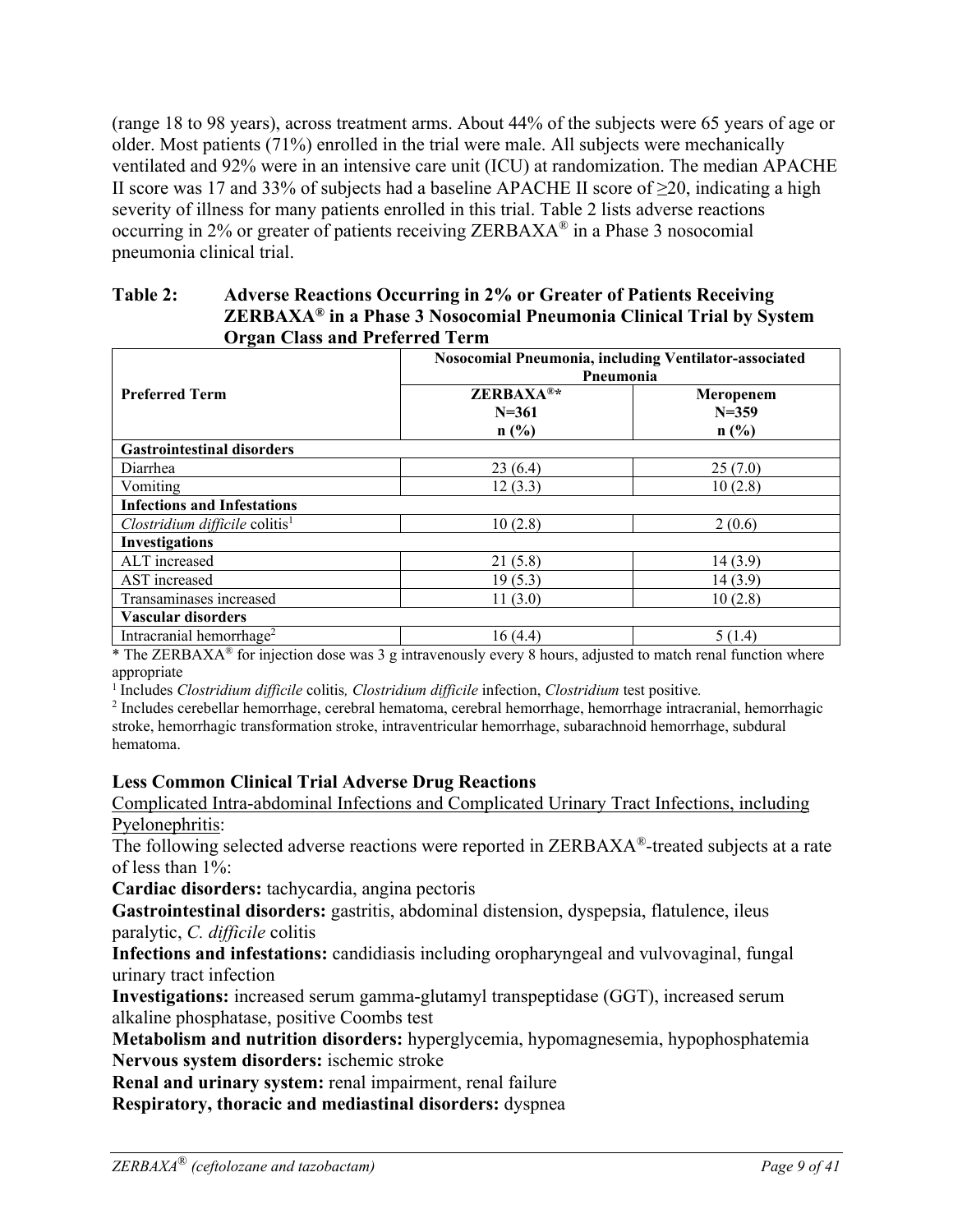(range 18 to 98 years), across treatment arms. About 44% of the subjects were 65 years of age or older. Most patients (71%) enrolled in the trial were male. All subjects were mechanically ventilated and 92% were in an intensive care unit (ICU) at randomization. The median APACHE II score was 17 and 33% of subjects had a baseline APACHE II score of ≥20, indicating a high severity of illness for many patients enrolled in this trial. Table 2 lists adverse reactions occurring in 2% or greater of patients receiving ZERBAXA® in a Phase 3 nosocomial pneumonia clinical trial.

**Table 2: Adverse Reactions Occurring in 2% or Greater of Patients Receiving ZERBAXA® in a Phase 3 Nosocomial Pneumonia Clinical Trial by System Organ Class and Preferred Term**

| Preferred Term | Nosocomial Pneumonia, including Ventilator-associated Pneumonia | |
|---|---|---|
| | **ZERBAXA®*** **N=361** **n (%)** | **Meropenem** **N=359** **n (%)** |
| **Gastrointestinal disorders** | | |
| Diarrhea | 23 (6.4) | 25 (7.0) |
| Vomiting | 12 (3.3) | 10 (2.8) |
| **Infections and Infestations** | | |
| *Clostridium difficile* colitis[1] | 10 (2.8) | 2 (0.6) |
| **Investigations** | | |
| ALT increased | 21 (5.8) | 14 (3.9) |
| AST increased | 19 (5.3) | 14 (3.9) |
| Transaminases increased | 11 (3.0) | 10 (2.8) |
| **Vascular disorders** | | |
| Intracranial hemorrhage[2] | 16 (4.4) | 5 (1.4) |

* The ZERBAXA® for injection dose was 3 g intravenously every 8 hours, adjusted to match renal function where appropriate

[1] Includes *Clostridium difficile* colitis*, Clostridium difficile* infection, *Clostridium* test positive*.*

[2] Includes cerebellar hemorrhage, cerebral hematoma, cerebral hemorrhage, hemorrhage intracranial, hemorrhagic stroke, hemorrhagic transformation stroke, intraventricular hemorrhage, subarachnoid hemorrhage, subdural hematoma.

### Less Common Clinical Trial Adverse Drug Reactions

Complicated Intra-abdominal Infections and Complicated Urinary Tract Infections, including Pyelonephritis:

The following selected adverse reactions were reported in ZERBAXA®-treated subjects at a rate of less than 1%:

**Cardiac disorders:** tachycardia, angina pectoris

**Gastrointestinal disorders:** gastritis, abdominal distension, dyspepsia, flatulence, ileus paralytic, *C. difficile* colitis

**Infections and infestations:** candidiasis including oropharyngeal and vulvovaginal, fungal urinary tract infection

**Investigations:** increased serum gamma-glutamyl transpeptidase (GGT), increased serum alkaline phosphatase, positive Coombs test

**Metabolism and nutrition disorders:** hyperglycemia, hypomagnesemia, hypophosphatemia

**Nervous system disorders:** ischemic stroke

**Renal and urinary system:** renal impairment, renal failure

**Respiratory, thoracic and mediastinal disorders:** dyspnea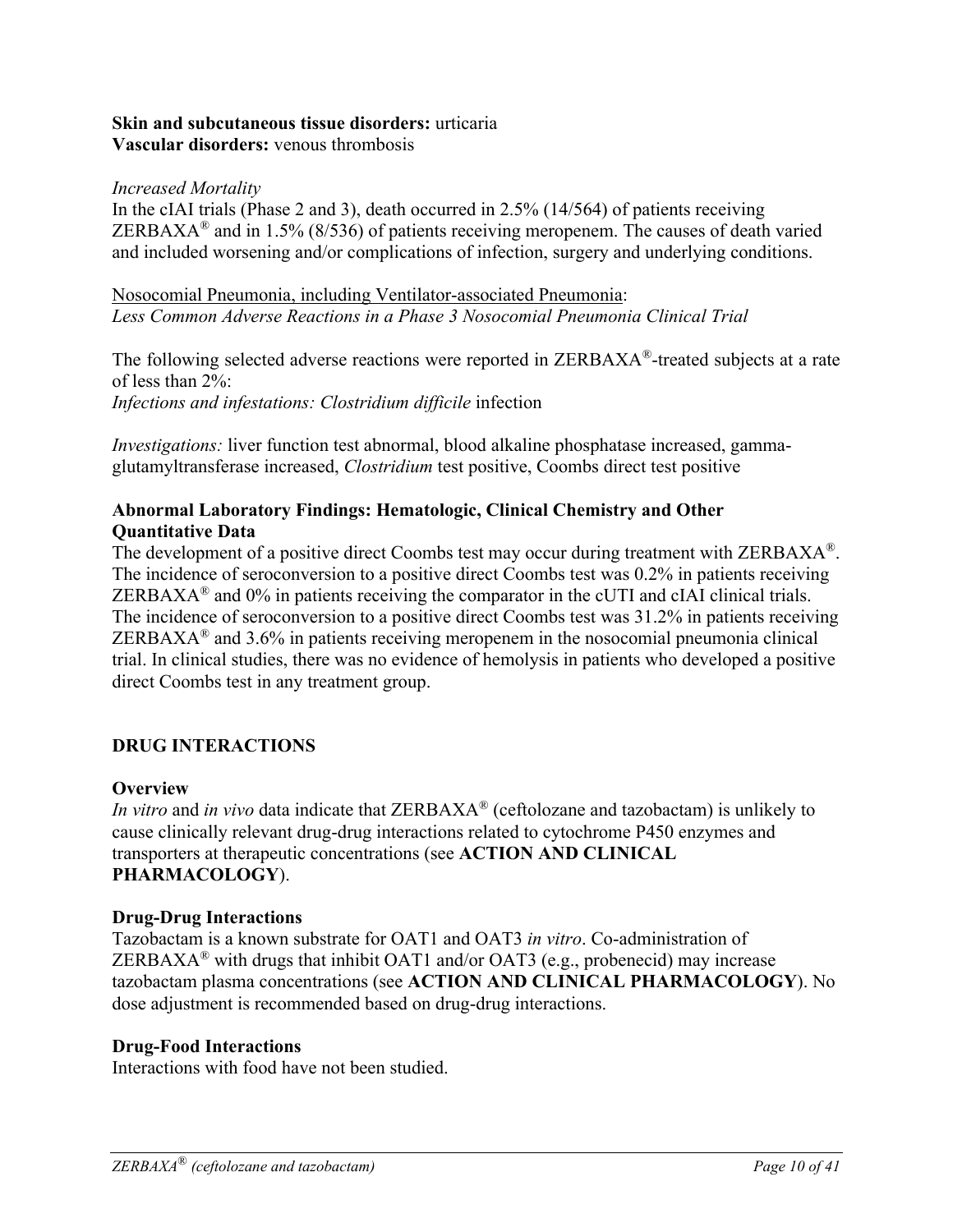**Skin and subcutaneous tissue disorders:** urticaria
**Vascular disorders:** venous thrombosis

*Increased Mortality*
In the cIAI trials (Phase 2 and 3), death occurred in 2.5% (14/564) of patients receiving ZERBAXA® and in 1.5% (8/536) of patients receiving meropenem. The causes of death varied and included worsening and/or complications of infection, surgery and underlying conditions.

<u>Nosocomial Pneumonia, including Ventilator-associated Pneumonia</u>:
*Less Common Adverse Reactions in a Phase 3 Nosocomial Pneumonia Clinical Trial*

The following selected adverse reactions were reported in ZERBAXA®-treated subjects at a rate of less than 2%:
*Infections and infestations: Clostridium difficile* infection

*Investigations:* liver function test abnormal, blood alkaline phosphatase increased, gamma-glutamyltransferase increased, *Clostridium* test positive, Coombs direct test positive

**Abnormal Laboratory Findings: Hematologic, Clinical Chemistry and Other Quantitative Data**
The development of a positive direct Coombs test may occur during treatment with ZERBAXA®. The incidence of seroconversion to a positive direct Coombs test was 0.2% in patients receiving ZERBAXA® and 0% in patients receiving the comparator in the cUTI and cIAI clinical trials. The incidence of seroconversion to a positive direct Coombs test was 31.2% in patients receiving ZERBAXA® and 3.6% in patients receiving meropenem in the nosocomial pneumonia clinical trial. In clinical studies, there was no evidence of hemolysis in patients who developed a positive direct Coombs test in any treatment group.

## DRUG INTERACTIONS

### Overview
*In vitro* and *in vivo* data indicate that ZERBAXA® (ceftolozane and tazobactam) is unlikely to cause clinically relevant drug-drug interactions related to cytochrome P450 enzymes and transporters at therapeutic concentrations (see **ACTION AND CLINICAL PHARMACOLOGY**).

### Drug-Drug Interactions
Tazobactam is a known substrate for OAT1 and OAT3 *in vitro*. Co-administration of ZERBAXA® with drugs that inhibit OAT1 and/or OAT3 (e.g., probenecid) may increase tazobactam plasma concentrations (see **ACTION AND CLINICAL PHARMACOLOGY**). No dose adjustment is recommended based on drug-drug interactions.

### Drug-Food Interactions
Interactions with food have not been studied.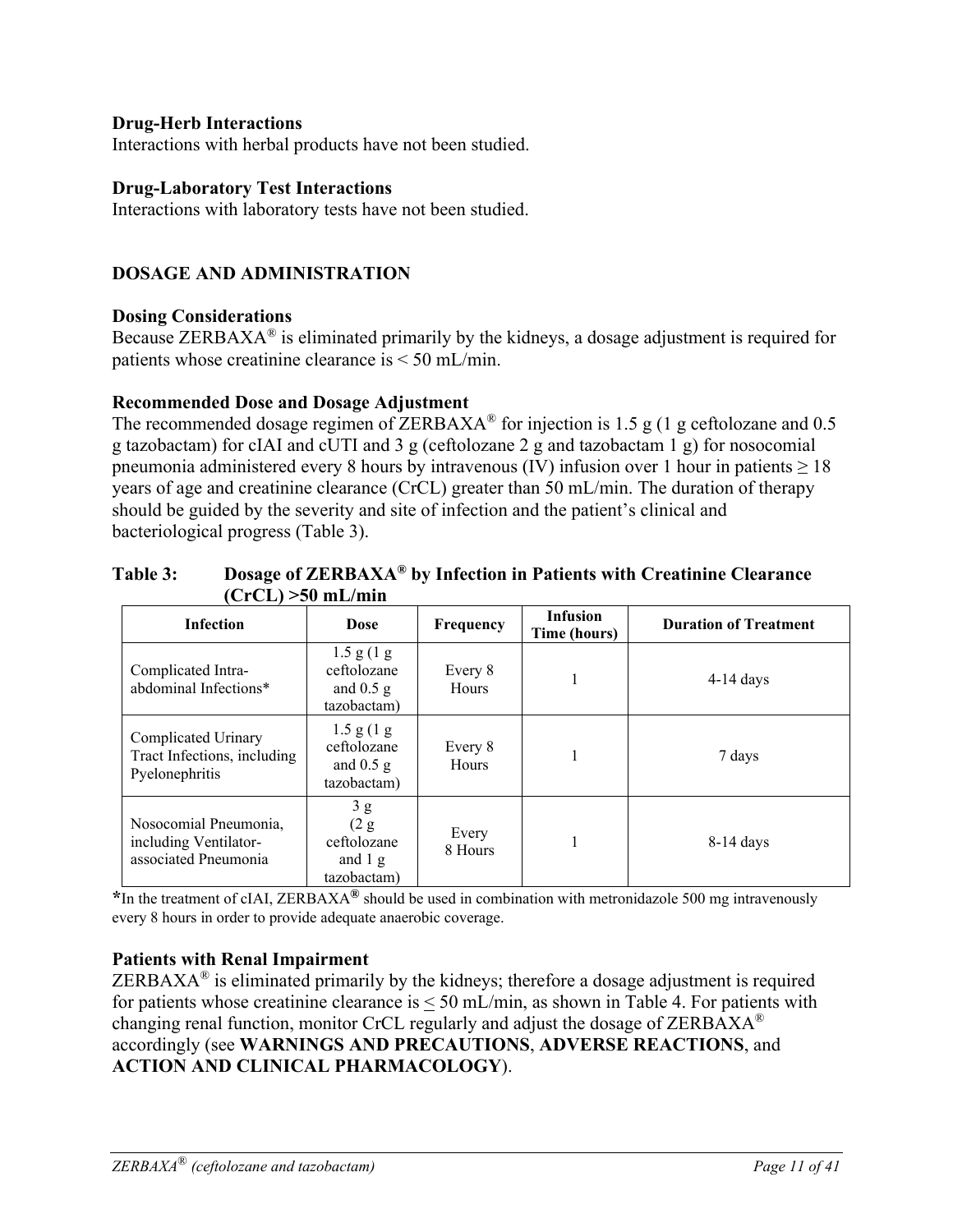### Drug-Herb Interactions

Interactions with herbal products have not been studied.

### Drug-Laboratory Test Interactions

Interactions with laboratory tests have not been studied.

## DOSAGE AND ADMINISTRATION

### Dosing Considerations

Because ZERBAXA® is eliminated primarily by the kidneys, a dosage adjustment is required for patients whose creatinine clearance is < 50 mL/min.

### Recommended Dose and Dosage Adjustment

The recommended dosage regimen of ZERBAXA® for injection is 1.5 g (1 g ceftolozane and 0.5 g tazobactam) for cIAI and cUTI and 3 g (ceftolozane 2 g and tazobactam 1 g) for nosocomial pneumonia administered every 8 hours by intravenous (IV) infusion over 1 hour in patients ≥ 18 years of age and creatinine clearance (CrCL) greater than 50 mL/min. The duration of therapy should be guided by the severity and site of infection and the patient's clinical and bacteriological progress (Table 3).

**Table 3: Dosage of ZERBAXA® by Infection in Patients with Creatinine Clearance (CrCL) >50 mL/min**

| Infection | Dose | Frequency | Infusion Time (hours) | Duration of Treatment |
|---|---|---|---|---|
| Complicated Intra-abdominal Infections* | 1.5 g (1 g ceftolozane and 0.5 g tazobactam) | Every 8 Hours | 1 | 4-14 days |
| Complicated Urinary Tract Infections, including Pyelonephritis | 1.5 g (1 g ceftolozane and 0.5 g tazobactam) | Every 8 Hours | 1 | 7 days |
| Nosocomial Pneumonia, including Ventilator-associated Pneumonia | 3 g (2 g ceftolozane and 1 g tazobactam) | Every 8 Hours | 1 | 8-14 days |

*In the treatment of cIAI, ZERBAXA® should be used in combination with metronidazole 500 mg intravenously every 8 hours in order to provide adequate anaerobic coverage.

### Patients with Renal Impairment

ZERBAXA® is eliminated primarily by the kidneys; therefore a dosage adjustment is required for patients whose creatinine clearance is ≤ 50 mL/min, as shown in Table 4. For patients with changing renal function, monitor CrCL regularly and adjust the dosage of ZERBAXA® accordingly (see **WARNINGS AND PRECAUTIONS**, **ADVERSE REACTIONS**, and **ACTION AND CLINICAL PHARMACOLOGY**).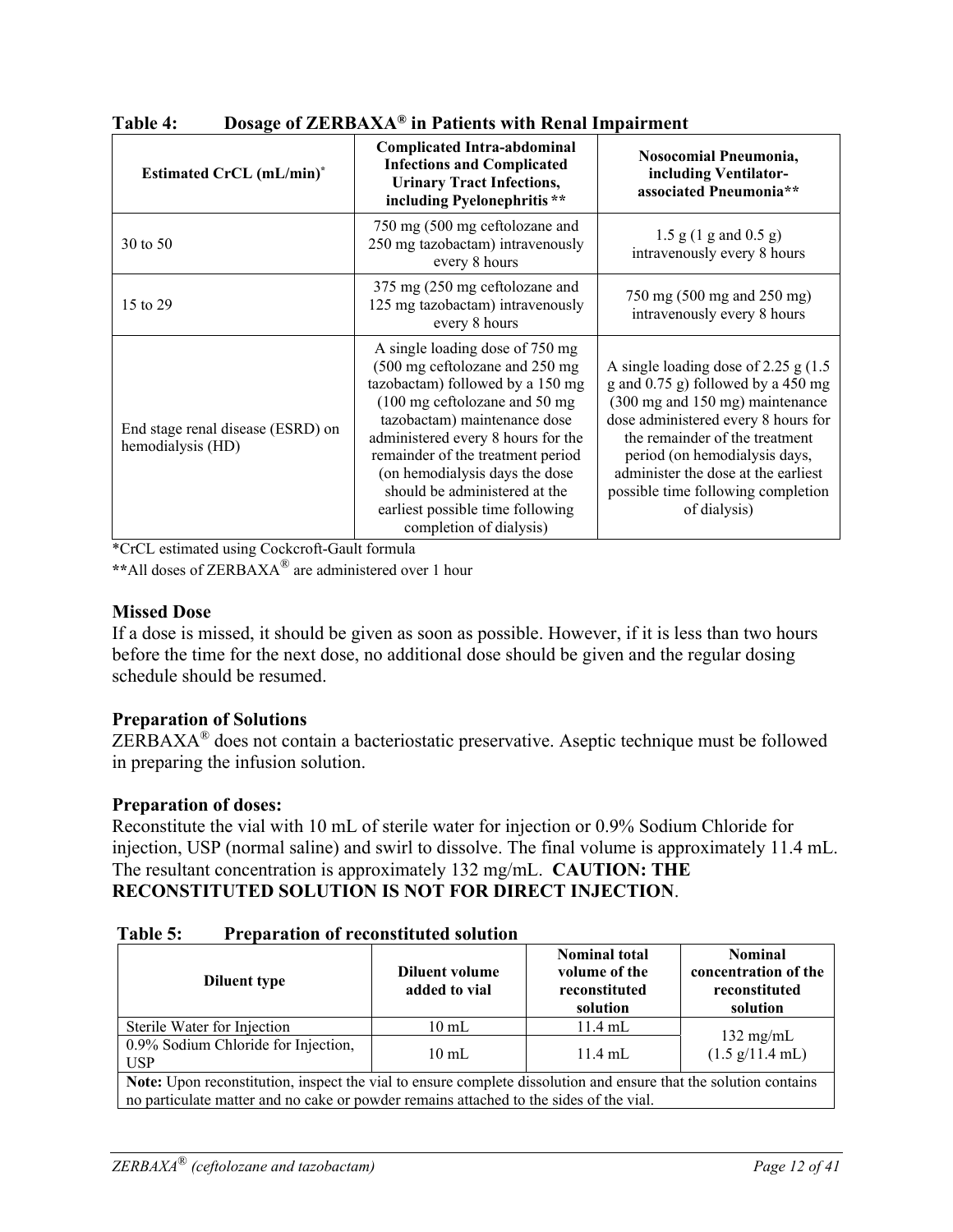**Table 4: Dosage of ZERBAXA® in Patients with Renal Impairment**

| Estimated CrCL (mL/min)* | Complicated Intra-abdominal Infections and Complicated Urinary Tract Infections, including Pyelonephritis ** | Nosocomial Pneumonia, including Ventilator-associated Pneumonia** |
|---|---|---|
| 30 to 50 | 750 mg (500 mg ceftolozane and 250 mg tazobactam) intravenously every 8 hours | 1.5 g (1 g and 0.5 g) intravenously every 8 hours |
| 15 to 29 | 375 mg (250 mg ceftolozane and 125 mg tazobactam) intravenously every 8 hours | 750 mg (500 mg and 250 mg) intravenously every 8 hours |
| End stage renal disease (ESRD) on hemodialysis (HD) | A single loading dose of 750 mg (500 mg ceftolozane and 250 mg tazobactam) followed by a 150 mg (100 mg ceftolozane and 50 mg tazobactam) maintenance dose administered every 8 hours for the remainder of the treatment period (on hemodialysis days the dose should be administered at the earliest possible time following completion of dialysis) | A single loading dose of 2.25 g (1.5 g and 0.75 g) followed by a 450 mg (300 mg and 150 mg) maintenance dose administered every 8 hours for the remainder of the treatment period (on hemodialysis days, administer the dose at the earliest possible time following completion of dialysis) |

*CrCL estimated using Cockcroft-Gault formula

**All doses of ZERBAXA® are administered over 1 hour

### Missed Dose

If a dose is missed, it should be given as soon as possible. However, if it is less than two hours before the time for the next dose, no additional dose should be given and the regular dosing schedule should be resumed.

### Preparation of Solutions

ZERBAXA® does not contain a bacteriostatic preservative. Aseptic technique must be followed in preparing the infusion solution.

### Preparation of doses:

Reconstitute the vial with 10 mL of sterile water for injection or 0.9% Sodium Chloride for injection, USP (normal saline) and swirl to dissolve. The final volume is approximately 11.4 mL. The resultant concentration is approximately 132 mg/mL. **CAUTION: THE RECONSTITUTED SOLUTION IS NOT FOR DIRECT INJECTION**.

**Table 5: Preparation of reconstituted solution**

| Diluent type | Diluent volume added to vial | Nominal total volume of the reconstituted solution | Nominal concentration of the reconstituted solution |
|---|---|---|---|
| Sterile Water for Injection | 10 mL | 11.4 mL | 132 mg/mL (1.5 g/11.4 mL) |
| 0.9% Sodium Chloride for Injection, USP | 10 mL | 11.4 mL | |
| **Note:** Upon reconstitution, inspect the vial to ensure complete dissolution and ensure that the solution contains no particulate matter and no cake or powder remains attached to the sides of the vial. | | | |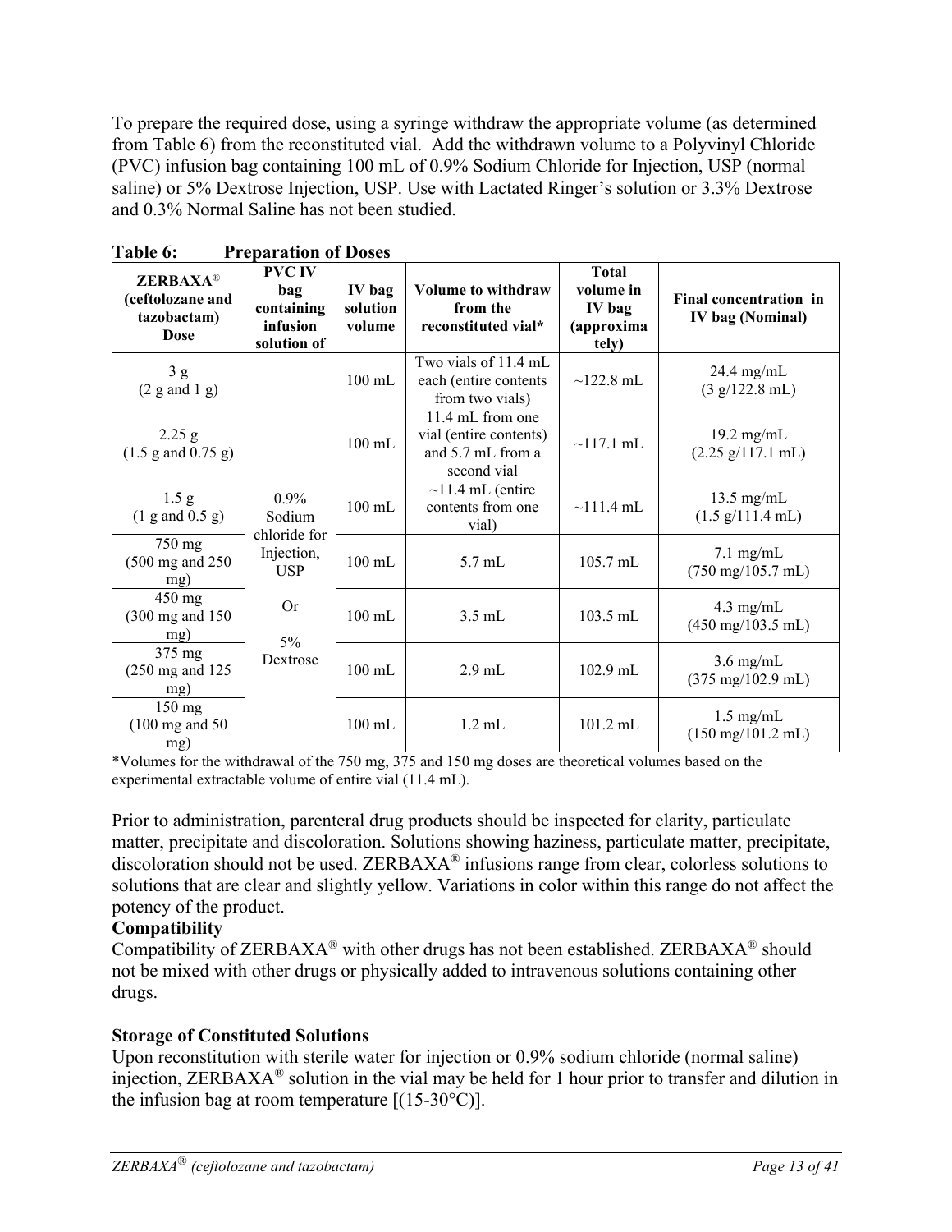To prepare the required dose, using a syringe withdraw the appropriate volume (as determined from Table 6) from the reconstituted vial. Add the withdrawn volume to a Polyvinyl Chloride (PVC) infusion bag containing 100 mL of 0.9% Sodium Chloride for Injection, USP (normal saline) or 5% Dextrose Injection, USP. Use with Lactated Ringer's solution or 3.3% Dextrose and 0.3% Normal Saline has not been studied.

**Table 6: Preparation of Doses**

| ZERBAXA® (ceftolozane and tazobactam) Dose | PVC IV bag containing infusion solution of | IV bag solution volume | Volume to withdraw from the reconstituted vial* | Total volume in IV bag (approximately) | Final concentration in IV bag (Nominal) |
|---|---|---|---|---|---|
| 3 g (2 g and 1 g) | 0.9% Sodium chloride for Injection, USP Or 5% Dextrose | 100 mL | Two vials of 11.4 mL each (entire contents from two vials) | ~122.8 mL | 24.4 mg/mL (3 g/122.8 mL) |
| 2.25 g (1.5 g and 0.75 g) | | 100 mL | 11.4 mL from one vial (entire contents) and 5.7 mL from a second vial | ~117.1 mL | 19.2 mg/mL (2.25 g/117.1 mL) |
| 1.5 g (1 g and 0.5 g) | | 100 mL | ~11.4 mL (entire contents from one vial) | ~111.4 mL | 13.5 mg/mL (1.5 g/111.4 mL) |
| 750 mg (500 mg and 250 mg) | | 100 mL | 5.7 mL | 105.7 mL | 7.1 mg/mL (750 mg/105.7 mL) |
| 450 mg (300 mg and 150 mg) | | 100 mL | 3.5 mL | 103.5 mL | 4.3 mg/mL (450 mg/103.5 mL) |
| 375 mg (250 mg and 125 mg) | | 100 mL | 2.9 mL | 102.9 mL | 3.6 mg/mL (375 mg/102.9 mL) |
| 150 mg (100 mg and 50 mg) | | 100 mL | 1.2 mL | 101.2 mL | 1.5 mg/mL (150 mg/101.2 mL) |

*Volumes for the withdrawal of the 750 mg, 375 and 150 mg doses are theoretical volumes based on the experimental extractable volume of entire vial (11.4 mL).

Prior to administration, parenteral drug products should be inspected for clarity, particulate matter, precipitate and discoloration. Solutions showing haziness, particulate matter, precipitate, discoloration should not be used. ZERBAXA® infusions range from clear, colorless solutions to solutions that are clear and slightly yellow. Variations in color within this range do not affect the potency of the product.

**Compatibility**

Compatibility of ZERBAXA® with other drugs has not been established. ZERBAXA® should not be mixed with other drugs or physically added to intravenous solutions containing other drugs.

**Storage of Constituted Solutions**

Upon reconstitution with sterile water for injection or 0.9% sodium chloride (normal saline) injection, ZERBAXA® solution in the vial may be held for 1 hour prior to transfer and dilution in the infusion bag at room temperature [(15-30°C)].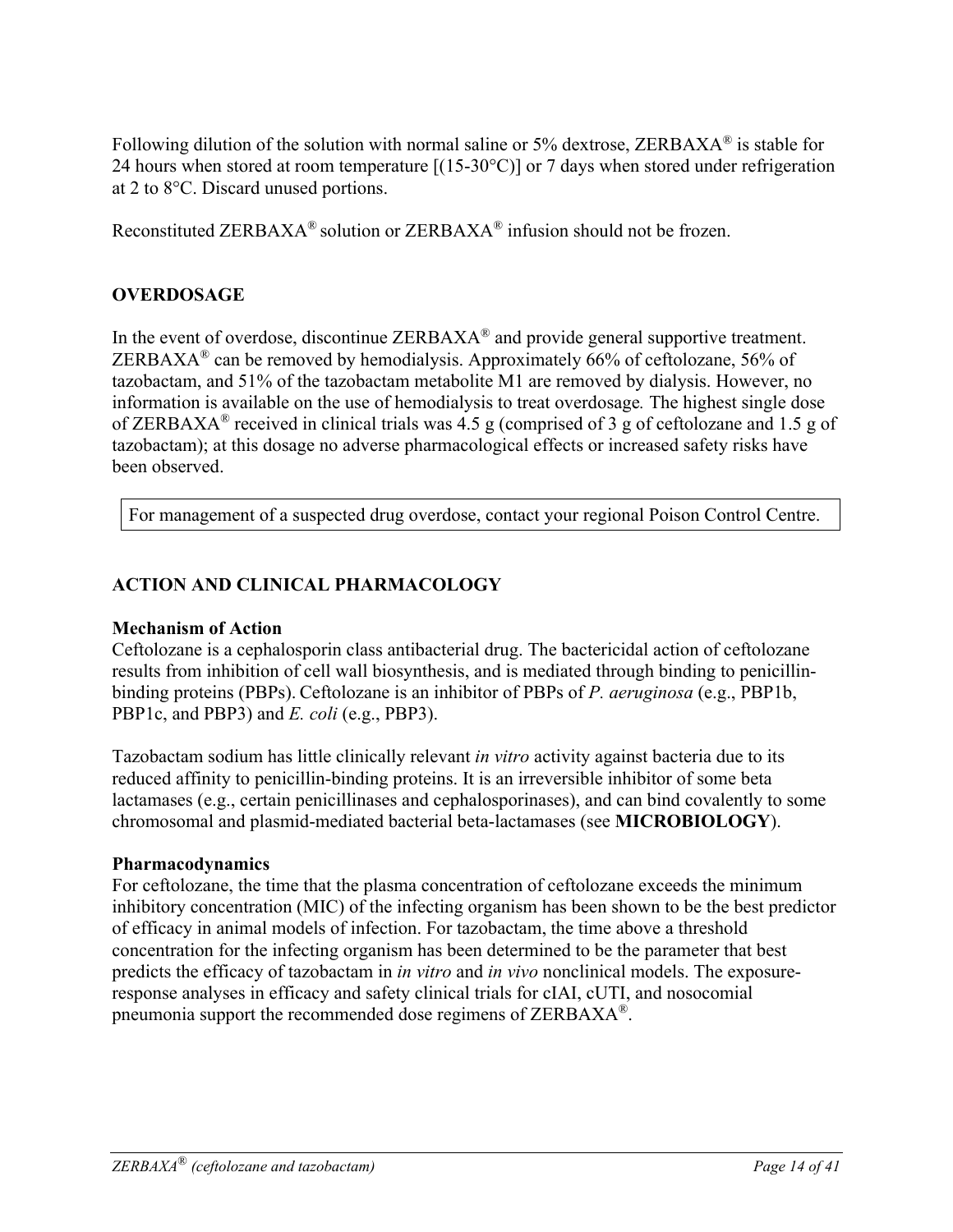Following dilution of the solution with normal saline or 5% dextrose, ZERBAXA® is stable for 24 hours when stored at room temperature [(15-30°C)] or 7 days when stored under refrigeration at 2 to 8°C. Discard unused portions.

Reconstituted ZERBAXA® solution or ZERBAXA® infusion should not be frozen.

## OVERDOSAGE

In the event of overdose, discontinue ZERBAXA® and provide general supportive treatment. ZERBAXA® can be removed by hemodialysis. Approximately 66% of ceftolozane, 56% of tazobactam, and 51% of the tazobactam metabolite M1 are removed by dialysis. However, no information is available on the use of hemodialysis to treat overdosage. The highest single dose of ZERBAXA® received in clinical trials was 4.5 g (comprised of 3 g of ceftolozane and 1.5 g of tazobactam); at this dosage no adverse pharmacological effects or increased safety risks have been observed.

| For management of a suspected drug overdose, contact your regional Poison Control Centre. |
|---|

## ACTION AND CLINICAL PHARMACOLOGY

### Mechanism of Action

Ceftolozane is a cephalosporin class antibacterial drug. The bactericidal action of ceftolozane results from inhibition of cell wall biosynthesis, and is mediated through binding to penicillin-binding proteins (PBPs). Ceftolozane is an inhibitor of PBPs of *P. aeruginosa* (e.g., PBP1b, PBP1c, and PBP3) and *E. coli* (e.g., PBP3).

Tazobactam sodium has little clinically relevant *in vitro* activity against bacteria due to its reduced affinity to penicillin-binding proteins. It is an irreversible inhibitor of some beta lactamases (e.g., certain penicillinases and cephalosporinases), and can bind covalently to some chromosomal and plasmid-mediated bacterial beta-lactamases (see **MICROBIOLOGY**).

### Pharmacodynamics

For ceftolozane, the time that the plasma concentration of ceftolozane exceeds the minimum inhibitory concentration (MIC) of the infecting organism has been shown to be the best predictor of efficacy in animal models of infection. For tazobactam, the time above a threshold concentration for the infecting organism has been determined to be the parameter that best predicts the efficacy of tazobactam in *in vitro* and *in vivo* nonclinical models. The exposure-response analyses in efficacy and safety clinical trials for cIAI, cUTI, and nosocomial pneumonia support the recommended dose regimens of ZERBAXA®.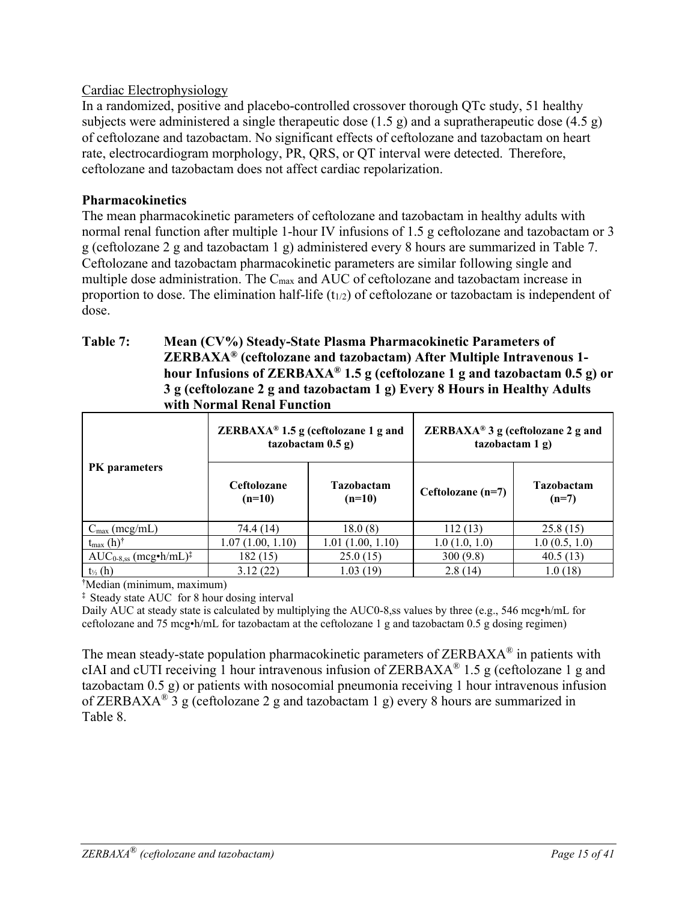Cardiac Electrophysiology

In a randomized, positive and placebo-controlled crossover thorough QTc study, 51 healthy subjects were administered a single therapeutic dose (1.5 g) and a supratherapeutic dose (4.5 g) of ceftolozane and tazobactam. No significant effects of ceftolozane and tazobactam on heart rate, electrocardiogram morphology, PR, QRS, or QT interval were detected. Therefore, ceftolozane and tazobactam does not affect cardiac repolarization.

**Pharmacokinetics**

The mean pharmacokinetic parameters of ceftolozane and tazobactam in healthy adults with normal renal function after multiple 1-hour IV infusions of 1.5 g ceftolozane and tazobactam or 3 g (ceftolozane 2 g and tazobactam 1 g) administered every 8 hours are summarized in Table 7. Ceftolozane and tazobactam pharmacokinetic parameters are similar following single and multiple dose administration. The $C_{max}$ and AUC of ceftolozane and tazobactam increase in proportion to dose. The elimination half-life ($t_{1/2}$) of ceftolozane or tazobactam is independent of dose.

**Table 7: Mean (CV%) Steady-State Plasma Pharmacokinetic Parameters of ZERBAXA® (ceftolozane and tazobactam) After Multiple Intravenous 1-hour Infusions of ZERBAXA® 1.5 g (ceftolozane 1 g and tazobactam 0.5 g) or 3 g (ceftolozane 2 g and tazobactam 1 g) Every 8 Hours in Healthy Adults with Normal Renal Function**

| PK parameters | ZERBAXA® 1.5 g (ceftolozane 1 g and tazobactam 0.5 g) | | ZERBAXA® 3 g (ceftolozane 2 g and tazobactam 1 g) | |
|---|---|---|---|---|
| | Ceftolozane (n=10) | Tazobactam (n=10) | Ceftolozane (n=7) | Tazobactam (n=7) |
| $C_{max}$ (mcg/mL) | 74.4 (14) | 18.0 (8) | 112 (13) | 25.8 (15) |
| $t_{max}$ (h)† | 1.07 (1.00, 1.10) | 1.01 (1.00, 1.10) | 1.0 (1.0, 1.0) | 1.0 (0.5, 1.0) |
| $AUC_{0\text{-}8,ss}$ (mcg•h/mL)‡ | 182 (15) | 25.0 (15) | 300 (9.8) | 40.5 (13) |
| $t_{1/2}$ (h) | 3.12 (22) | 1.03 (19) | 2.8 (14) | 1.0 (18) |

†Median (minimum, maximum)

‡ Steady state AUC for 8 hour dosing interval

Daily AUC at steady state is calculated by multiplying the AUC0-8,ss values by three (e.g., 546 mcg•h/mL for ceftolozane and 75 mcg•h/mL for tazobactam at the ceftolozane 1 g and tazobactam 0.5 g dosing regimen)

The mean steady-state population pharmacokinetic parameters of ZERBAXA® in patients with cIAI and cUTI receiving 1 hour intravenous infusion of ZERBAXA® 1.5 g (ceftolozane 1 g and tazobactam 0.5 g) or patients with nosocomial pneumonia receiving 1 hour intravenous infusion of ZERBAXA® 3 g (ceftolozane 2 g and tazobactam 1 g) every 8 hours are summarized in Table 8.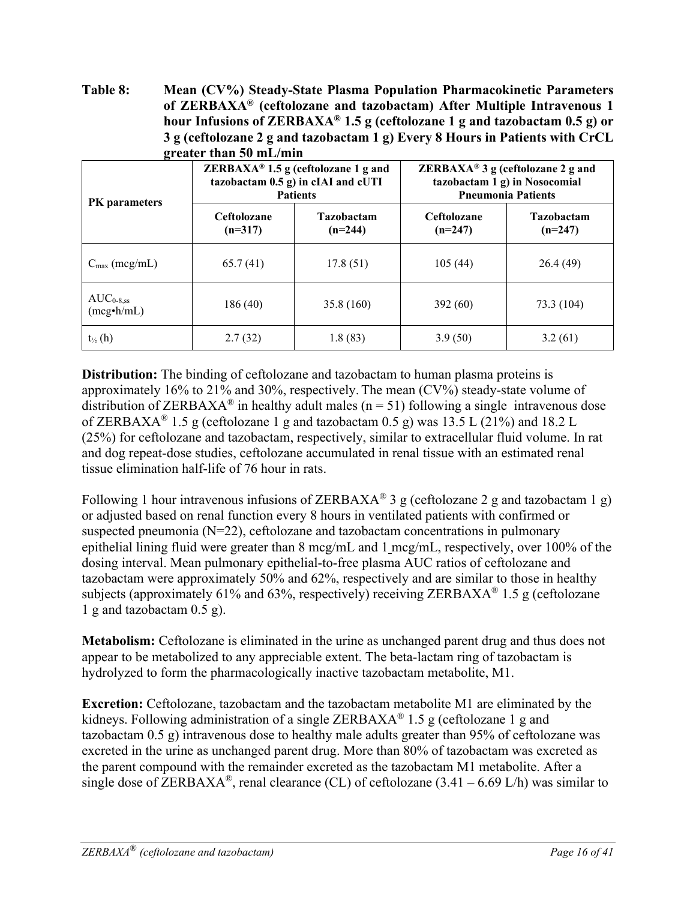**Table 8: Mean (CV%) Steady-State Plasma Population Pharmacokinetic Parameters of ZERBAXA® (ceftolozane and tazobactam) After Multiple Intravenous 1 hour Infusions of ZERBAXA® 1.5 g (ceftolozane 1 g and tazobactam 0.5 g) or 3 g (ceftolozane 2 g and tazobactam 1 g) Every 8 Hours in Patients with CrCL greater than 50 mL/min**

| PK parameters | ZERBAXA® 1.5 g (ceftolozane 1 g and tazobactam 0.5 g) in cIAI and cUTI Patients | | ZERBAXA® 3 g (ceftolozane 2 g and tazobactam 1 g) in Nosocomial Pneumonia Patients | |
|---|---|---|---|---|
| | Ceftolozane (n=317) | Tazobactam (n=244) | Ceftolozane (n=247) | Tazobactam (n=247) |
| $C_{max}$ (mcg/mL) | 65.7 (41) | 17.8 (51) | 105 (44) | 26.4 (49) |
| $AUC_{0\text{-}8,ss}$ (mcg•h/mL) | 186 (40) | 35.8 (160) | 392 (60) | 73.3 (104) |
| $t_{½}$ (h) | 2.7 (32) | 1.8 (83) | 3.9 (50) | 3.2 (61) |

**Distribution:** The binding of ceftolozane and tazobactam to human plasma proteins is approximately 16% to 21% and 30%, respectively. The mean (CV%) steady-state volume of distribution of ZERBAXA® in healthy adult males (n = 51) following a single intravenous dose of ZERBAXA® 1.5 g (ceftolozane 1 g and tazobactam 0.5 g) was 13.5 L (21%) and 18.2 L (25%) for ceftolozane and tazobactam, respectively, similar to extracellular fluid volume. In rat and dog repeat-dose studies, ceftolozane accumulated in renal tissue with an estimated renal tissue elimination half-life of 76 hour in rats.

Following 1 hour intravenous infusions of ZERBAXA® 3 g (ceftolozane 2 g and tazobactam 1 g) or adjusted based on renal function every 8 hours in ventilated patients with confirmed or suspected pneumonia (N=22), ceftolozane and tazobactam concentrations in pulmonary epithelial lining fluid were greater than 8 mcg/mL and 1 mcg/mL, respectively, over 100% of the dosing interval. Mean pulmonary epithelial-to-free plasma AUC ratios of ceftolozane and tazobactam were approximately 50% and 62%, respectively and are similar to those in healthy subjects (approximately 61% and 63%, respectively) receiving ZERBAXA® 1.5 g (ceftolozane 1 g and tazobactam 0.5 g).

**Metabolism:** Ceftolozane is eliminated in the urine as unchanged parent drug and thus does not appear to be metabolized to any appreciable extent. The beta-lactam ring of tazobactam is hydrolyzed to form the pharmacologically inactive tazobactam metabolite, M1.

**Excretion:** Ceftolozane, tazobactam and the tazobactam metabolite M1 are eliminated by the kidneys. Following administration of a single ZERBAXA® 1.5 g (ceftolozane 1 g and tazobactam 0.5 g) intravenous dose to healthy male adults greater than 95% of ceftolozane was excreted in the urine as unchanged parent drug. More than 80% of tazobactam was excreted as the parent compound with the remainder excreted as the tazobactam M1 metabolite. After a single dose of ZERBAXA®, renal clearance (CL) of ceftolozane (3.41 – 6.69 L/h) was similar to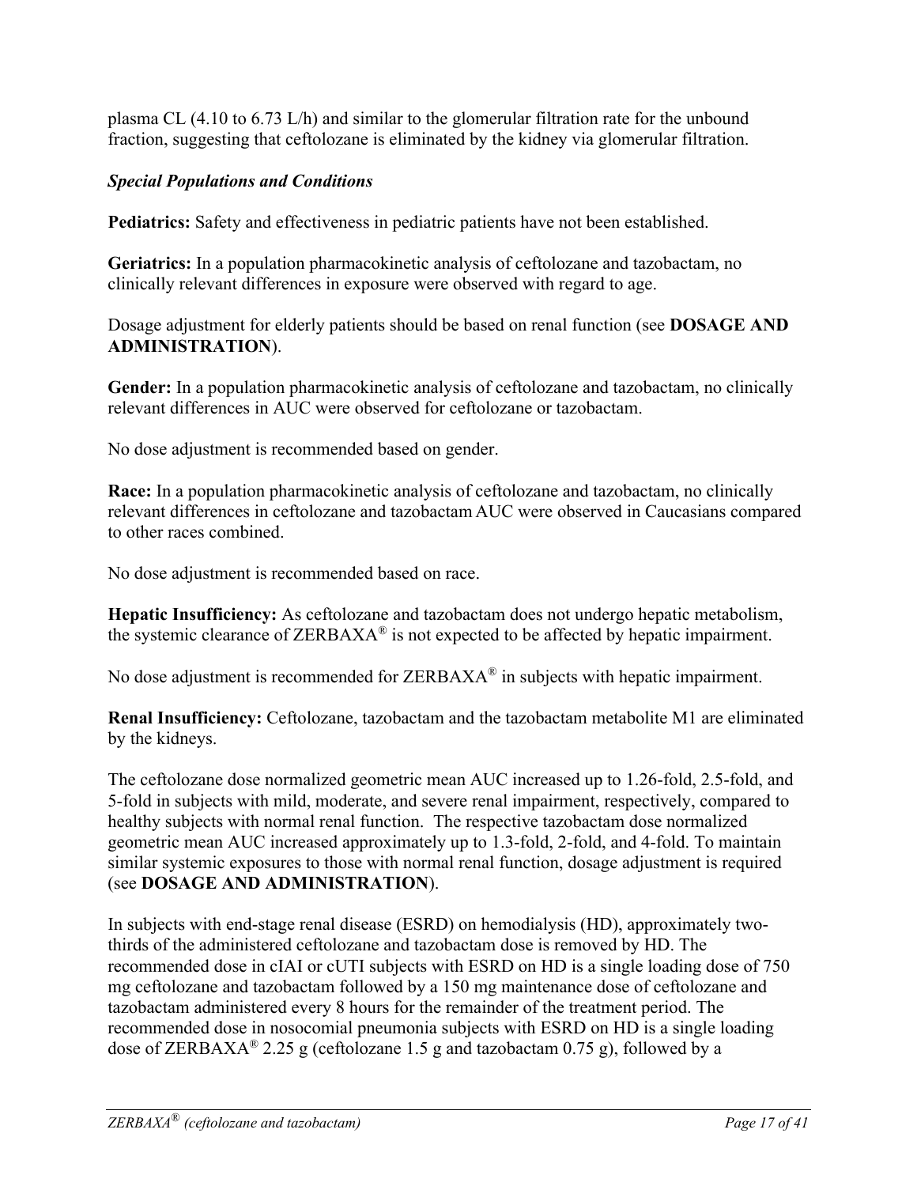plasma CL (4.10 to 6.73 L/h) and similar to the glomerular filtration rate for the unbound fraction, suggesting that ceftolozane is eliminated by the kidney via glomerular filtration.

### *Special Populations and Conditions*

**Pediatrics:** Safety and effectiveness in pediatric patients have not been established.

**Geriatrics:** In a population pharmacokinetic analysis of ceftolozane and tazobactam, no clinically relevant differences in exposure were observed with regard to age.

Dosage adjustment for elderly patients should be based on renal function (see **DOSAGE AND ADMINISTRATION**).

**Gender:** In a population pharmacokinetic analysis of ceftolozane and tazobactam, no clinically relevant differences in AUC were observed for ceftolozane or tazobactam.

No dose adjustment is recommended based on gender.

**Race:** In a population pharmacokinetic analysis of ceftolozane and tazobactam, no clinically relevant differences in ceftolozane and tazobactam AUC were observed in Caucasians compared to other races combined.

No dose adjustment is recommended based on race.

**Hepatic Insufficiency:** As ceftolozane and tazobactam does not undergo hepatic metabolism, the systemic clearance of ZERBAXA® is not expected to be affected by hepatic impairment.

No dose adjustment is recommended for ZERBAXA® in subjects with hepatic impairment.

**Renal Insufficiency:** Ceftolozane, tazobactam and the tazobactam metabolite M1 are eliminated by the kidneys.

The ceftolozane dose normalized geometric mean AUC increased up to 1.26-fold, 2.5-fold, and 5-fold in subjects with mild, moderate, and severe renal impairment, respectively, compared to healthy subjects with normal renal function. The respective tazobactam dose normalized geometric mean AUC increased approximately up to 1.3-fold, 2-fold, and 4-fold. To maintain similar systemic exposures to those with normal renal function, dosage adjustment is required (see **DOSAGE AND ADMINISTRATION**).

In subjects with end-stage renal disease (ESRD) on hemodialysis (HD), approximately two-thirds of the administered ceftolozane and tazobactam dose is removed by HD. The recommended dose in cIAI or cUTI subjects with ESRD on HD is a single loading dose of 750 mg ceftolozane and tazobactam followed by a 150 mg maintenance dose of ceftolozane and tazobactam administered every 8 hours for the remainder of the treatment period. The recommended dose in nosocomial pneumonia subjects with ESRD on HD is a single loading dose of ZERBAXA® 2.25 g (ceftolozane 1.5 g and tazobactam 0.75 g), followed by a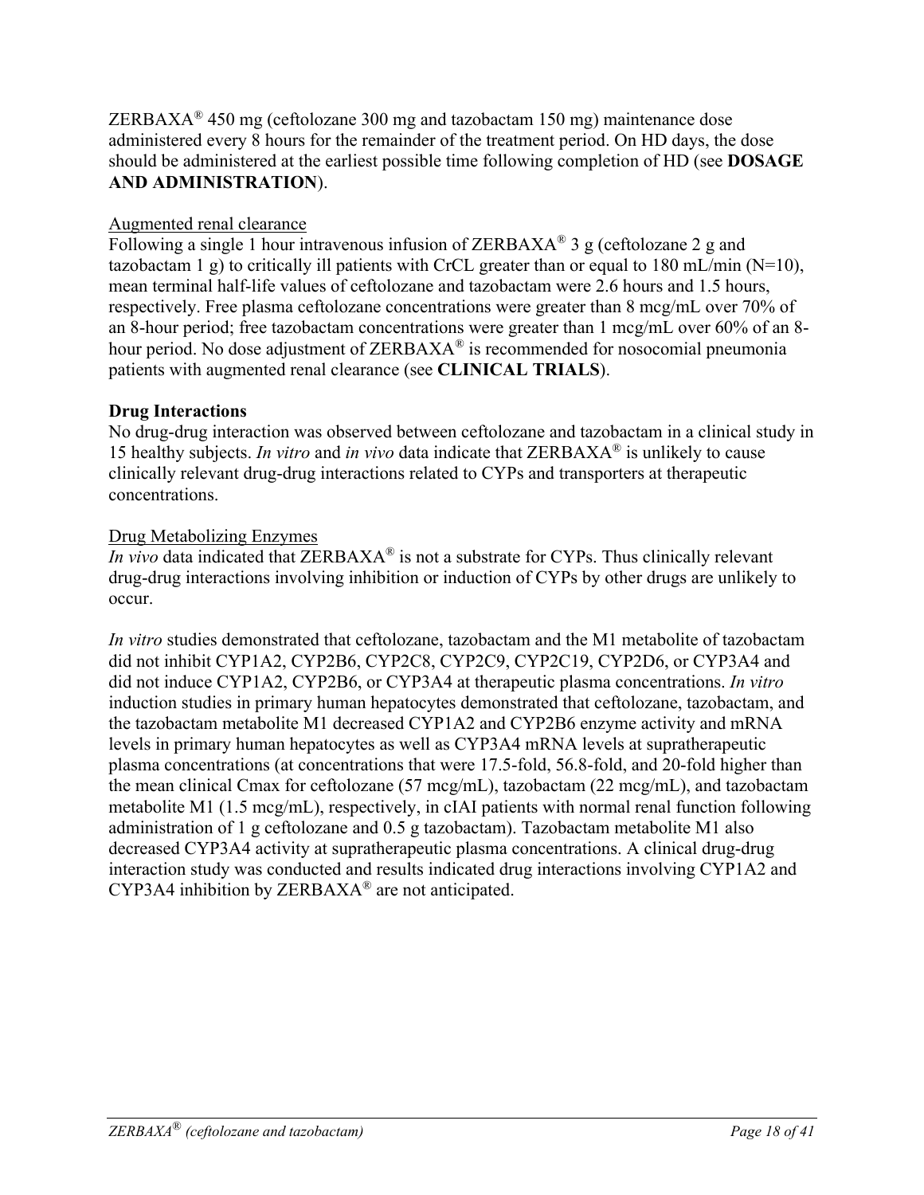ZERBAXA® 450 mg (ceftolozane 300 mg and tazobactam 150 mg) maintenance dose administered every 8 hours for the remainder of the treatment period. On HD days, the dose should be administered at the earliest possible time following completion of HD (see **DOSAGE AND ADMINISTRATION**).

Augmented renal clearance

Following a single 1 hour intravenous infusion of ZERBAXA® 3 g (ceftolozane 2 g and tazobactam 1 g) to critically ill patients with CrCL greater than or equal to 180 mL/min (N=10), mean terminal half-life values of ceftolozane and tazobactam were 2.6 hours and 1.5 hours, respectively. Free plasma ceftolozane concentrations were greater than 8 mcg/mL over 70% of an 8-hour period; free tazobactam concentrations were greater than 1 mcg/mL over 60% of an 8-hour period. No dose adjustment of ZERBAXA® is recommended for nosocomial pneumonia patients with augmented renal clearance (see **CLINICAL TRIALS**).

**Drug Interactions**

No drug-drug interaction was observed between ceftolozane and tazobactam in a clinical study in 15 healthy subjects. *In vitro* and *in vivo* data indicate that ZERBAXA® is unlikely to cause clinically relevant drug-drug interactions related to CYPs and transporters at therapeutic concentrations.

Drug Metabolizing Enzymes

*In vivo* data indicated that ZERBAXA® is not a substrate for CYPs. Thus clinically relevant drug-drug interactions involving inhibition or induction of CYPs by other drugs are unlikely to occur.

*In vitro* studies demonstrated that ceftolozane, tazobactam and the M1 metabolite of tazobactam did not inhibit CYP1A2, CYP2B6, CYP2C8, CYP2C9, CYP2C19, CYP2D6, or CYP3A4 and did not induce CYP1A2, CYP2B6, or CYP3A4 at therapeutic plasma concentrations. *In vitro* induction studies in primary human hepatocytes demonstrated that ceftolozane, tazobactam, and the tazobactam metabolite M1 decreased CYP1A2 and CYP2B6 enzyme activity and mRNA levels in primary human hepatocytes as well as CYP3A4 mRNA levels at supratherapeutic plasma concentrations (at concentrations that were 17.5-fold, 56.8-fold, and 20-fold higher than the mean clinical Cmax for ceftolozane (57 mcg/mL), tazobactam (22 mcg/mL), and tazobactam metabolite M1 (1.5 mcg/mL), respectively, in cIAI patients with normal renal function following administration of 1 g ceftolozane and 0.5 g tazobactam). Tazobactam metabolite M1 also decreased CYP3A4 activity at supratherapeutic plasma concentrations. A clinical drug-drug interaction study was conducted and results indicated drug interactions involving CYP1A2 and CYP3A4 inhibition by ZERBAXA® are not anticipated.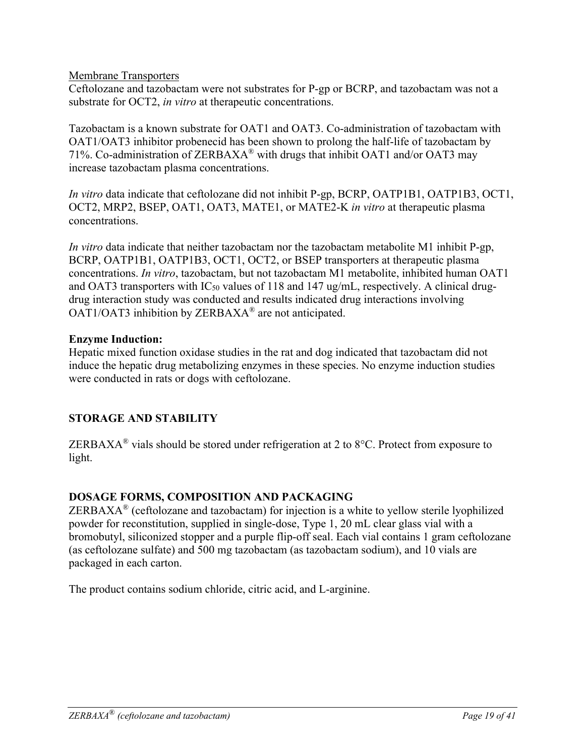Membrane Transporters

Ceftolozane and tazobactam were not substrates for P-gp or BCRP, and tazobactam was not a substrate for OCT2, *in vitro* at therapeutic concentrations.

Tazobactam is a known substrate for OAT1 and OAT3. Co-administration of tazobactam with OAT1/OAT3 inhibitor probenecid has been shown to prolong the half-life of tazobactam by 71%. Co-administration of ZERBAXA® with drugs that inhibit OAT1 and/or OAT3 may increase tazobactam plasma concentrations.

*In vitro* data indicate that ceftolozane did not inhibit P-gp, BCRP, OATP1B1, OATP1B3, OCT1, OCT2, MRP2, BSEP, OAT1, OAT3, MATE1, or MATE2-K *in vitro* at therapeutic plasma concentrations.

*In vitro* data indicate that neither tazobactam nor the tazobactam metabolite M1 inhibit P-gp, BCRP, OATP1B1, OATP1B3, OCT1, OCT2, or BSEP transporters at therapeutic plasma concentrations. *In vitro*, tazobactam, but not tazobactam M1 metabolite, inhibited human OAT1 and OAT3 transporters with $IC_{50}$ values of 118 and 147 ug/mL, respectively. A clinical drug-drug interaction study was conducted and results indicated drug interactions involving OAT1/OAT3 inhibition by ZERBAXA® are not anticipated.

**Enzyme Induction:**

Hepatic mixed function oxidase studies in the rat and dog indicated that tazobactam did not induce the hepatic drug metabolizing enzymes in these species. No enzyme induction studies were conducted in rats or dogs with ceftolozane.

## STORAGE AND STABILITY

ZERBAXA® vials should be stored under refrigeration at 2 to 8°C. Protect from exposure to light.

## DOSAGE FORMS, COMPOSITION AND PACKAGING

ZERBAXA® (ceftolozane and tazobactam) for injection is a white to yellow sterile lyophilized powder for reconstitution, supplied in single-dose, Type 1, 20 mL clear glass vial with a bromobutyl, siliconized stopper and a purple flip-off seal. Each vial contains 1 gram ceftolozane (as ceftolozane sulfate) and 500 mg tazobactam (as tazobactam sodium), and 10 vials are packaged in each carton.

The product contains sodium chloride, citric acid, and L-arginine.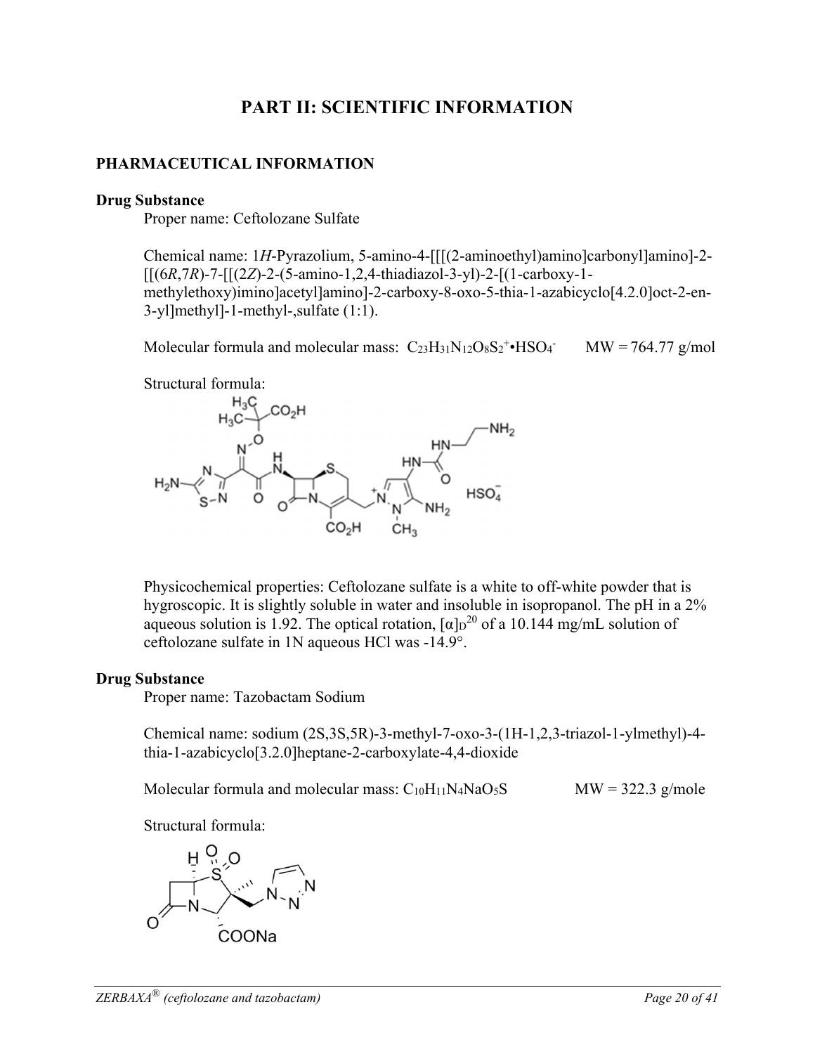# PART II: SCIENTIFIC INFORMATION

## PHARMACEUTICAL INFORMATION

### Drug Substance

Proper name: Ceftolozane Sulfate

Chemical name: 1*H*-Pyrazolium, 5-amino-4-[[[(2-aminoethyl)amino]carbonyl]amino]-2-[[(6*R*,7*R*)-7-[[(2*Z*)-2-(5-amino-1,2,4-thiadiazol-3-yl)-2-[(1-carboxy-1-methylethoxy)imino]acetyl]amino]-2-carboxy-8-oxo-5-thia-1-azabicyclo[4.2.0]oct-2-en-3-yl]methyl]-1-methyl-,sulfate (1:1).

Molecular formula and molecular mass: $C_{23}H_{31}N_{12}O_8S_2^{+} \cdot HSO_4^{-}$ MW = 764.77 g/mol

Structural formula:

Physicochemical properties: Ceftolozane sulfate is a white to off-white powder that is hygroscopic. It is slightly soluble in water and insoluble in isopropanol. The pH in a 2% aqueous solution is 1.92. The optical rotation, $[\alpha]_D^{20}$ of a 10.144 mg/mL solution of ceftolozane sulfate in 1N aqueous HCl was -14.9°.

### Drug Substance

Proper name: Tazobactam Sodium

Chemical name: sodium (2S,3S,5R)-3-methyl-7-oxo-3-(1H-1,2,3-triazol-1-ylmethyl)-4-thia-1-azabicyclo[3.2.0]heptane-2-carboxylate-4,4-dioxide

Molecular formula and molecular mass: $C_{10}H_{11}N_4NaO_5S$ MW = 322.3 g/mole

Structural formula: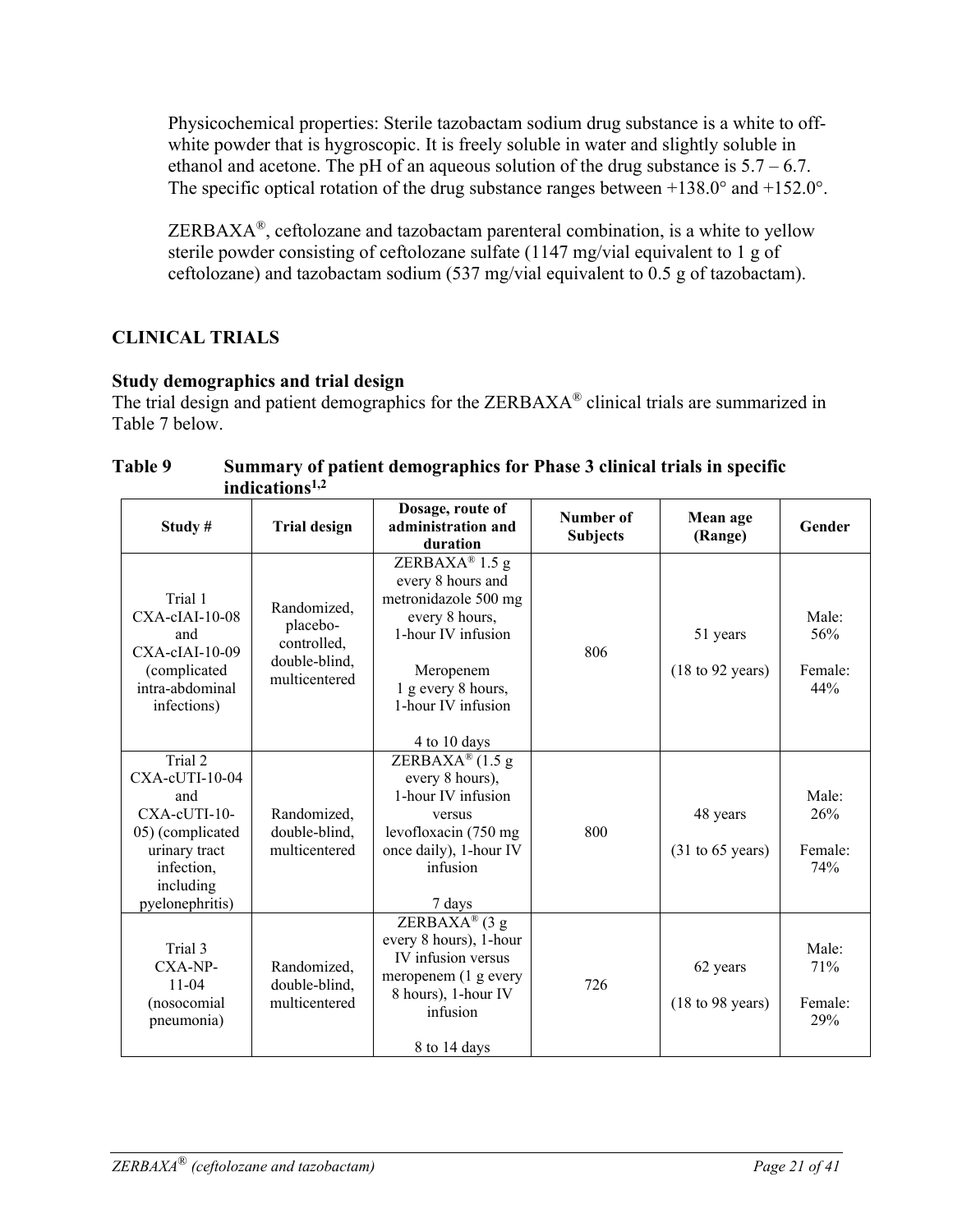Physicochemical properties: Sterile tazobactam sodium drug substance is a white to off-white powder that is hygroscopic. It is freely soluble in water and slightly soluble in ethanol and acetone. The pH of an aqueous solution of the drug substance is 5.7 – 6.7. The specific optical rotation of the drug substance ranges between +138.0° and +152.0°.

ZERBAXA®, ceftolozane and tazobactam parenteral combination, is a white to yellow sterile powder consisting of ceftolozane sulfate (1147 mg/vial equivalent to 1 g of ceftolozane) and tazobactam sodium (537 mg/vial equivalent to 0.5 g of tazobactam).

## CLINICAL TRIALS

### Study demographics and trial design

The trial design and patient demographics for the ZERBAXA® clinical trials are summarized in Table 7 below.

**Table 9 Summary of patient demographics for Phase 3 clinical trials in specific indications[1,2]**

| Study # | Trial design | Dosage, route of administration and duration | Number of Subjects | Mean age (Range) | Gender |
|---|---|---|---|---|---|
| Trial 1 CXA-cIAI-10-08 and CXA-cIAI-10-09 (complicated intra-abdominal infections) | Randomized, placebo-controlled, double-blind, multicentered | ZERBAXA® 1.5 g every 8 hours and metronidazole 500 mg every 8 hours, 1-hour IV infusion<br><br>Meropenem 1 g every 8 hours, 1-hour IV infusion<br><br>4 to 10 days | 806 | 51 years<br><br>(18 to 92 years) | Male: 56%<br><br>Female: 44% |
| Trial 2 CXA-cUTI-10-04 and CXA-cUTI-10-05) (complicated urinary tract infection, including pyelonephritis) | Randomized, double-blind, multicentered | ZERBAXA® (1.5 g every 8 hours), 1-hour IV infusion versus levofloxacin (750 mg once daily), 1-hour IV infusion<br><br>7 days | 800 | 48 years<br><br>(31 to 65 years) | Male: 26%<br><br>Female: 74% |
| Trial 3 CXA-NP-11-04 (nosocomial pneumonia) | Randomized, double-blind, multicentered | ZERBAXA® (3 g every 8 hours), 1-hour IV infusion versus meropenem (1 g every 8 hours), 1-hour IV infusion<br><br>8 to 14 days | 726 | 62 years<br><br>(18 to 98 years) | Male: 71%<br><br>Female: 29% |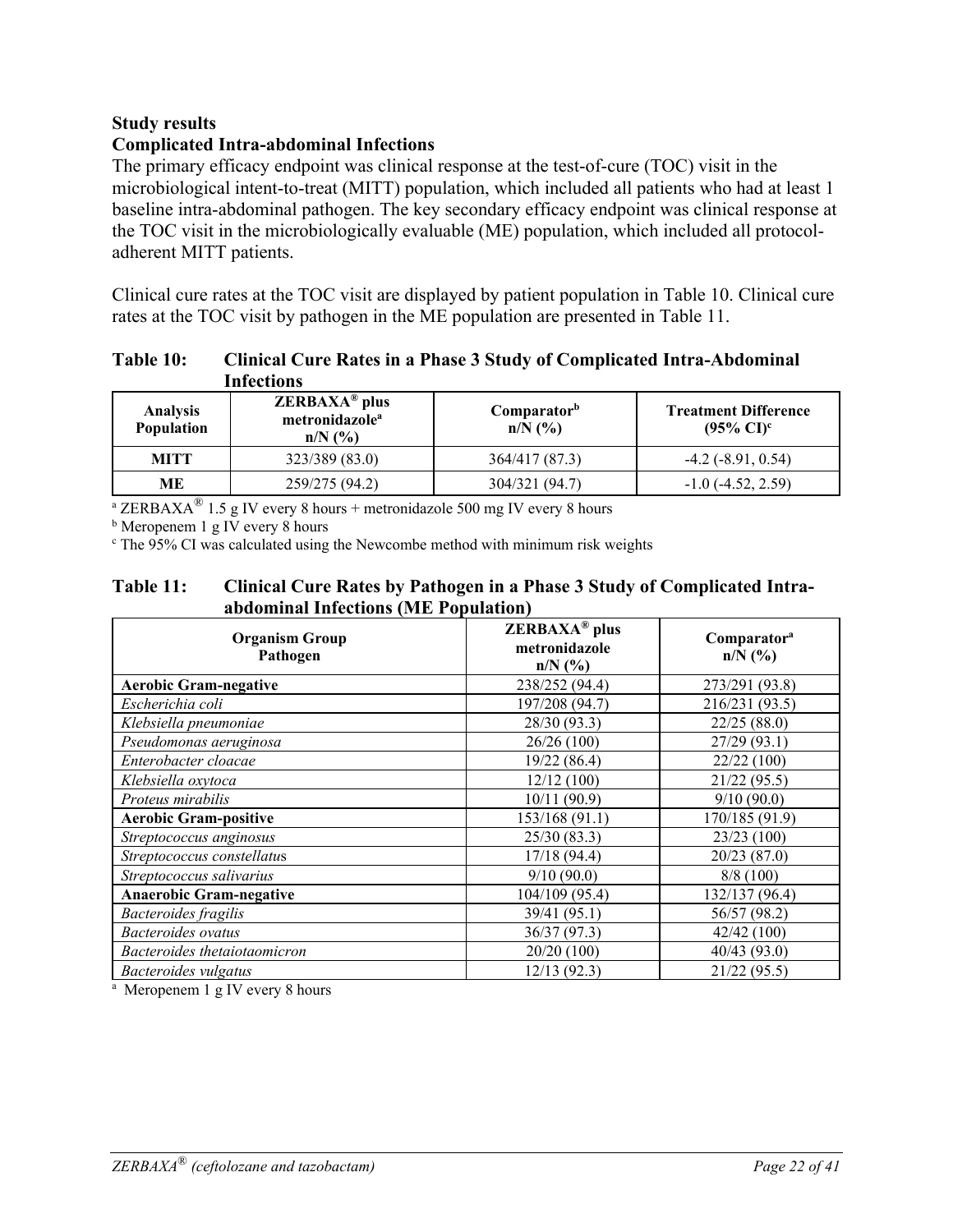**Study results**

**Complicated Intra-abdominal Infections**

The primary efficacy endpoint was clinical response at the test-of-cure (TOC) visit in the microbiological intent-to-treat (MITT) population, which included all patients who had at least 1 baseline intra-abdominal pathogen. The key secondary efficacy endpoint was clinical response at the TOC visit in the microbiologically evaluable (ME) population, which included all protocol-adherent MITT patients.

Clinical cure rates at the TOC visit are displayed by patient population in Table 10. Clinical cure rates at the TOC visit by pathogen in the ME population are presented in Table 11.

**Table 10: Clinical Cure Rates in a Phase 3 Study of Complicated Intra-Abdominal Infections**

| Analysis Population | ZERBAXA® plus metronidazole[a] n/N (%) | Comparator[b] n/N (%) | Treatment Difference (95% CI)[c] |
|---|---|---|---|
| **MITT** | 323/389 (83.0) | 364/417 (87.3) | -4.2 (-8.91, 0.54) |
| **ME** | 259/275 (94.2) | 304/321 (94.7) | -1.0 (-4.52, 2.59) |

[a] ZERBAXA® 1.5 g IV every 8 hours + metronidazole 500 mg IV every 8 hours

[b] Meropenem 1 g IV every 8 hours

[c] The 95% CI was calculated using the Newcombe method with minimum risk weights

**Table 11: Clinical Cure Rates by Pathogen in a Phase 3 Study of Complicated Intra-abdominal Infections (ME Population)**

| Organism Group Pathogen | ZERBAXA® plus metronidazole n/N (%) | Comparator[a] n/N (%) |
|---|---|---|
| **Aerobic Gram-negative** | 238/252 (94.4) | 273/291 (93.8) |
| *Escherichia coli* | 197/208 (94.7) | 216/231 (93.5) |
| *Klebsiella pneumoniae* | 28/30 (93.3) | 22/25 (88.0) |
| *Pseudomonas aeruginosa* | 26/26 (100) | 27/29 (93.1) |
| *Enterobacter cloacae* | 19/22 (86.4) | 22/22 (100) |
| *Klebsiella oxytoca* | 12/12 (100) | 21/22 (95.5) |
| *Proteus mirabilis* | 10/11 (90.9) | 9/10 (90.0) |
| **Aerobic Gram-positive** | 153/168 (91.1) | 170/185 (91.9) |
| *Streptococcus anginosus* | 25/30 (83.3) | 23/23 (100) |
| *Streptococcus constellatus* | 17/18 (94.4) | 20/23 (87.0) |
| *Streptococcus salivarius* | 9/10 (90.0) | 8/8 (100) |
| **Anaerobic Gram-negative** | 104/109 (95.4) | 132/137 (96.4) |
| *Bacteroides fragilis* | 39/41 (95.1) | 56/57 (98.2) |
| *Bacteroides ovatus* | 36/37 (97.3) | 42/42 (100) |
| *Bacteroides thetaiotaomicron* | 20/20 (100) | 40/43 (93.0) |
| *Bacteroides vulgatus* | 12/13 (92.3) | 21/22 (95.5) |

[a] Meropenem 1 g IV every 8 hours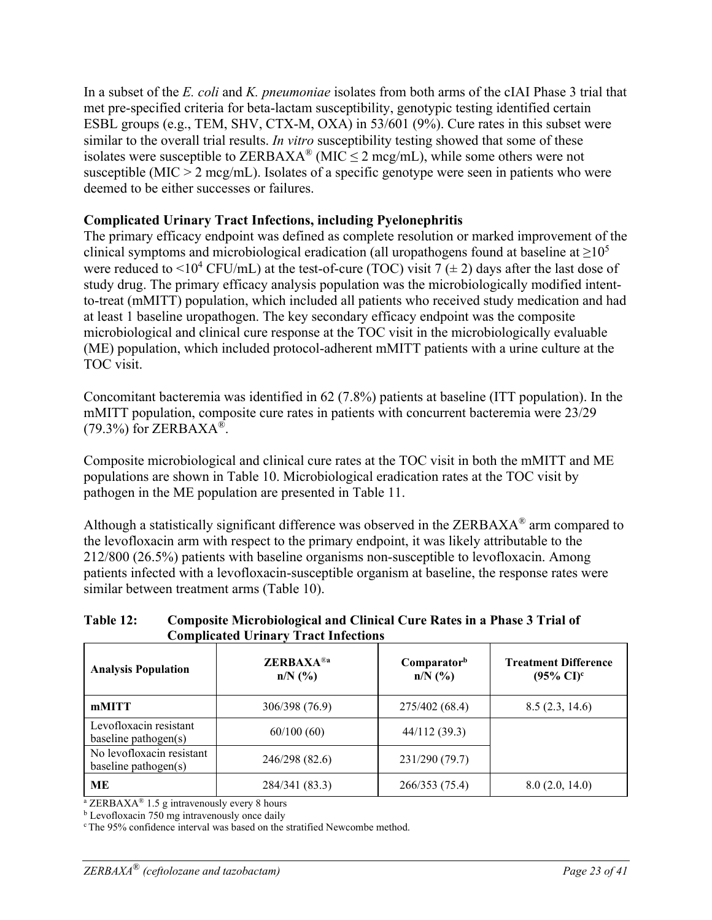In a subset of the *E. coli* and *K. pneumoniae* isolates from both arms of the cIAI Phase 3 trial that met pre-specified criteria for beta-lactam susceptibility, genotypic testing identified certain ESBL groups (e.g., TEM, SHV, CTX-M, OXA) in 53/601 (9%). Cure rates in this subset were similar to the overall trial results. *In vitro* susceptibility testing showed that some of these isolates were susceptible to ZERBAXA® (MIC ≤ 2 mcg/mL), while some others were not susceptible (MIC > 2 mcg/mL). Isolates of a specific genotype were seen in patients who were deemed to be either successes or failures.

**Complicated Urinary Tract Infections, including Pyelonephritis**

The primary efficacy endpoint was defined as complete resolution or marked improvement of the clinical symptoms and microbiological eradication (all uropathogens found at baseline at $\geq 10^5$ were reduced to $<10^4$ CFU/mL) at the test-of-cure (TOC) visit 7 (± 2) days after the last dose of study drug. The primary efficacy analysis population was the microbiologically modified intent-to-treat (mMITT) population, which included all patients who received study medication and had at least 1 baseline uropathogen. The key secondary efficacy endpoint was the composite microbiological and clinical cure response at the TOC visit in the microbiologically evaluable (ME) population, which included protocol-adherent mMITT patients with a urine culture at the TOC visit.

Concomitant bacteremia was identified in 62 (7.8%) patients at baseline (ITT population). In the mMITT population, composite cure rates in patients with concurrent bacteremia were 23/29 (79.3%) for ZERBAXA®.

Composite microbiological and clinical cure rates at the TOC visit in both the mMITT and ME populations are shown in Table 10. Microbiological eradication rates at the TOC visit by pathogen in the ME population are presented in Table 11.

Although a statistically significant difference was observed in the ZERBAXA® arm compared to the levofloxacin arm with respect to the primary endpoint, it was likely attributable to the 212/800 (26.5%) patients with baseline organisms non-susceptible to levofloxacin. Among patients infected with a levofloxacin-susceptible organism at baseline, the response rates were similar between treatment arms (Table 10).

**Table 12: Composite Microbiological and Clinical Cure Rates in a Phase 3 Trial of Complicated Urinary Tract Infections**

| Analysis Population | ZERBAXA®[a] n/N (%) | Comparator[b] n/N (%) | Treatment Difference (95% CI)[c] |
|---|---|---|---|
| **mMITT** | 306/398 (76.9) | 275/402 (68.4) | 8.5 (2.3, 14.6) |
| Levofloxacin resistant baseline pathogen(s) | 60/100 (60) | 44/112 (39.3) | |
| No levofloxacin resistant baseline pathogen(s) | 246/298 (82.6) | 231/290 (79.7) | |
| **ME** | 284/341 (83.3) | 266/353 (75.4) | 8.0 (2.0, 14.0) |

[a] ZERBAXA® 1.5 g intravenously every 8 hours
[b] Levofloxacin 750 mg intravenously once daily
[c] The 95% confidence interval was based on the stratified Newcombe method.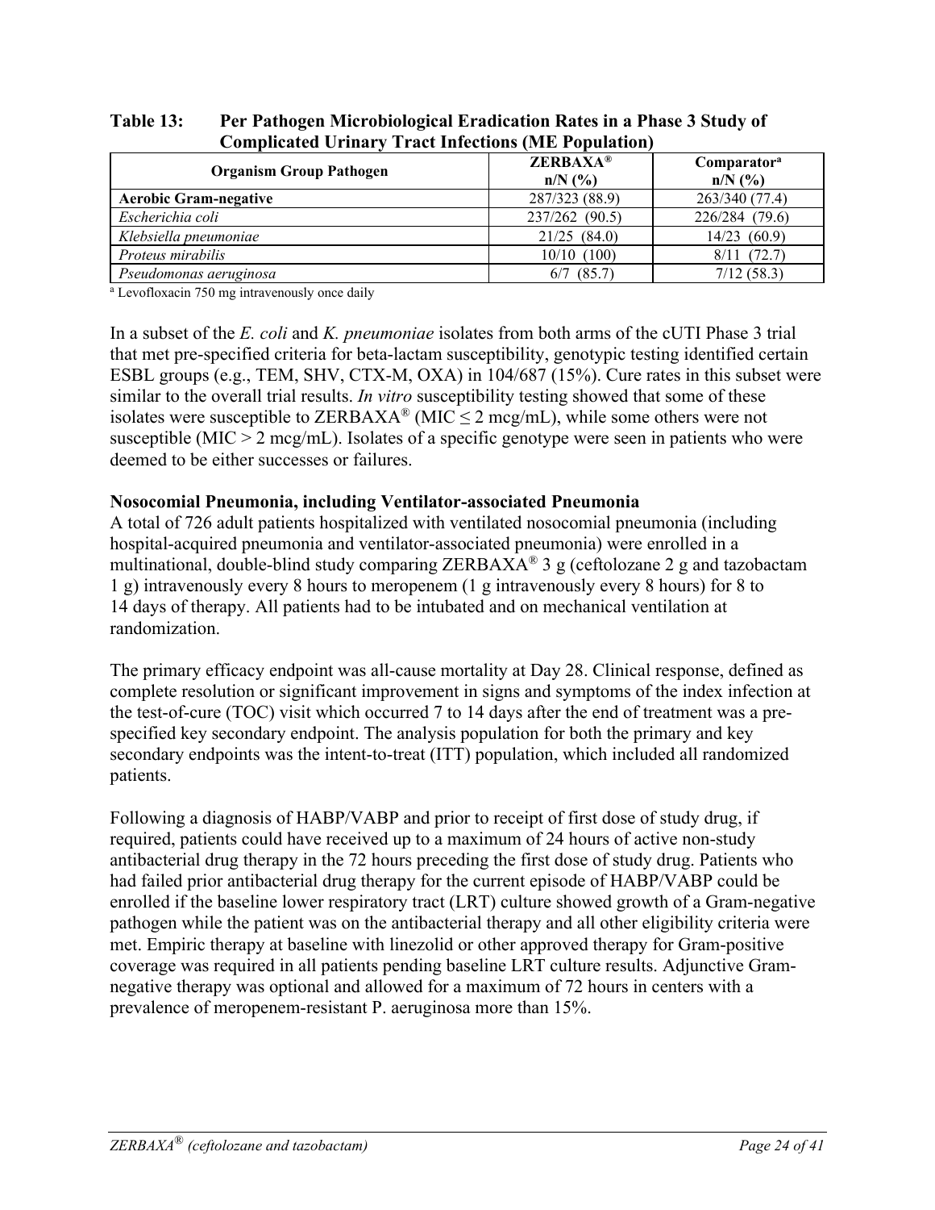**Table 13: Per Pathogen Microbiological Eradication Rates in a Phase 3 Study of Complicated Urinary Tract Infections (ME Population)**

| Organism Group Pathogen | ZERBAXA® n/N (%) | Comparator[a] n/N (%) |
|---|---|---|
| **Aerobic Gram-negative** | 287/323 (88.9) | 263/340 (77.4) |
| *Escherichia coli* | 237/262 (90.5) | 226/284 (79.6) |
| *Klebsiella pneumoniae* | 21/25 (84.0) | 14/23 (60.9) |
| *Proteus mirabilis* | 10/10 (100) | 8/11 (72.7) |
| *Pseudomonas aeruginosa* | 6/7 (85.7) | 7/12 (58.3) |

[a] Levofloxacin 750 mg intravenously once daily

In a subset of the *E. coli* and *K. pneumoniae* isolates from both arms of the cUTI Phase 3 trial that met pre-specified criteria for beta-lactam susceptibility, genotypic testing identified certain ESBL groups (e.g., TEM, SHV, CTX-M, OXA) in 104/687 (15%). Cure rates in this subset were similar to the overall trial results. *In vitro* susceptibility testing showed that some of these isolates were susceptible to ZERBAXA® (MIC ≤ 2 mcg/mL), while some others were not susceptible (MIC > 2 mcg/mL). Isolates of a specific genotype were seen in patients who were deemed to be either successes or failures.

**Nosocomial Pneumonia, including Ventilator-associated Pneumonia**

A total of 726 adult patients hospitalized with ventilated nosocomial pneumonia (including hospital-acquired pneumonia and ventilator-associated pneumonia) were enrolled in a multinational, double-blind study comparing ZERBAXA® 3 g (ceftolozane 2 g and tazobactam 1 g) intravenously every 8 hours to meropenem (1 g intravenously every 8 hours) for 8 to 14 days of therapy. All patients had to be intubated and on mechanical ventilation at randomization.

The primary efficacy endpoint was all-cause mortality at Day 28. Clinical response, defined as complete resolution or significant improvement in signs and symptoms of the index infection at the test-of-cure (TOC) visit which occurred 7 to 14 days after the end of treatment was a pre-specified key secondary endpoint. The analysis population for both the primary and key secondary endpoints was the intent-to-treat (ITT) population, which included all randomized patients.

Following a diagnosis of HABP/VABP and prior to receipt of first dose of study drug, if required, patients could have received up to a maximum of 24 hours of active non-study antibacterial drug therapy in the 72 hours preceding the first dose of study drug. Patients who had failed prior antibacterial drug therapy for the current episode of HABP/VABP could be enrolled if the baseline lower respiratory tract (LRT) culture showed growth of a Gram-negative pathogen while the patient was on the antibacterial therapy and all other eligibility criteria were met. Empiric therapy at baseline with linezolid or other approved therapy for Gram-positive coverage was required in all patients pending baseline LRT culture results. Adjunctive Gram-negative therapy was optional and allowed for a maximum of 72 hours in centers with a prevalence of meropenem-resistant P. aeruginosa more than 15%.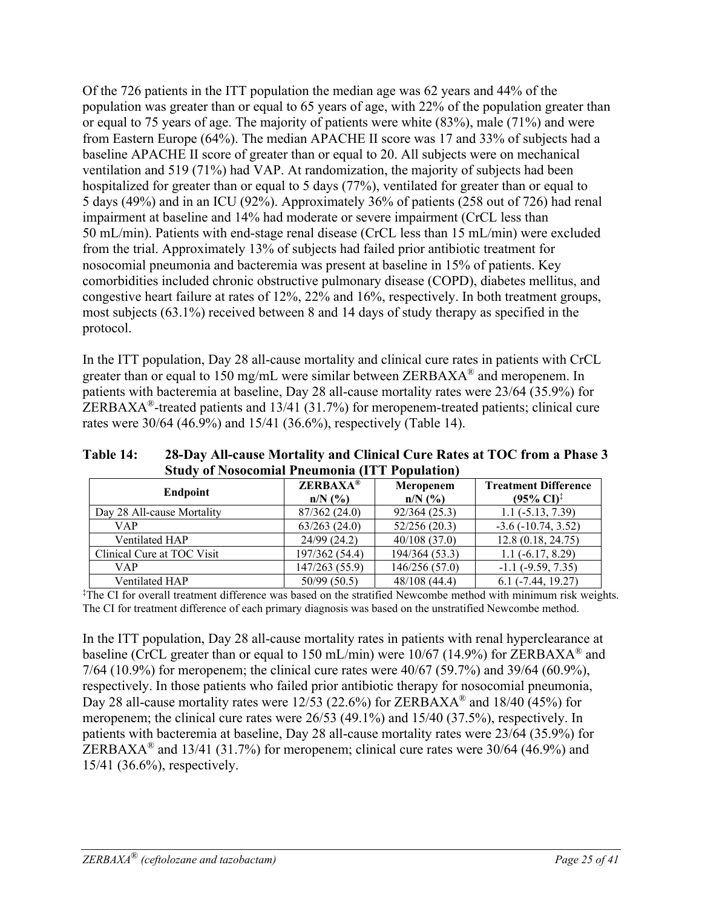Of the 726 patients in the ITT population the median age was 62 years and 44% of the population was greater than or equal to 65 years of age, with 22% of the population greater than or equal to 75 years of age. The majority of patients were white (83%), male (71%) and were from Eastern Europe (64%). The median APACHE II score was 17 and 33% of subjects had a baseline APACHE II score of greater than or equal to 20. All subjects were on mechanical ventilation and 519 (71%) had VAP. At randomization, the majority of subjects had been hospitalized for greater than or equal to 5 days (77%), ventilated for greater than or equal to 5 days (49%) and in an ICU (92%). Approximately 36% of patients (258 out of 726) had renal impairment at baseline and 14% had moderate or severe impairment (CrCL less than 50 mL/min). Patients with end-stage renal disease (CrCL less than 15 mL/min) were excluded from the trial. Approximately 13% of subjects had failed prior antibiotic treatment for nosocomial pneumonia and bacteremia was present at baseline in 15% of patients. Key comorbidities included chronic obstructive pulmonary disease (COPD), diabetes mellitus, and congestive heart failure at rates of 12%, 22% and 16%, respectively. In both treatment groups, most subjects (63.1%) received between 8 and 14 days of study therapy as specified in the protocol.

In the ITT population, Day 28 all-cause mortality and clinical cure rates in patients with CrCL greater than or equal to 150 mg/mL were similar between ZERBAXA® and meropenem. In patients with bacteremia at baseline, Day 28 all-cause mortality rates were 23/64 (35.9%) for ZERBAXA®-treated patients and 13/41 (31.7%) for meropenem-treated patients; clinical cure rates were 30/64 (46.9%) and 15/41 (36.6%), respectively (Table 14).

**Table 14: 28-Day All-cause Mortality and Clinical Cure Rates at TOC from a Phase 3 Study of Nosocomial Pneumonia (ITT Population)**

| Endpoint | ZERBAXA® n/N (%) | Meropenem n/N (%) | Treatment Difference (95% CI)‡ |
|---|---|---|---|
| Day 28 All-cause Mortality | 87/362 (24.0) | 92/364 (25.3) | 1.1 (-5.13, 7.39) |
| VAP | 63/263 (24.0) | 52/256 (20.3) | -3.6 (-10.74, 3.52) |
| Ventilated HAP | 24/99 (24.2) | 40/108 (37.0) | 12.8 (0.18, 24.75) |
| Clinical Cure at TOC Visit | 197/362 (54.4) | 194/364 (53.3) | 1.1 (-6.17, 8.29) |
| VAP | 147/263 (55.9) | 146/256 (57.0) | -1.1 (-9.59, 7.35) |
| Ventilated HAP | 50/99 (50.5) | 48/108 (44.4) | 6.1 (-7.44, 19.27) |

‡The CI for overall treatment difference was based on the stratified Newcombe method with minimum risk weights. The CI for treatment difference of each primary diagnosis was based on the unstratified Newcombe method.

In the ITT population, Day 28 all-cause mortality rates in patients with renal hyperclearance at baseline (CrCL greater than or equal to 150 mL/min) were 10/67 (14.9%) for ZERBAXA® and 7/64 (10.9%) for meropenem; the clinical cure rates were 40/67 (59.7%) and 39/64 (60.9%), respectively. In those patients who failed prior antibiotic therapy for nosocomial pneumonia, Day 28 all-cause mortality rates were 12/53 (22.6%) for ZERBAXA® and 18/40 (45%) for meropenem; the clinical cure rates were 26/53 (49.1%) and 15/40 (37.5%), respectively. In patients with bacteremia at baseline, Day 28 all-cause mortality rates were 23/64 (35.9%) for ZERBAXA® and 13/41 (31.7%) for meropenem; clinical cure rates were 30/64 (46.9%) and 15/41 (36.6%), respectively.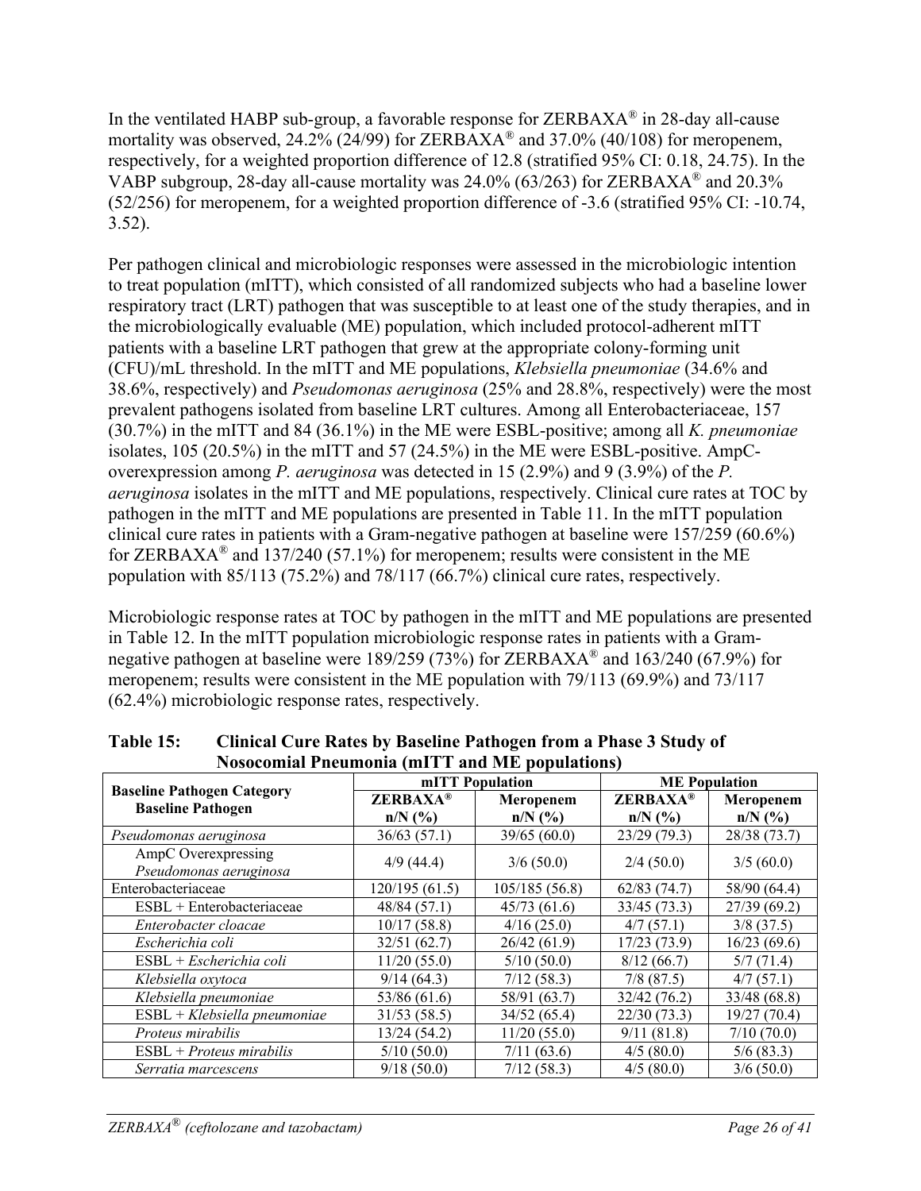In the ventilated HABP sub-group, a favorable response for ZERBAXA® in 28-day all-cause mortality was observed, 24.2% (24/99) for ZERBAXA® and 37.0% (40/108) for meropenem, respectively, for a weighted proportion difference of 12.8 (stratified 95% CI: 0.18, 24.75). In the VABP subgroup, 28-day all-cause mortality was 24.0% (63/263) for ZERBAXA® and 20.3% (52/256) for meropenem, for a weighted proportion difference of -3.6 (stratified 95% CI: -10.74, 3.52).

Per pathogen clinical and microbiologic responses were assessed in the microbiologic intention to treat population (mITT), which consisted of all randomized subjects who had a baseline lower respiratory tract (LRT) pathogen that was susceptible to at least one of the study therapies, and in the microbiologically evaluable (ME) population, which included protocol-adherent mITT patients with a baseline LRT pathogen that grew at the appropriate colony-forming unit (CFU)/mL threshold. In the mITT and ME populations, *Klebsiella pneumoniae* (34.6% and 38.6%, respectively) and *Pseudomonas aeruginosa* (25% and 28.8%, respectively) were the most prevalent pathogens isolated from baseline LRT cultures. Among all Enterobacteriaceae, 157 (30.7%) in the mITT and 84 (36.1%) in the ME were ESBL-positive; among all *K. pneumoniae* isolates, 105 (20.5%) in the mITT and 57 (24.5%) in the ME were ESBL-positive. AmpC-overexpression among *P. aeruginosa* was detected in 15 (2.9%) and 9 (3.9%) of the *P. aeruginosa* isolates in the mITT and ME populations, respectively. Clinical cure rates at TOC by pathogen in the mITT and ME populations are presented in Table 11. In the mITT population clinical cure rates in patients with a Gram-negative pathogen at baseline were 157/259 (60.6%) for ZERBAXA® and 137/240 (57.1%) for meropenem; results were consistent in the ME population with 85/113 (75.2%) and 78/117 (66.7%) clinical cure rates, respectively.

Microbiologic response rates at TOC by pathogen in the mITT and ME populations are presented in Table 12. In the mITT population microbiologic response rates in patients with a Gram-negative pathogen at baseline were 189/259 (73%) for ZERBAXA® and 163/240 (67.9%) for meropenem; results were consistent in the ME population with 79/113 (69.9%) and 73/117 (62.4%) microbiologic response rates, respectively.

**Table 15: Clinical Cure Rates by Baseline Pathogen from a Phase 3 Study of Nosocomial Pneumonia (mITT and ME populations)**

| Baseline Pathogen Category Baseline Pathogen | mITT Population | | ME Population | |
|---|---|---|---|---|
| | ZERBAXA® n/N (%) | Meropenem n/N (%) | ZERBAXA® n/N (%) | Meropenem n/N (%) |
| *Pseudomonas aeruginosa* | 36/63 (57.1) | 39/65 (60.0) | 23/29 (79.3) | 28/38 (73.7) |
| AmpC Overexpressing *Pseudomonas aeruginosa* | 4/9 (44.4) | 3/6 (50.0) | 2/4 (50.0) | 3/5 (60.0) |
| Enterobacteriaceae | 120/195 (61.5) | 105/185 (56.8) | 62/83 (74.7) | 58/90 (64.4) |
| ESBL + Enterobacteriaceae | 48/84 (57.1) | 45/73 (61.6) | 33/45 (73.3) | 27/39 (69.2) |
| *Enterobacter cloacae* | 10/17 (58.8) | 4/16 (25.0) | 4/7 (57.1) | 3/8 (37.5) |
| *Escherichia coli* | 32/51 (62.7) | 26/42 (61.9) | 17/23 (73.9) | 16/23 (69.6) |
| ESBL + *Escherichia coli* | 11/20 (55.0) | 5/10 (50.0) | 8/12 (66.7) | 5/7 (71.4) |
| *Klebsiella oxytoca* | 9/14 (64.3) | 7/12 (58.3) | 7/8 (87.5) | 4/7 (57.1) |
| *Klebsiella pneumoniae* | 53/86 (61.6) | 58/91 (63.7) | 32/42 (76.2) | 33/48 (68.8) |
| ESBL + *Klebsiella pneumoniae* | 31/53 (58.5) | 34/52 (65.4) | 22/30 (73.3) | 19/27 (70.4) |
| *Proteus mirabilis* | 13/24 (54.2) | 11/20 (55.0) | 9/11 (81.8) | 7/10 (70.0) |
| ESBL + *Proteus mirabilis* | 5/10 (50.0) | 7/11 (63.6) | 4/5 (80.0) | 5/6 (83.3) |
| *Serratia marcescens* | 9/18 (50.0) | 7/12 (58.3) | 4/5 (80.0) | 3/6 (50.0) |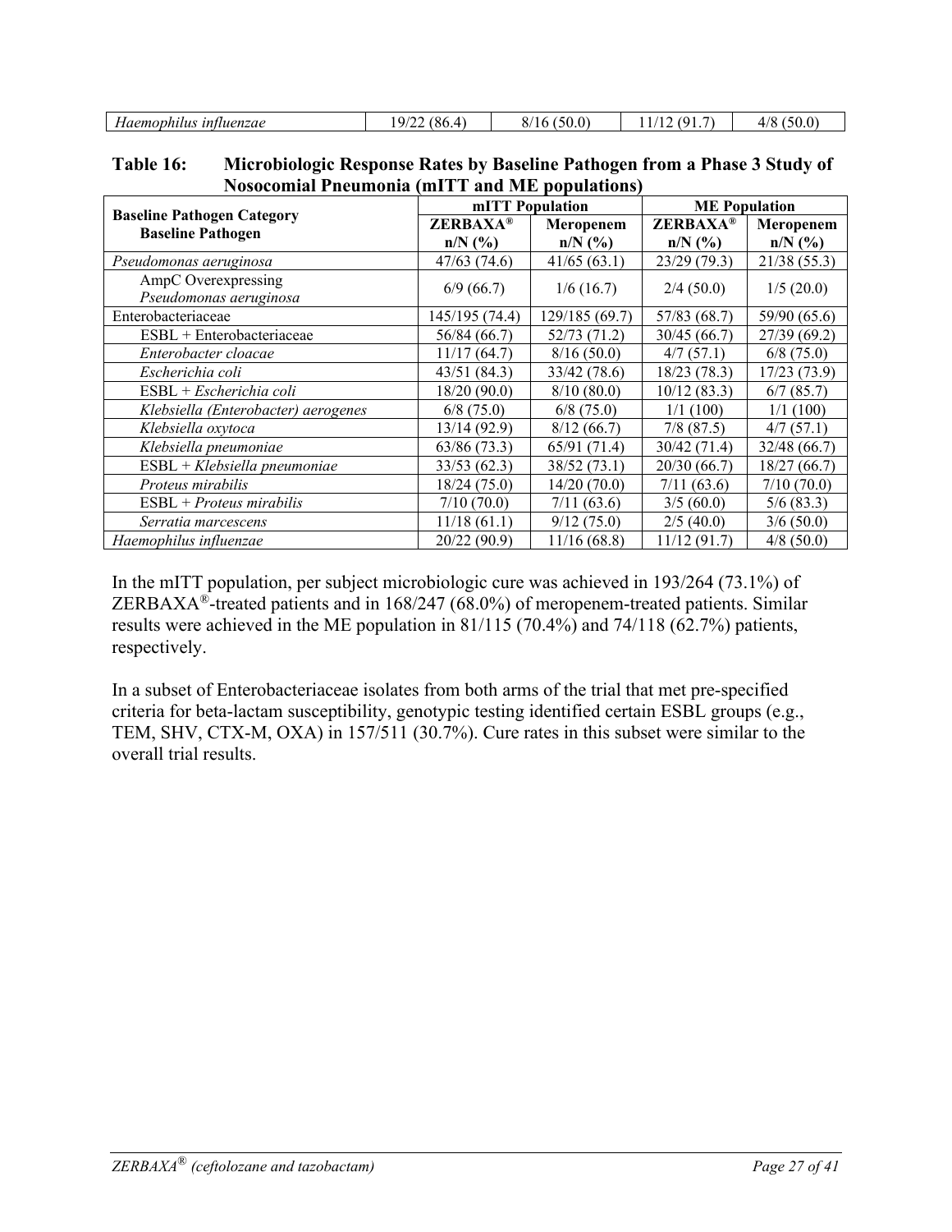| *Haemophilus influenzae* | 19/22 (86.4) | 8/16 (50.0) | 11/12 (91.7) | 4/8 (50.0) |
|---|---|---|---|---|

**Table 16: Microbiologic Response Rates by Baseline Pathogen from a Phase 3 Study of Nosocomial Pneumonia (mITT and ME populations)**

| Baseline Pathogen Category<br>Baseline Pathogen | mITT Population | | ME Population | |
|---|---|---|---|---|
| | ZERBAXA®<br>n/N (%) | Meropenem<br>n/N (%) | ZERBAXA®<br>n/N (%) | Meropenem<br>n/N (%) |
| *Pseudomonas aeruginosa* | 47/63 (74.6) | 41/65 (63.1) | 23/29 (79.3) | 21/38 (55.3) |
| AmpC Overexpressing *Pseudomonas aeruginosa* | 6/9 (66.7) | 1/6 (16.7) | 2/4 (50.0) | 1/5 (20.0) |
| Enterobacteriaceae | 145/195 (74.4) | 129/185 (69.7) | 57/83 (68.7) | 59/90 (65.6) |
| ESBL + Enterobacteriaceae | 56/84 (66.7) | 52/73 (71.2) | 30/45 (66.7) | 27/39 (69.2) |
| *Enterobacter cloacae* | 11/17 (64.7) | 8/16 (50.0) | 4/7 (57.1) | 6/8 (75.0) |
| *Escherichia coli* | 43/51 (84.3) | 33/42 (78.6) | 18/23 (78.3) | 17/23 (73.9) |
| ESBL + *Escherichia coli* | 18/20 (90.0) | 8/10 (80.0) | 10/12 (83.3) | 6/7 (85.7) |
| *Klebsiella (Enterobacter) aerogenes* | 6/8 (75.0) | 6/8 (75.0) | 1/1 (100) | 1/1 (100) |
| *Klebsiella oxytoca* | 13/14 (92.9) | 8/12 (66.7) | 7/8 (87.5) | 4/7 (57.1) |
| *Klebsiella pneumoniae* | 63/86 (73.3) | 65/91 (71.4) | 30/42 (71.4) | 32/48 (66.7) |
| ESBL + *Klebsiella pneumoniae* | 33/53 (62.3) | 38/52 (73.1) | 20/30 (66.7) | 18/27 (66.7) |
| *Proteus mirabilis* | 18/24 (75.0) | 14/20 (70.0) | 7/11 (63.6) | 7/10 (70.0) |
| ESBL + *Proteus mirabilis* | 7/10 (70.0) | 7/11 (63.6) | 3/5 (60.0) | 5/6 (83.3) |
| *Serratia marcescens* | 11/18 (61.1) | 9/12 (75.0) | 2/5 (40.0) | 3/6 (50.0) |
| *Haemophilus influenzae* | 20/22 (90.9) | 11/16 (68.8) | 11/12 (91.7) | 4/8 (50.0) |

In the mITT population, per subject microbiologic cure was achieved in 193/264 (73.1%) of ZERBAXA®-treated patients and in 168/247 (68.0%) of meropenem-treated patients. Similar results were achieved in the ME population in 81/115 (70.4%) and 74/118 (62.7%) patients, respectively.

In a subset of Enterobacteriaceae isolates from both arms of the trial that met pre-specified criteria for beta-lactam susceptibility, genotypic testing identified certain ESBL groups (e.g., TEM, SHV, CTX-M, OXA) in 157/511 (30.7%). Cure rates in this subset were similar to the overall trial results.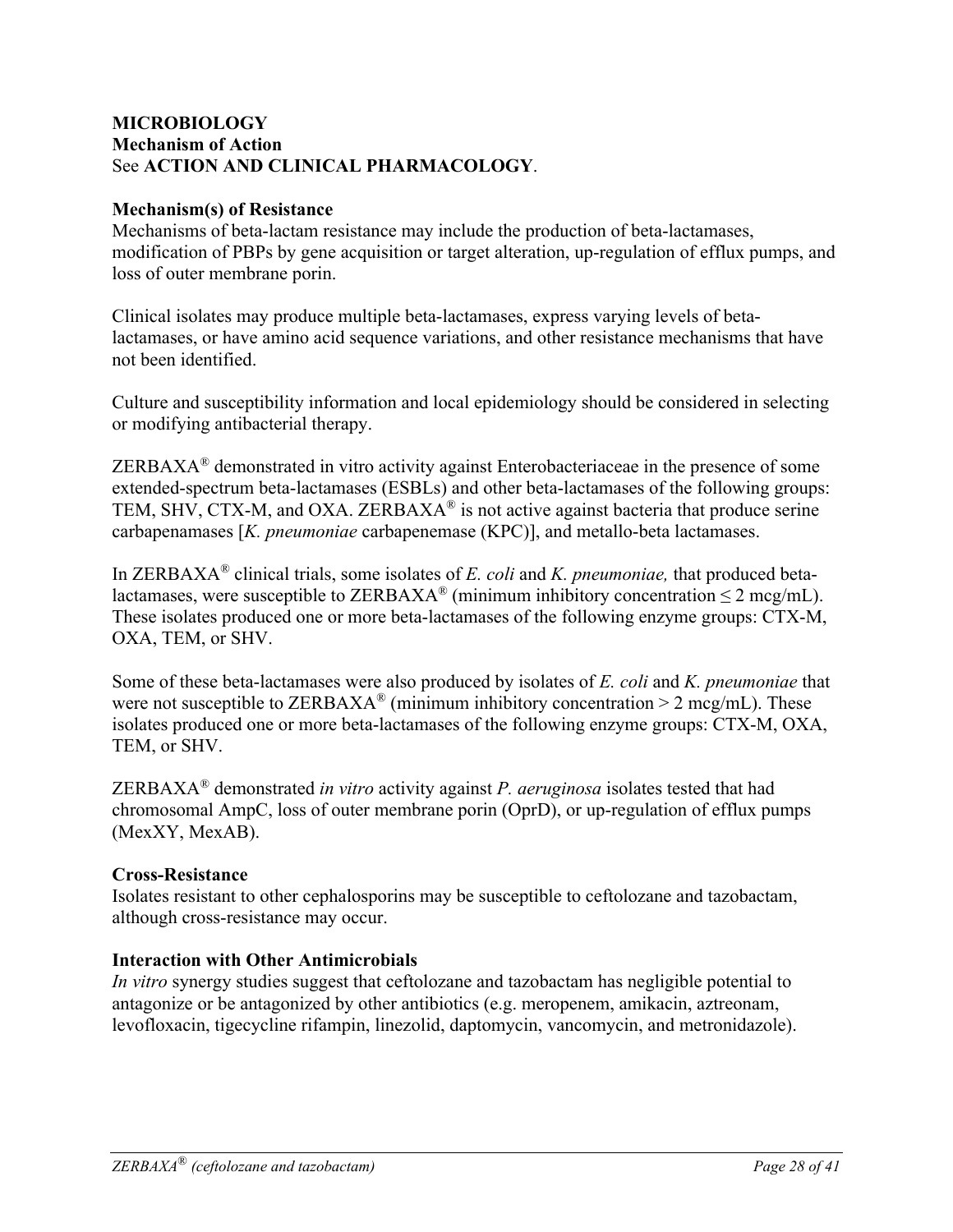**MICROBIOLOGY**

**Mechanism of Action**

See **ACTION AND CLINICAL PHARMACOLOGY**.

**Mechanism(s) of Resistance**

Mechanisms of beta-lactam resistance may include the production of beta-lactamases, modification of PBPs by gene acquisition or target alteration, up-regulation of efflux pumps, and loss of outer membrane porin.

Clinical isolates may produce multiple beta-lactamases, express varying levels of beta-lactamases, or have amino acid sequence variations, and other resistance mechanisms that have not been identified.

Culture and susceptibility information and local epidemiology should be considered in selecting or modifying antibacterial therapy.

ZERBAXA® demonstrated in vitro activity against Enterobacteriaceae in the presence of some extended-spectrum beta-lactamases (ESBLs) and other beta-lactamases of the following groups: TEM, SHV, CTX-M, and OXA. ZERBAXA® is not active against bacteria that produce serine carbapenamases [*K. pneumoniae* carbapenemase (KPC)], and metallo-beta lactamases.

In ZERBAXA® clinical trials, some isolates of *E. coli* and *K. pneumoniae,* that produced beta-lactamases, were susceptible to ZERBAXA® (minimum inhibitory concentration ≤ 2 mcg/mL). These isolates produced one or more beta-lactamases of the following enzyme groups: CTX-M, OXA, TEM, or SHV.

Some of these beta-lactamases were also produced by isolates of *E. coli* and *K. pneumoniae* that were not susceptible to ZERBAXA® (minimum inhibitory concentration > 2 mcg/mL). These isolates produced one or more beta-lactamases of the following enzyme groups: CTX-M, OXA, TEM, or SHV.

ZERBAXA® demonstrated *in vitro* activity against *P. aeruginosa* isolates tested that had chromosomal AmpC, loss of outer membrane porin (OprD), or up-regulation of efflux pumps (MexXY, MexAB).

**Cross-Resistance**

Isolates resistant to other cephalosporins may be susceptible to ceftolozane and tazobactam, although cross-resistance may occur.

**Interaction with Other Antimicrobials**

*In vitro* synergy studies suggest that ceftolozane and tazobactam has negligible potential to antagonize or be antagonized by other antibiotics (e.g. meropenem, amikacin, aztreonam, levofloxacin, tigecycline rifampin, linezolid, daptomycin, vancomycin, and metronidazole).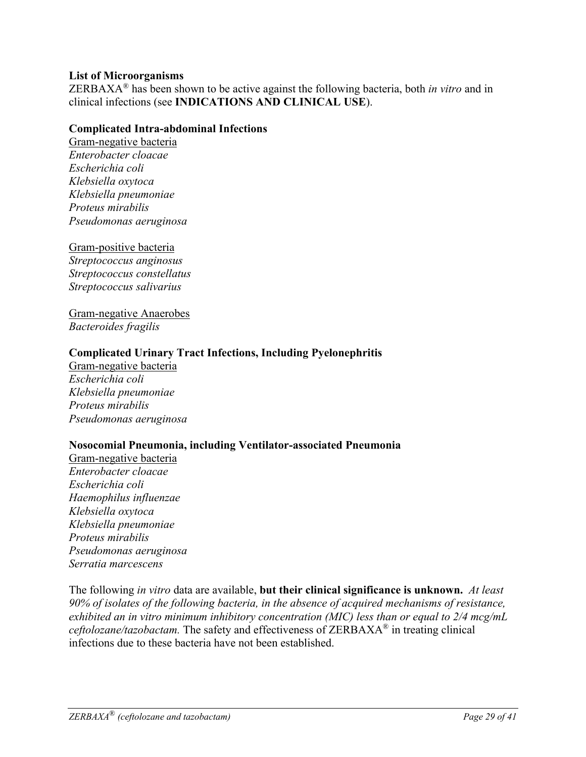**List of Microorganisms**

ZERBAXA® has been shown to be active against the following bacteria, both *in vitro* and in clinical infections (see **INDICATIONS AND CLINICAL USE**).

**Complicated Intra-abdominal Infections**

<u>Gram-negative bacteria</u>
*Enterobacter cloacae*
*Escherichia coli*
*Klebsiella oxytoca*
*Klebsiella pneumoniae*
*Proteus mirabilis*
*Pseudomonas aeruginosa*

<u>Gram-positive bacteria</u>
*Streptococcus anginosus*
*Streptococcus constellatus*
*Streptococcus salivarius*

<u>Gram-negative Anaerobes</u>
*Bacteroides fragilis*

**Complicated Urinary Tract Infections, Including Pyelonephritis**

<u>Gram-negative bacteria</u>
*Escherichia coli*
*Klebsiella pneumoniae*
*Proteus mirabilis*
*Pseudomonas aeruginosa*

**Nosocomial Pneumonia, including Ventilator-associated Pneumonia**

<u>Gram-negative bacteria</u>
*Enterobacter cloacae*
*Escherichia coli*
*Haemophilus influenzae*
*Klebsiella oxytoca*
*Klebsiella pneumoniae*
*Proteus mirabilis*
*Pseudomonas aeruginosa*
*Serratia marcescens*

The following *in vitro* data are available, **but their clinical significance is unknown.** *At least 90% of isolates of the following bacteria, in the absence of acquired mechanisms of resistance, exhibited an in vitro minimum inhibitory concentration (MIC) less than or equal to 2/4 mcg/mL ceftolozane/tazobactam.* The safety and effectiveness of ZERBAXA® in treating clinical infections due to these bacteria have not been established.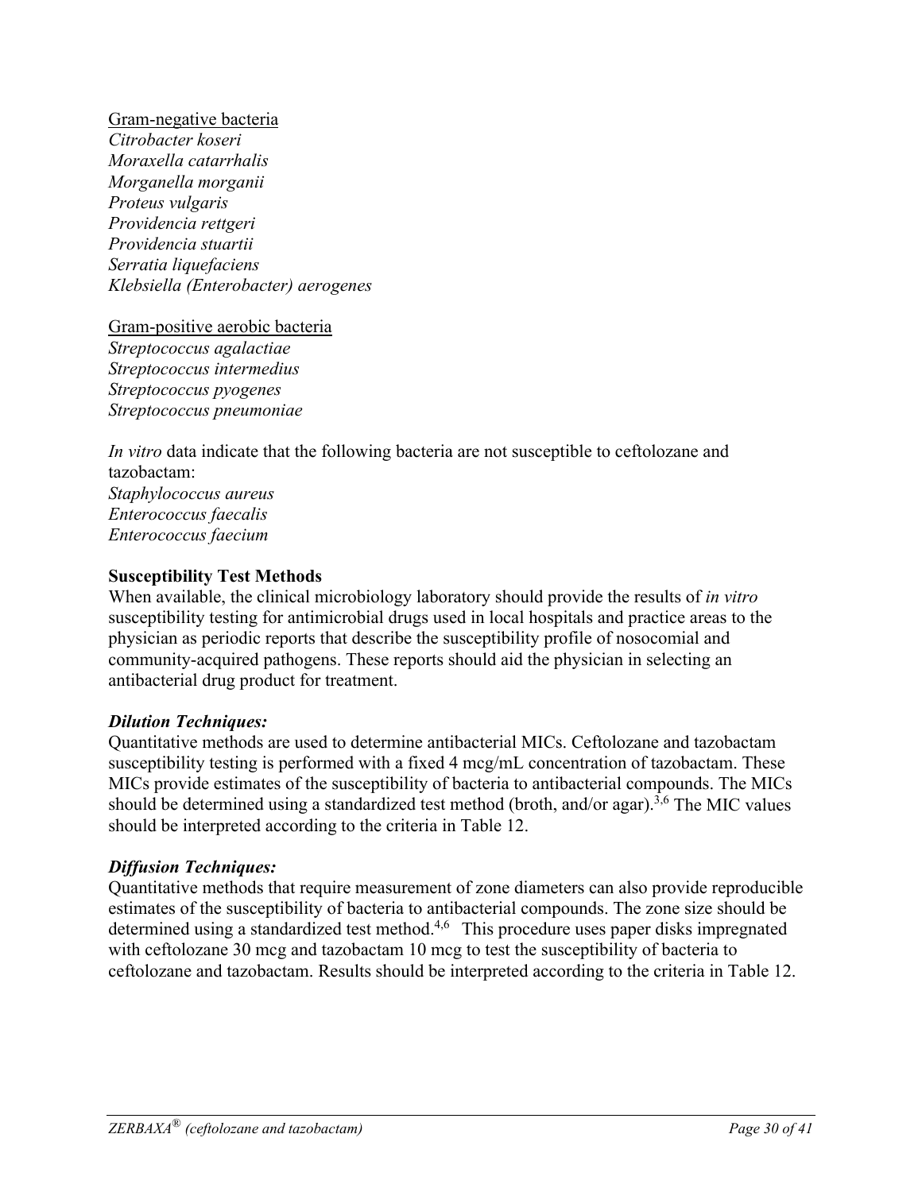Gram-negative bacteria

*Citrobacter koseri*
*Moraxella catarrhalis*
*Morganella morganii*
*Proteus vulgaris*
*Providencia rettgeri*
*Providencia stuartii*
*Serratia liquefaciens*
*Klebsiella (Enterobacter) aerogenes*

Gram-positive aerobic bacteria

*Streptococcus agalactiae*
*Streptococcus intermedius*
*Streptococcus pyogenes*
*Streptococcus pneumoniae*

*In vitro* data indicate that the following bacteria are not susceptible to ceftolozane and tazobactam:

*Staphylococcus aureus*
*Enterococcus faecalis*
*Enterococcus faecium*

**Susceptibility Test Methods**

When available, the clinical microbiology laboratory should provide the results of *in vitro* susceptibility testing for antimicrobial drugs used in local hospitals and practice areas to the physician as periodic reports that describe the susceptibility profile of nosocomial and community-acquired pathogens. These reports should aid the physician in selecting an antibacterial drug product for treatment.

***Dilution Techniques:***

Quantitative methods are used to determine antibacterial MICs. Ceftolozane and tazobactam susceptibility testing is performed with a fixed 4 mcg/mL concentration of tazobactam. These MICs provide estimates of the susceptibility of bacteria to antibacterial compounds. The MICs should be determined using a standardized test method (broth, and/or agar).[3,6] The MIC values should be interpreted according to the criteria in Table 12.

***Diffusion Techniques:***

Quantitative methods that require measurement of zone diameters can also provide reproducible estimates of the susceptibility of bacteria to antibacterial compounds. The zone size should be determined using a standardized test method.[4,6] This procedure uses paper disks impregnated with ceftolozane 30 mcg and tazobactam 10 mcg to test the susceptibility of bacteria to ceftolozane and tazobactam. Results should be interpreted according to the criteria in Table 12.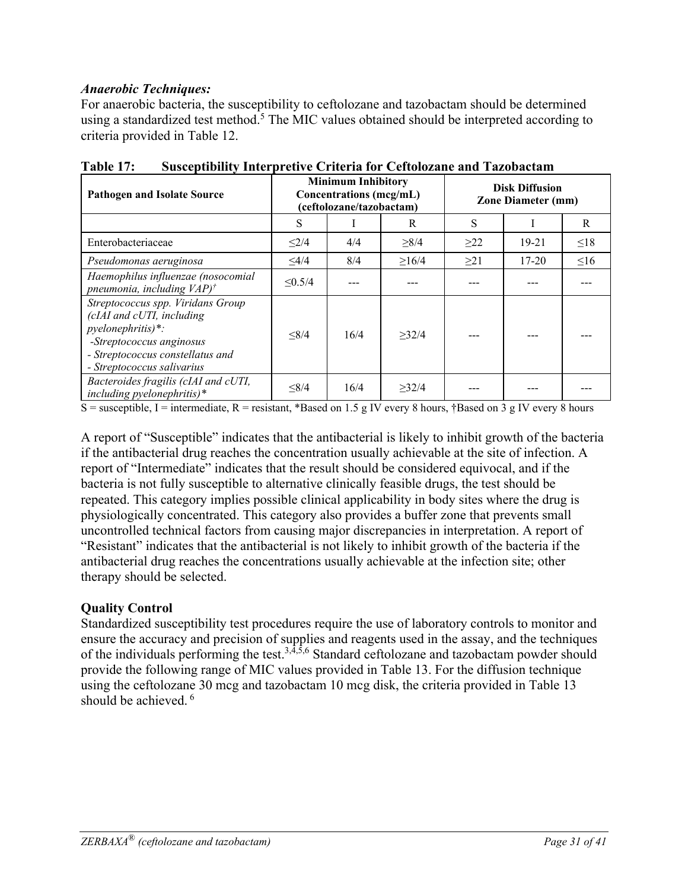***Anaerobic Techniques:***
For anaerobic bacteria, the susceptibility to ceftolozane and tazobactam should be determined using a standardized test method.[5] The MIC values obtained should be interpreted according to criteria provided in Table 12.

**Table 17: Susceptibility Interpretive Criteria for Ceftolozane and Tazobactam**

| Pathogen and Isolate Source | Minimum Inhibitory Concentrations (mcg/mL) (ceftolozane/tazobactam) | | | Disk Diffusion Zone Diameter (mm) | | |
|---|---|---|---|---|---|---|
| | S | I | R | S | I | R |
| Enterobacteriaceae | ≤2/4 | 4/4 | ≥8/4 | ≥22 | 19-21 | ≤18 |
| *Pseudomonas aeruginosa* | ≤4/4 | 8/4 | ≥16/4 | ≥21 | 17-20 | ≤16 |
| *Haemophilus influenzae (nosocomial pneumonia, including VAP)*† | ≤0.5/4 | --- | --- | --- | --- | --- |
| *Streptococcus spp. Viridans Group (cIAI and cUTI, including pyelonephritis)*\*: -*Streptococcus anginosus* - *Streptococcus constellatus and* - *Streptococcus salivarius* | ≤8/4 | 16/4 | ≥32/4 | --- | --- | --- |
| *Bacteroides fragilis (cIAI and cUTI, including pyelonephritis)*\* | ≤8/4 | 16/4 | ≥32/4 | --- | --- | --- |

S = susceptible, I = intermediate, R = resistant, *Based on 1.5 g IV every 8 hours, †Based on 3 g IV every 8 hours

A report of "Susceptible" indicates that the antibacterial is likely to inhibit growth of the bacteria if the antibacterial drug reaches the concentration usually achievable at the site of infection. A report of "Intermediate" indicates that the result should be considered equivocal, and if the bacteria is not fully susceptible to alternative clinically feasible drugs, the test should be repeated. This category implies possible clinical applicability in body sites where the drug is physiologically concentrated. This category also provides a buffer zone that prevents small uncontrolled technical factors from causing major discrepancies in interpretation. A report of "Resistant" indicates that the antibacterial is not likely to inhibit growth of the bacteria if the antibacterial drug reaches the concentrations usually achievable at the infection site; other therapy should be selected.

**Quality Control**
Standardized susceptibility test procedures require the use of laboratory controls to monitor and ensure the accuracy and precision of supplies and reagents used in the assay, and the techniques of the individuals performing the test.[3,4,5,6] Standard ceftolozane and tazobactam powder should provide the following range of MIC values provided in Table 13. For the diffusion technique using the ceftolozane 30 mcg and tazobactam 10 mcg disk, the criteria provided in Table 13 should be achieved.[6]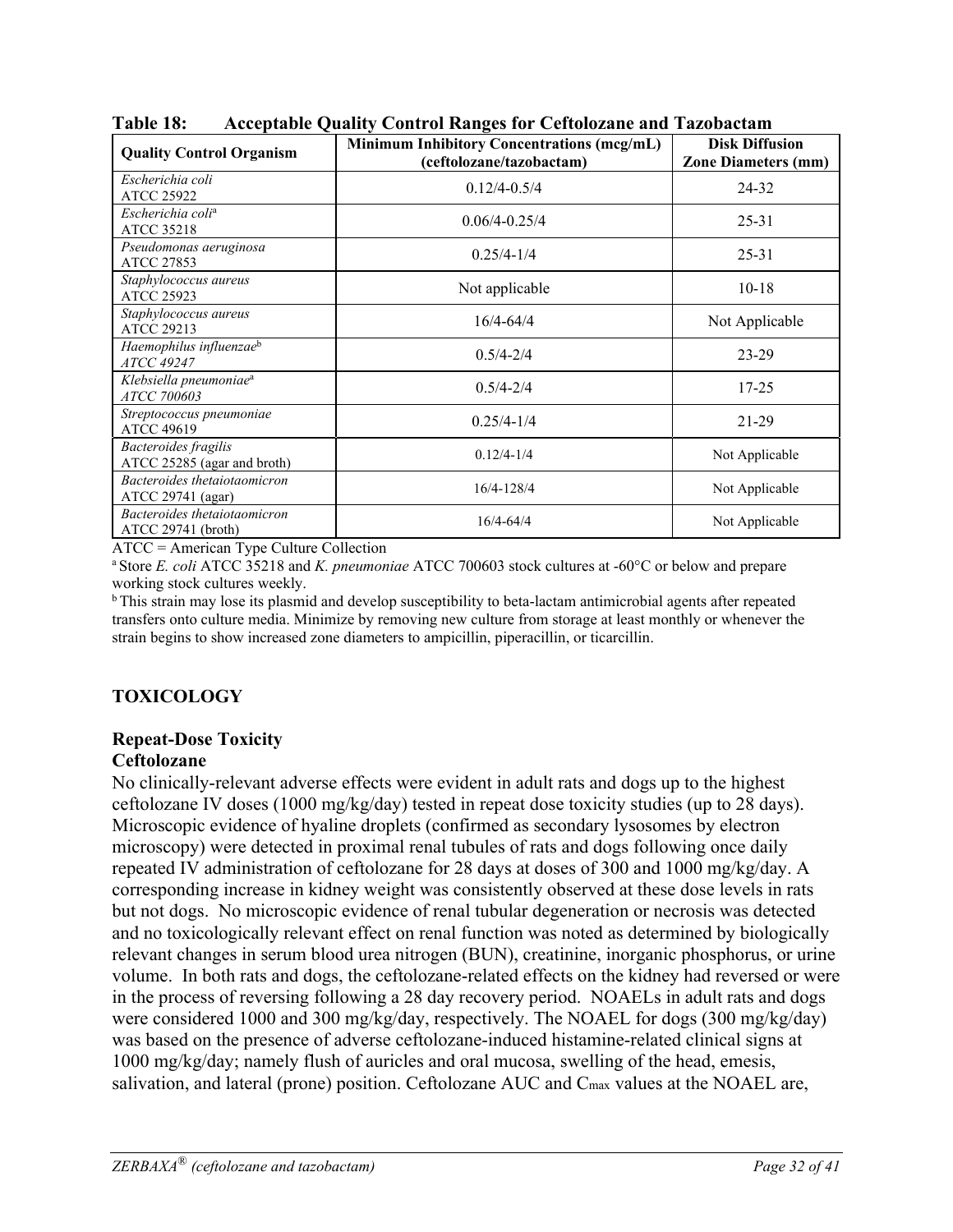**Table 18: Acceptable Quality Control Ranges for Ceftolozane and Tazobactam**

| Quality Control Organism | Minimum Inhibitory Concentrations (mcg/mL) (ceftolozane/tazobactam) | Disk Diffusion Zone Diameters (mm) |
|---|---|---|
| *Escherichia coli* ATCC 25922 | 0.12/4-0.5/4 | 24-32 |
| *Escherichia coli*[a] ATCC 35218 | 0.06/4-0.25/4 | 25-31 |
| *Pseudomonas aeruginosa* ATCC 27853 | 0.25/4-1/4 | 25-31 |
| *Staphylococcus aureus* ATCC 25923 | Not applicable | 10-18 |
| *Staphylococcus aureus* ATCC 29213 | 16/4-64/4 | Not Applicable |
| *Haemophilus influenzae*[b] *ATCC 49247* | 0.5/4-2/4 | 23-29 |
| *Klebsiella pneumoniae*[a] *ATCC 700603* | 0.5/4-2/4 | 17-25 |
| *Streptococcus pneumoniae* ATCC 49619 | 0.25/4-1/4 | 21-29 |
| *Bacteroides fragilis* ATCC 25285 (agar and broth) | 0.12/4-1/4 | Not Applicable |
| *Bacteroides thetaiotaomicron* ATCC 29741 (agar) | 16/4-128/4 | Not Applicable |
| *Bacteroides thetaiotaomicron* ATCC 29741 (broth) | 16/4-64/4 | Not Applicable |

ATCC = American Type Culture Collection

[a] Store *E. coli* ATCC 35218 and *K. pneumoniae* ATCC 700603 stock cultures at -60°C or below and prepare working stock cultures weekly.

[b] This strain may lose its plasmid and develop susceptibility to beta-lactam antimicrobial agents after repeated transfers onto culture media. Minimize by removing new culture from storage at least monthly or whenever the strain begins to show increased zone diameters to ampicillin, piperacillin, or ticarcillin.

## TOXICOLOGY

### Repeat-Dose Toxicity

#### Ceftolozane

No clinically-relevant adverse effects were evident in adult rats and dogs up to the highest ceftolozane IV doses (1000 mg/kg/day) tested in repeat dose toxicity studies (up to 28 days). Microscopic evidence of hyaline droplets (confirmed as secondary lysosomes by electron microscopy) were detected in proximal renal tubules of rats and dogs following once daily repeated IV administration of ceftolozane for 28 days at doses of 300 and 1000 mg/kg/day. A corresponding increase in kidney weight was consistently observed at these dose levels in rats but not dogs. No microscopic evidence of renal tubular degeneration or necrosis was detected and no toxicologically relevant effect on renal function was noted as determined by biologically relevant changes in serum blood urea nitrogen (BUN), creatinine, inorganic phosphorus, or urine volume. In both rats and dogs, the ceftolozane-related effects on the kidney had reversed or were in the process of reversing following a 28 day recovery period. NOAELs in adult rats and dogs were considered 1000 and 300 mg/kg/day, respectively. The NOAEL for dogs (300 mg/kg/day) was based on the presence of adverse ceftolozane-induced histamine-related clinical signs at 1000 mg/kg/day; namely flush of auricles and oral mucosa, swelling of the head, emesis, salivation, and lateral (prone) position. Ceftolozane AUC and $C_{max}$ values at the NOAEL are,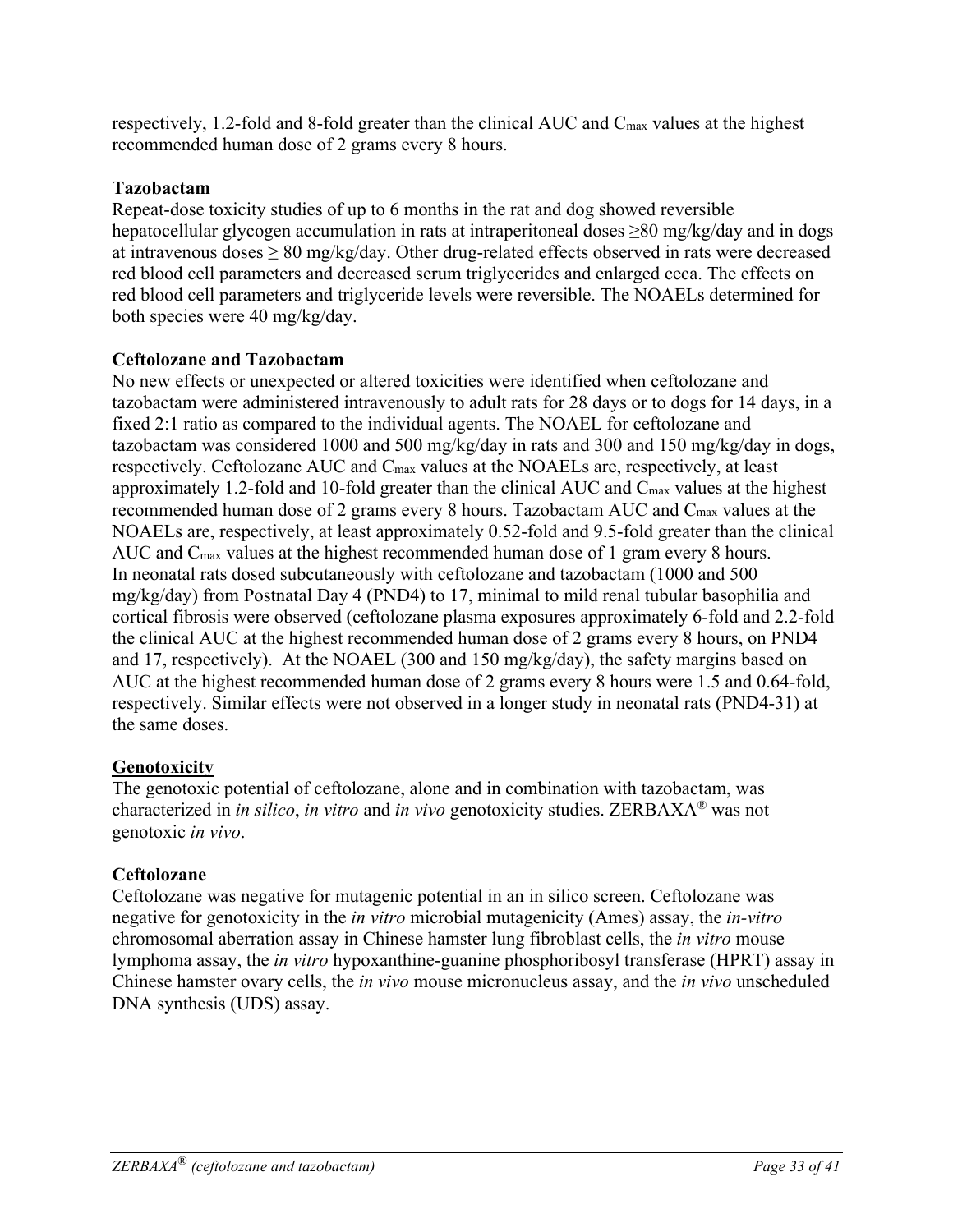respectively, 1.2-fold and 8-fold greater than the clinical AUC and $C_{max}$ values at the highest recommended human dose of 2 grams every 8 hours.

**Tazobactam**

Repeat-dose toxicity studies of up to 6 months in the rat and dog showed reversible hepatocellular glycogen accumulation in rats at intraperitoneal doses ≥80 mg/kg/day and in dogs at intravenous doses ≥ 80 mg/kg/day. Other drug-related effects observed in rats were decreased red blood cell parameters and decreased serum triglycerides and enlarged ceca. The effects on red blood cell parameters and triglyceride levels were reversible. The NOAELs determined for both species were 40 mg/kg/day.

**Ceftolozane and Tazobactam**

No new effects or unexpected or altered toxicities were identified when ceftolozane and tazobactam were administered intravenously to adult rats for 28 days or to dogs for 14 days, in a fixed 2:1 ratio as compared to the individual agents. The NOAEL for ceftolozane and tazobactam was considered 1000 and 500 mg/kg/day in rats and 300 and 150 mg/kg/day in dogs, respectively. Ceftolozane AUC and $C_{max}$ values at the NOAELs are, respectively, at least approximately 1.2-fold and 10-fold greater than the clinical AUC and $C_{max}$ values at the highest recommended human dose of 2 grams every 8 hours. Tazobactam AUC and $C_{max}$ values at the NOAELs are, respectively, at least approximately 0.52-fold and 9.5-fold greater than the clinical AUC and $C_{max}$ values at the highest recommended human dose of 1 gram every 8 hours.
In neonatal rats dosed subcutaneously with ceftolozane and tazobactam (1000 and 500 mg/kg/day) from Postnatal Day 4 (PND4) to 17, minimal to mild renal tubular basophilia and cortical fibrosis were observed (ceftolozane plasma exposures approximately 6-fold and 2.2-fold the clinical AUC at the highest recommended human dose of 2 grams every 8 hours, on PND4 and 17, respectively). At the NOAEL (300 and 150 mg/kg/day), the safety margins based on AUC at the highest recommended human dose of 2 grams every 8 hours were 1.5 and 0.64-fold, respectively. Similar effects were not observed in a longer study in neonatal rats (PND4-31) at the same doses.

**Genotoxicity**

The genotoxic potential of ceftolozane, alone and in combination with tazobactam, was characterized in *in silico*, *in vitro* and *in vivo* genotoxicity studies. ZERBAXA® was not genotoxic *in vivo*.

**Ceftolozane**

Ceftolozane was negative for mutagenic potential in an in silico screen. Ceftolozane was negative for genotoxicity in the *in vitro* microbial mutagenicity (Ames) assay, the *in-vitro* chromosomal aberration assay in Chinese hamster lung fibroblast cells, the *in vitro* mouse lymphoma assay, the *in vitro* hypoxanthine-guanine phosphoribosyl transferase (HPRT) assay in Chinese hamster ovary cells, the *in vivo* mouse micronucleus assay, and the *in vivo* unscheduled DNA synthesis (UDS) assay.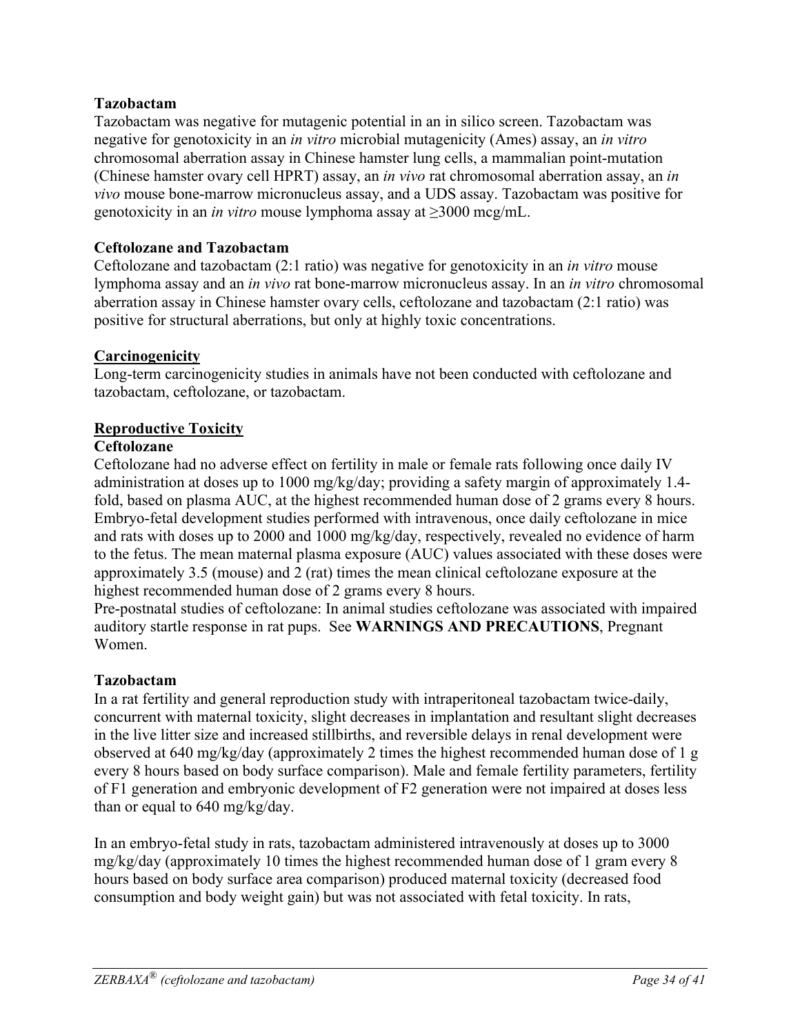**Tazobactam**

Tazobactam was negative for mutagenic potential in an in silico screen. Tazobactam was negative for genotoxicity in an *in vitro* microbial mutagenicity (Ames) assay, an *in vitro* chromosomal aberration assay in Chinese hamster lung cells, a mammalian point-mutation (Chinese hamster ovary cell HPRT) assay, an *in vivo* rat chromosomal aberration assay, an *in vivo* mouse bone-marrow micronucleus assay, and a UDS assay. Tazobactam was positive for genotoxicity in an *in vitro* mouse lymphoma assay at ≥3000 mcg/mL.

**Ceftolozane and Tazobactam**

Ceftolozane and tazobactam (2:1 ratio) was negative for genotoxicity in an *in vitro* mouse lymphoma assay and an *in vivo* rat bone-marrow micronucleus assay. In an *in vitro* chromosomal aberration assay in Chinese hamster ovary cells, ceftolozane and tazobactam (2:1 ratio) was positive for structural aberrations, but only at highly toxic concentrations.

**Carcinogenicity**

Long-term carcinogenicity studies in animals have not been conducted with ceftolozane and tazobactam, ceftolozane, or tazobactam.

**Reproductive Toxicity**

**Ceftolozane**

Ceftolozane had no adverse effect on fertility in male or female rats following once daily IV administration at doses up to 1000 mg/kg/day; providing a safety margin of approximately 1.4-fold, based on plasma AUC, at the highest recommended human dose of 2 grams every 8 hours. Embryo-fetal development studies performed with intravenous, once daily ceftolozane in mice and rats with doses up to 2000 and 1000 mg/kg/day, respectively, revealed no evidence of harm to the fetus. The mean maternal plasma exposure (AUC) values associated with these doses were approximately 3.5 (mouse) and 2 (rat) times the mean clinical ceftolozane exposure at the highest recommended human dose of 2 grams every 8 hours.

Pre-postnatal studies of ceftolozane: In animal studies ceftolozane was associated with impaired auditory startle response in rat pups. See **WARNINGS AND PRECAUTIONS**, Pregnant Women.

**Tazobactam**

In a rat fertility and general reproduction study with intraperitoneal tazobactam twice-daily, concurrent with maternal toxicity, slight decreases in implantation and resultant slight decreases in the live litter size and increased stillbirths, and reversible delays in renal development were observed at 640 mg/kg/day (approximately 2 times the highest recommended human dose of 1 g every 8 hours based on body surface comparison). Male and female fertility parameters, fertility of F1 generation and embryonic development of F2 generation were not impaired at doses less than or equal to 640 mg/kg/day.

In an embryo-fetal study in rats, tazobactam administered intravenously at doses up to 3000 mg/kg/day (approximately 10 times the highest recommended human dose of 1 gram every 8 hours based on body surface area comparison) produced maternal toxicity (decreased food consumption and body weight gain) but was not associated with fetal toxicity. In rats,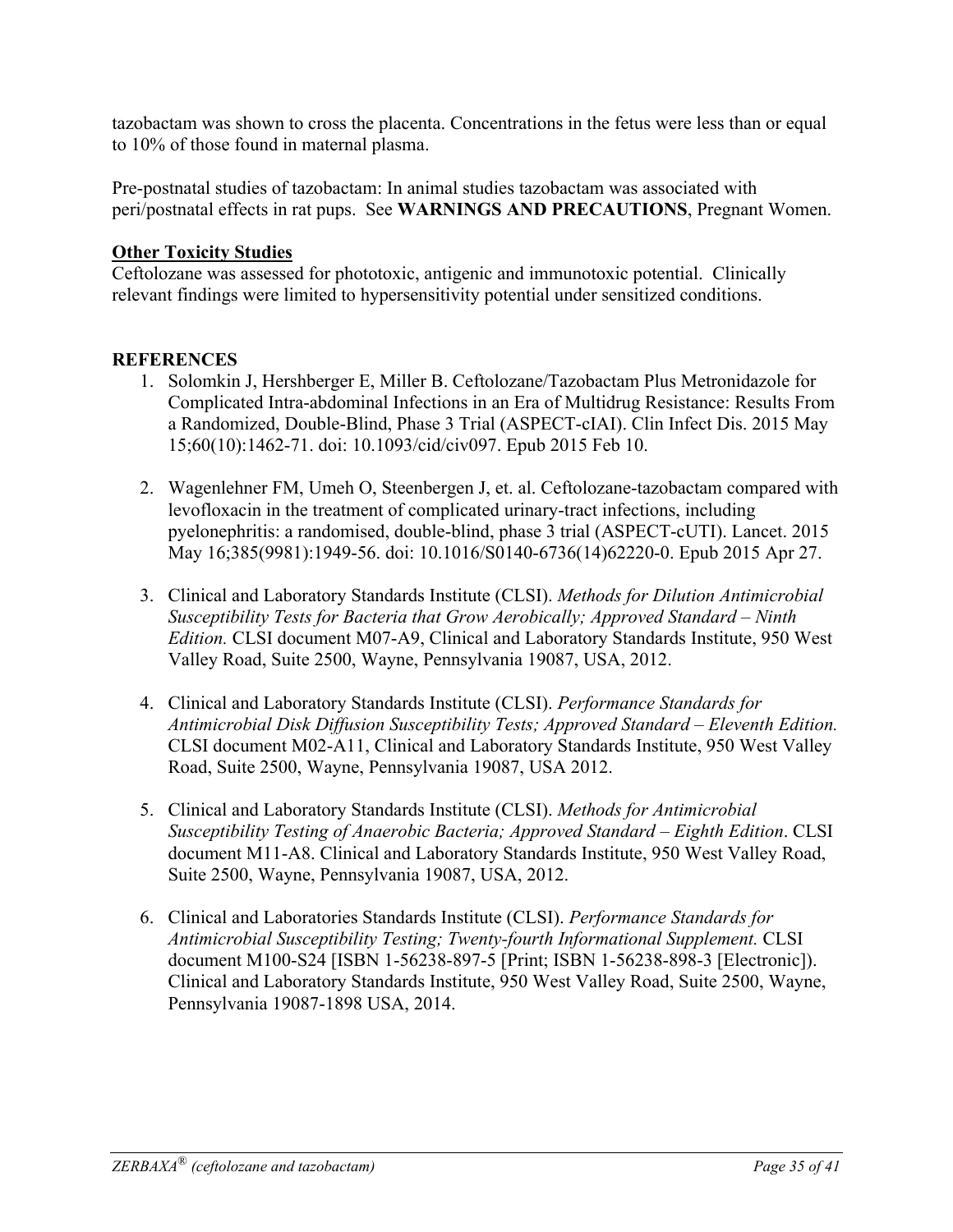tazobactam was shown to cross the placenta. Concentrations in the fetus were less than or equal to 10% of those found in maternal plasma.

Pre-postnatal studies of tazobactam: In animal studies tazobactam was associated with peri/postnatal effects in rat pups. See **WARNINGS AND PRECAUTIONS**, Pregnant Women.

**Other Toxicity Studies**

Ceftolozane was assessed for phototoxic, antigenic and immunotoxic potential. Clinically relevant findings were limited to hypersensitivity potential under sensitized conditions.

## REFERENCES

1. Solomkin J, Hershberger E, Miller B. Ceftolozane/Tazobactam Plus Metronidazole for Complicated Intra-abdominal Infections in an Era of Multidrug Resistance: Results From a Randomized, Double-Blind, Phase 3 Trial (ASPECT-cIAI). Clin Infect Dis. 2015 May 15;60(10):1462-71. doi: 10.1093/cid/civ097. Epub 2015 Feb 10.

2. Wagenlehner FM, Umeh O, Steenbergen J, et. al. Ceftolozane-tazobactam compared with levofloxacin in the treatment of complicated urinary-tract infections, including pyelonephritis: a randomised, double-blind, phase 3 trial (ASPECT-cUTI). Lancet. 2015 May 16;385(9981):1949-56. doi: 10.1016/S0140-6736(14)62220-0. Epub 2015 Apr 27.

3. Clinical and Laboratory Standards Institute (CLSI). *Methods for Dilution Antimicrobial Susceptibility Tests for Bacteria that Grow Aerobically; Approved Standard – Ninth Edition.* CLSI document M07-A9, Clinical and Laboratory Standards Institute, 950 West Valley Road, Suite 2500, Wayne, Pennsylvania 19087, USA, 2012.

4. Clinical and Laboratory Standards Institute (CLSI). *Performance Standards for Antimicrobial Disk Diffusion Susceptibility Tests; Approved Standard – Eleventh Edition.* CLSI document M02-A11, Clinical and Laboratory Standards Institute, 950 West Valley Road, Suite 2500, Wayne, Pennsylvania 19087, USA 2012.

5. Clinical and Laboratory Standards Institute (CLSI). *Methods for Antimicrobial Susceptibility Testing of Anaerobic Bacteria; Approved Standard – Eighth Edition*. CLSI document M11-A8. Clinical and Laboratory Standards Institute, 950 West Valley Road, Suite 2500, Wayne, Pennsylvania 19087, USA, 2012.

6. Clinical and Laboratories Standards Institute (CLSI). *Performance Standards for Antimicrobial Susceptibility Testing; Twenty-fourth Informational Supplement.* CLSI document M100-S24 [ISBN 1-56238-897-5 [Print; ISBN 1-56238-898-3 [Electronic]). Clinical and Laboratory Standards Institute, 950 West Valley Road, Suite 2500, Wayne, Pennsylvania 19087-1898 USA, 2014.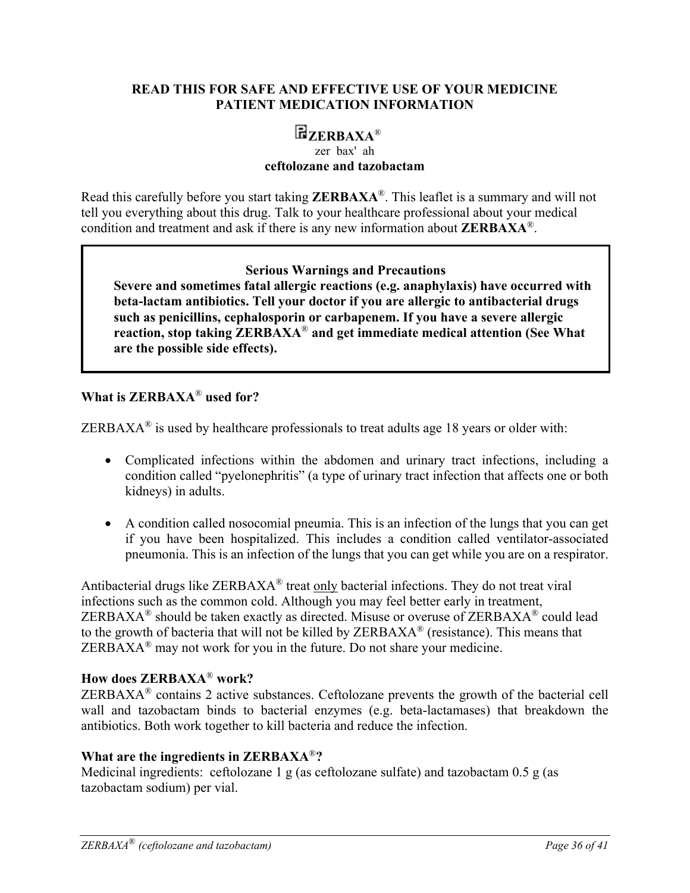**READ THIS FOR SAFE AND EFFECTIVE USE OF YOUR MEDICINE**
**PATIENT MEDICATION INFORMATION**

**ZERBAXA®**
zer bax' ah
**ceftolozane and tazobactam**

Read this carefully before you start taking **ZERBAXA®**. This leaflet is a summary and will not tell you everything about this drug. Talk to your healthcare professional about your medical condition and treatment and ask if there is any new information about **ZERBAXA®**.

> **Serious Warnings and Precautions**
> **Severe and sometimes fatal allergic reactions (e.g. anaphylaxis) have occurred with beta-lactam antibiotics. Tell your doctor if you are allergic to antibacterial drugs such as penicillins, cephalosporin or carbapenem. If you have a severe allergic reaction, stop taking ZERBAXA® and get immediate medical attention (See What are the possible side effects).**

**What is ZERBAXA® used for?**

ZERBAXA® is used by healthcare professionals to treat adults age 18 years or older with:

- Complicated infections within the abdomen and urinary tract infections, including a condition called "pyelonephritis" (a type of urinary tract infection that affects one or both kidneys) in adults.

- A condition called nosocomial pneumia. This is an infection of the lungs that you can get if you have been hospitalized. This includes a condition called ventilator-associated pneumonia. This is an infection of the lungs that you can get while you are on a respirator.

Antibacterial drugs like ZERBAXA® treat <u>only</u> bacterial infections. They do not treat viral infections such as the common cold. Although you may feel better early in treatment, ZERBAXA® should be taken exactly as directed. Misuse or overuse of ZERBAXA® could lead to the growth of bacteria that will not be killed by ZERBAXA® (resistance). This means that ZERBAXA® may not work for you in the future. Do not share your medicine.

**How does ZERBAXA® work?**
ZERBAXA® contains 2 active substances. Ceftolozane prevents the growth of the bacterial cell wall and tazobactam binds to bacterial enzymes (e.g. beta-lactamases) that breakdown the antibiotics. Both work together to kill bacteria and reduce the infection.

**What are the ingredients in ZERBAXA®?**
Medicinal ingredients: ceftolozane 1 g (as ceftolozane sulfate) and tazobactam 0.5 g (as tazobactam sodium) per vial.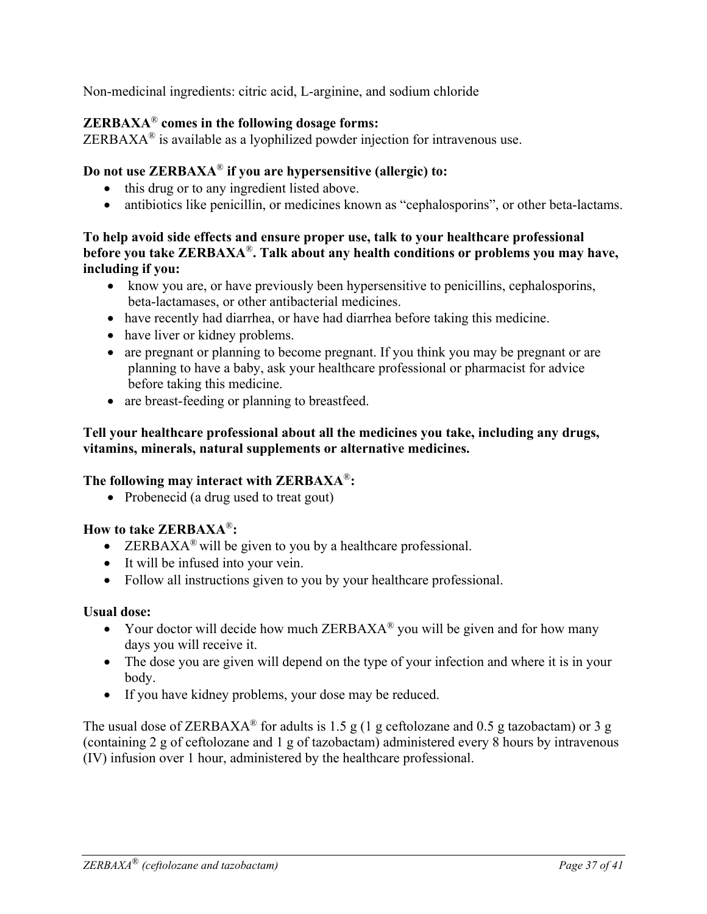Non-medicinal ingredients: citric acid, L-arginine, and sodium chloride

**ZERBAXA® comes in the following dosage forms:**
ZERBAXA® is available as a lyophilized powder injection for intravenous use.

**Do not use ZERBAXA® if you are hypersensitive (allergic) to:**

- this drug or to any ingredient listed above.
- antibiotics like penicillin, or medicines known as "cephalosporins", or other beta-lactams.

**To help avoid side effects and ensure proper use, talk to your healthcare professional before you take ZERBAXA®. Talk about any health conditions or problems you may have, including if you:**

- know you are, or have previously been hypersensitive to penicillins, cephalosporins, beta-lactamases, or other antibacterial medicines.
- have recently had diarrhea, or have had diarrhea before taking this medicine.
- have liver or kidney problems.
- are pregnant or planning to become pregnant. If you think you may be pregnant or are planning to have a baby, ask your healthcare professional or pharmacist for advice before taking this medicine.
- are breast-feeding or planning to breastfeed.

**Tell your healthcare professional about all the medicines you take, including any drugs, vitamins, minerals, natural supplements or alternative medicines.**

**The following may interact with ZERBAXA®:**

- Probenecid (a drug used to treat gout)

**How to take ZERBAXA®:**

- ZERBAXA® will be given to you by a healthcare professional.
- It will be infused into your vein.
- Follow all instructions given to you by your healthcare professional.

**Usual dose:**

- Your doctor will decide how much ZERBAXA® you will be given and for how many days you will receive it.
- The dose you are given will depend on the type of your infection and where it is in your body.
- If you have kidney problems, your dose may be reduced.

The usual dose of ZERBAXA® for adults is 1.5 g (1 g ceftolozane and 0.5 g tazobactam) or 3 g (containing 2 g of ceftolozane and 1 g of tazobactam) administered every 8 hours by intravenous (IV) infusion over 1 hour, administered by the healthcare professional.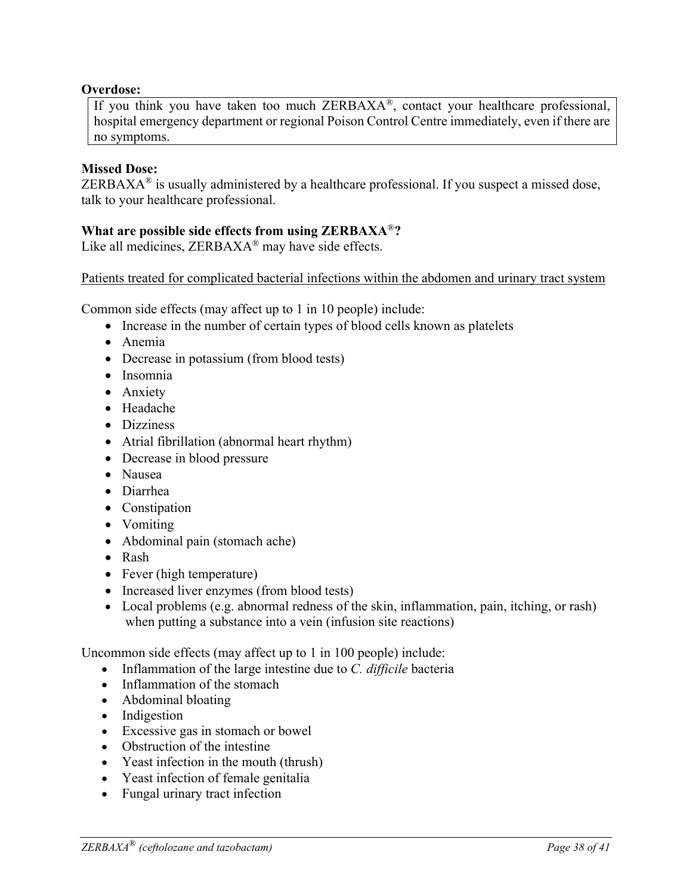**Overdose:**

If you think you have taken too much ZERBAXA®, contact your healthcare professional, hospital emergency department or regional Poison Control Centre immediately, even if there are no symptoms.

**Missed Dose:**

ZERBAXA® is usually administered by a healthcare professional. If you suspect a missed dose, talk to your healthcare professional.

**What are possible side effects from using ZERBAXA®?**

Like all medicines, ZERBAXA® may have side effects.

<u>Patients treated for complicated bacterial infections within the abdomen and urinary tract system</u>

Common side effects (may affect up to 1 in 10 people) include:

- Increase in the number of certain types of blood cells known as platelets
- Anemia
- Decrease in potassium (from blood tests)
- Insomnia
- Anxiety
- Headache
- Dizziness
- Atrial fibrillation (abnormal heart rhythm)
- Decrease in blood pressure
- Nausea
- Diarrhea
- Constipation
- Vomiting
- Abdominal pain (stomach ache)
- Rash
- Fever (high temperature)
- Increased liver enzymes (from blood tests)
- Local problems (e.g. abnormal redness of the skin, inflammation, pain, itching, or rash) when putting a substance into a vein (infusion site reactions)

Uncommon side effects (may affect up to 1 in 100 people) include:

- Inflammation of the large intestine due to *C. difficile* bacteria
- Inflammation of the stomach
- Abdominal bloating
- Indigestion
- Excessive gas in stomach or bowel
- Obstruction of the intestine
- Yeast infection in the mouth (thrush)
- Yeast infection of female genitalia
- Fungal urinary tract infection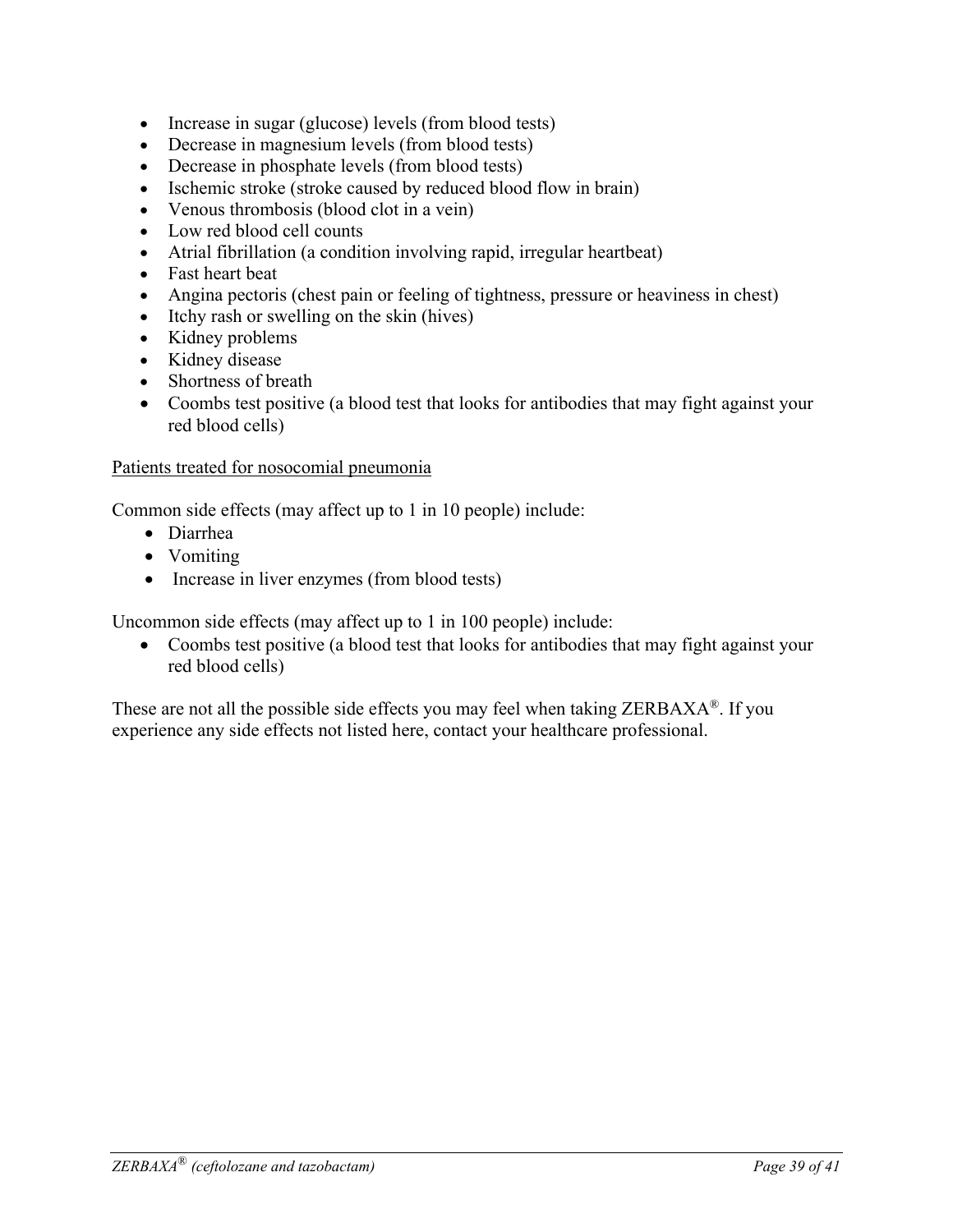- Increase in sugar (glucose) levels (from blood tests)
- Decrease in magnesium levels (from blood tests)
- Decrease in phosphate levels (from blood tests)
- Ischemic stroke (stroke caused by reduced blood flow in brain)
- Venous thrombosis (blood clot in a vein)
- Low red blood cell counts
- Atrial fibrillation (a condition involving rapid, irregular heartbeat)
- Fast heart beat
- Angina pectoris (chest pain or feeling of tightness, pressure or heaviness in chest)
- Itchy rash or swelling on the skin (hives)
- Kidney problems
- Kidney disease
- Shortness of breath
- Coombs test positive (a blood test that looks for antibodies that may fight against your red blood cells)

<u>Patients treated for nosocomial pneumonia</u>

Common side effects (may affect up to 1 in 10 people) include:

- Diarrhea
- Vomiting
- Increase in liver enzymes (from blood tests)

Uncommon side effects (may affect up to 1 in 100 people) include:

- Coombs test positive (a blood test that looks for antibodies that may fight against your red blood cells)

These are not all the possible side effects you may feel when taking ZERBAXA®. If you experience any side effects not listed here, contact your healthcare professional.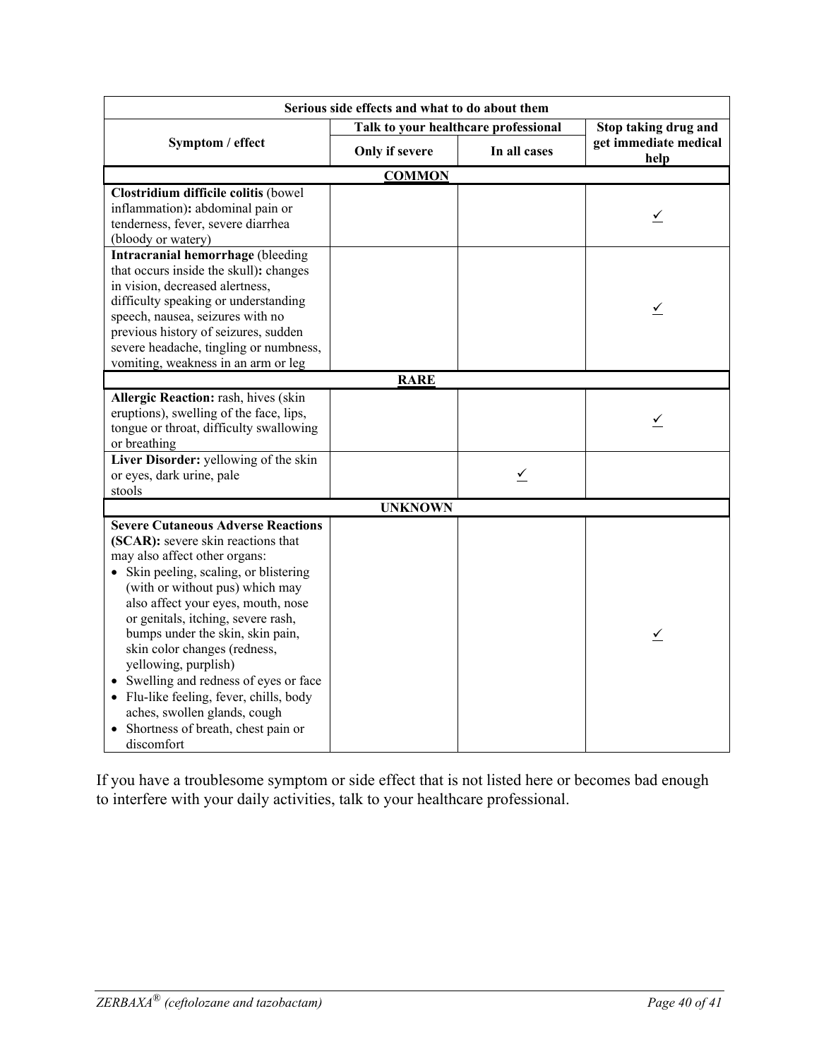| Serious side effects and what to do about them | | | |
|---|---|---|---|
| Symptom / effect | Talk to your healthcare professional | | Stop taking drug and get immediate medical help |
| | Only if severe | In all cases | |
| **COMMON** | | | |
| **Clostridium difficile colitis** (bowel inflammation)**:** abdominal pain or tenderness, fever, severe diarrhea (bloody or watery) | | | ✓ |
| **Intracranial hemorrhage** (bleeding that occurs inside the skull)**:** changes in vision, decreased alertness, difficulty speaking or understanding speech, nausea, seizures with no previous history of seizures, sudden severe headache, tingling or numbness, vomiting, weakness in an arm or leg | | | ✓ |
| **RARE** | | | |
| **Allergic Reaction:** rash, hives (skin eruptions), swelling of the face, lips, tongue or throat, difficulty swallowing or breathing | | | ✓ |
| **Liver Disorder:** yellowing of the skin or eyes, dark urine, pale stools | | ✓ | |
| **UNKNOWN** | | | |
| **Severe Cutaneous Adverse Reactions (SCAR):** severe skin reactions that may also affect other organs: <br>• Skin peeling, scaling, or blistering (with or without pus) which may also affect your eyes, mouth, nose or genitals, itching, severe rash, bumps under the skin, skin pain, skin color changes (redness, yellowing, purplish) <br>• Swelling and redness of eyes or face <br>• Flu-like feeling, fever, chills, body aches, swollen glands, cough <br>• Shortness of breath, chest pain or discomfort | | | ✓ |

If you have a troublesome symptom or side effect that is not listed here or becomes bad enough to interfere with your daily activities, talk to your healthcare professional.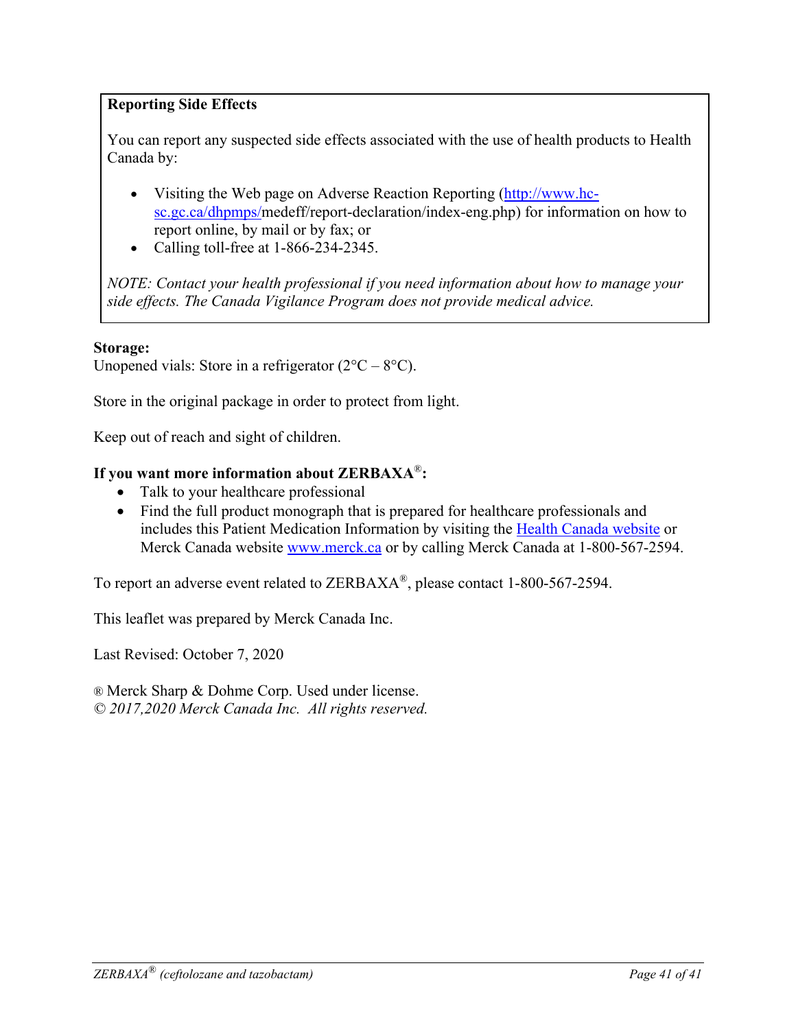**Reporting Side Effects**

You can report any suspected side effects associated with the use of health products to Health Canada by:

- Visiting the Web page on Adverse Reaction Reporting (http://www.hc-sc.gc.ca/dhpmps/medeff/report-declaration/index-eng.php) for information on how to report online, by mail or by fax; or
- Calling toll-free at 1-866-234-2345.

*NOTE: Contact your health professional if you need information about how to manage your side effects. The Canada Vigilance Program does not provide medical advice.*

**Storage:**
Unopened vials: Store in a refrigerator (2°C – 8°C).

Store in the original package in order to protect from light.

Keep out of reach and sight of children.

**If you want more information about ZERBAXA®:**

- Talk to your healthcare professional
- Find the full product monograph that is prepared for healthcare professionals and includes this Patient Medication Information by visiting the Health Canada website or Merck Canada website www.merck.ca or by calling Merck Canada at 1-800-567-2594.

To report an adverse event related to ZERBAXA®, please contact 1-800-567-2594.

This leaflet was prepared by Merck Canada Inc.

Last Revised: October 7, 2020

® Merck Sharp & Dohme Corp. Used under license.
*© 2017,2020 Merck Canada Inc. All rights reserved.*